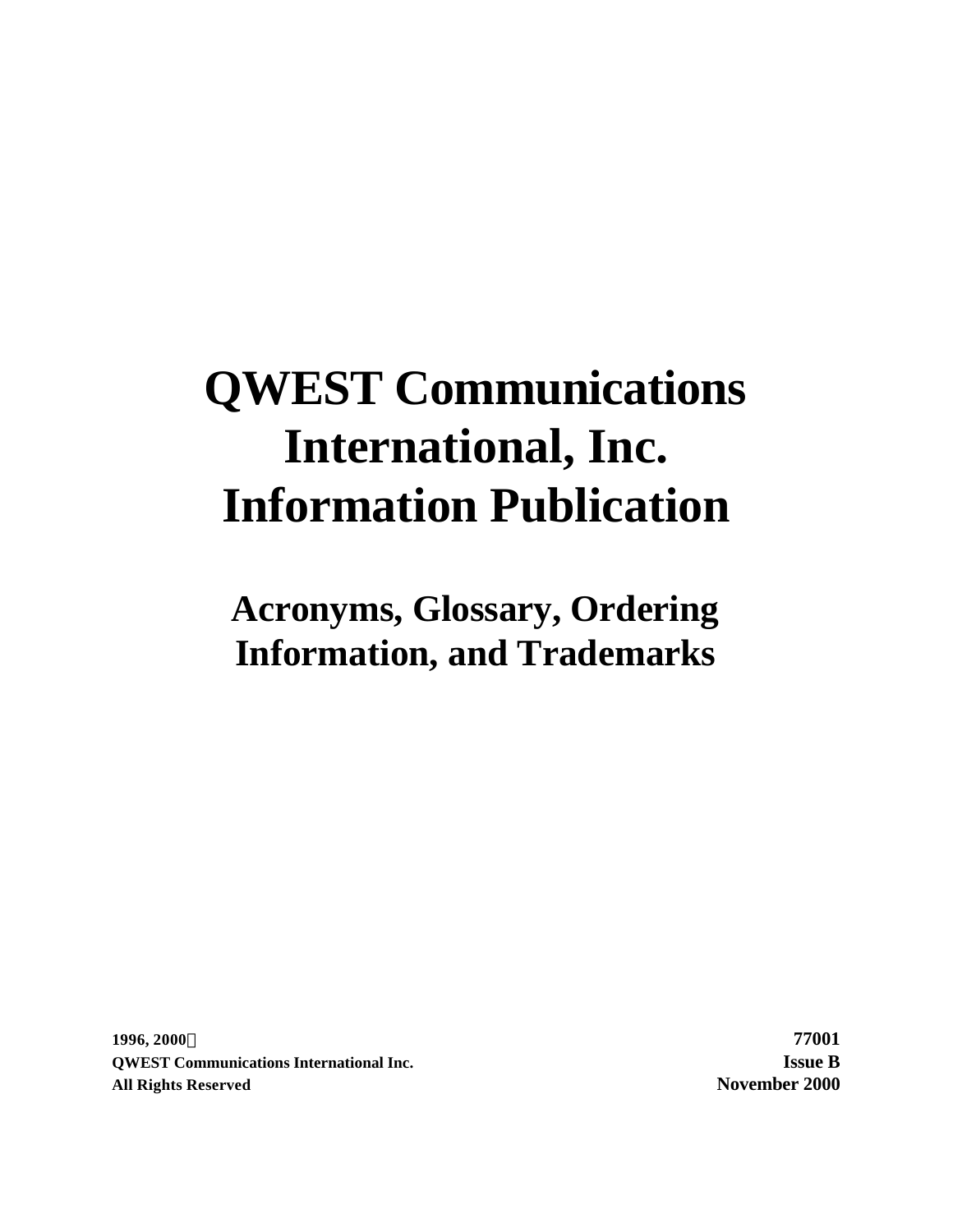# QWEST Communications International, Inc. Information Publication

## Acronyms, Glossary, Ordering Information, and Trademarks

**1996, 2000©**
**QWEST Communications International Inc.**
**All Rights Reserved**

**77001**
**Issue B**
**November 2000**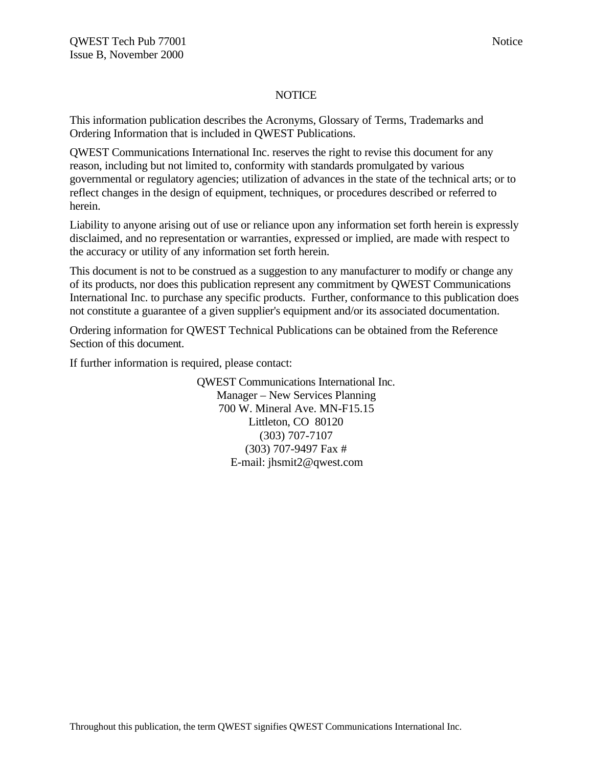# NOTICE

This information publication describes the Acronyms, Glossary of Terms, Trademarks and Ordering Information that is included in QWEST Publications.

QWEST Communications International Inc. reserves the right to revise this document for any reason, including but not limited to, conformity with standards promulgated by various governmental or regulatory agencies; utilization of advances in the state of the technical arts; or to reflect changes in the design of equipment, techniques, or procedures described or referred to herein.

Liability to anyone arising out of use or reliance upon any information set forth herein is expressly disclaimed, and no representation or warranties, expressed or implied, are made with respect to the accuracy or utility of any information set forth herein.

This document is not to be construed as a suggestion to any manufacturer to modify or change any of its products, nor does this publication represent any commitment by QWEST Communications International Inc. to purchase any specific products. Further, conformance to this publication does not constitute a guarantee of a given supplier's equipment and/or its associated documentation.

Ordering information for QWEST Technical Publications can be obtained from the Reference Section of this document.

If further information is required, please contact:

QWEST Communications International Inc.
Manager – New Services Planning
700 W. Mineral Ave. MN-F15.15
Littleton, CO 80120
(303) 707-7107
(303) 707-9497 Fax #
E-mail: jhsmit2@qwest.com

Throughout this publication, the term QWEST signifies QWEST Communications International Inc.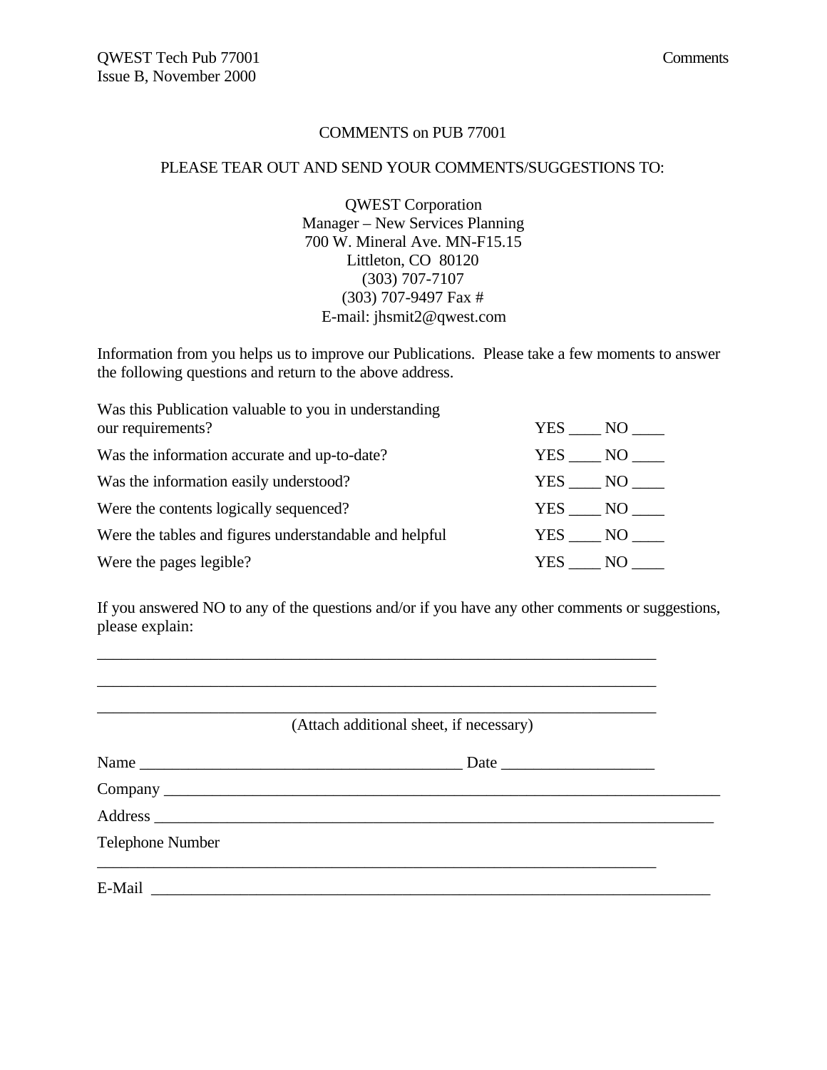# COMMENTS on PUB 77001

PLEASE TEAR OUT AND SEND YOUR COMMENTS/SUGGESTIONS TO:

QWEST Corporation
Manager – New Services Planning
700 W. Mineral Ave. MN-F15.15
Littleton, CO 80120
(303) 707-7107
(303) 707-9497 Fax #
E-mail: jhsmit2@qwest.com

Information from you helps us to improve our Publications. Please take a few moments to answer the following questions and return to the above address.

| | |
|---|---|
| Was this Publication valuable to you in understanding our requirements? | YES ____ NO ____ |
| Was the information accurate and up-to-date? | YES ____ NO ____ |
| Was the information easily understood? | YES ____ NO ____ |
| Were the contents logically sequenced? | YES ____ NO ____ |
| Were the tables and figures understandable and helpful | YES ____ NO ____ |
| Were the pages legible? | YES ____ NO ____ |

If you answered NO to any of the questions and/or if you have any other comments or suggestions, please explain:

______________________________________________________________________

______________________________________________________________________

______________________________________________________________________

(Attach additional sheet, if necessary)

Name ________________________________________ Date ___________________

Company ______________________________________________________________________

Address ______________________________________________________________________

Telephone Number

______________________________________________________________________

E-Mail ______________________________________________________________________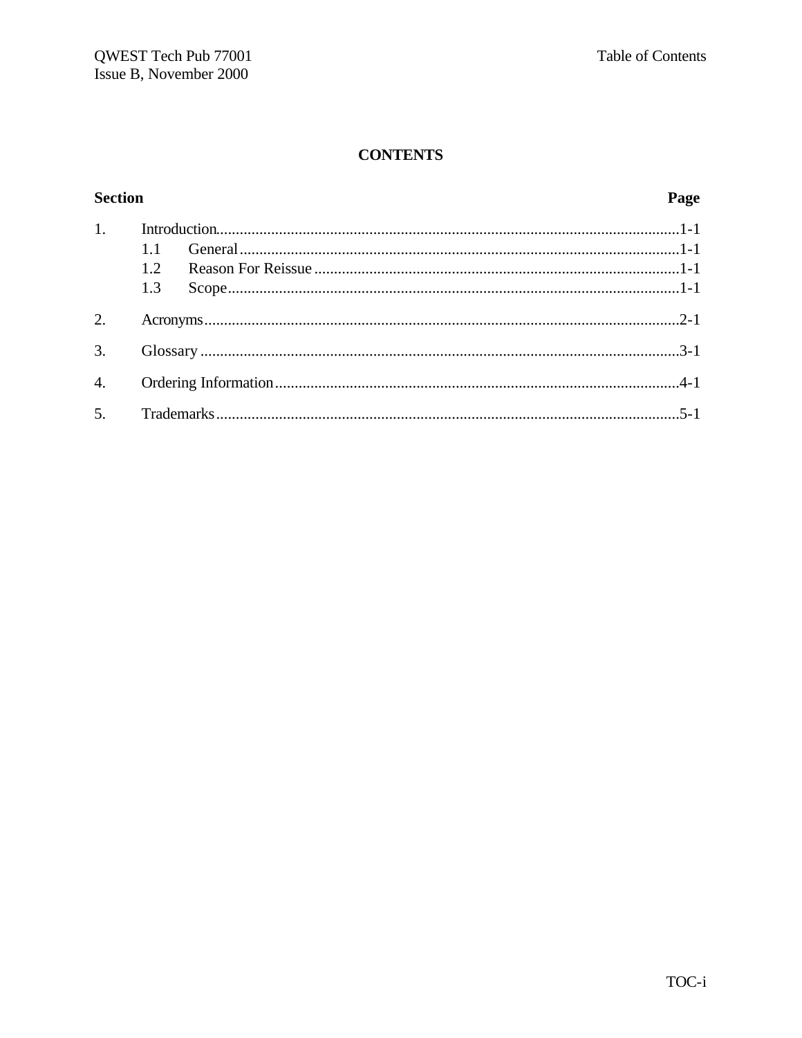# CONTENTS

| Section | | Page |
|---|---|---|
| 1. | Introduction | 1-1 |
| | 1.1 General | 1-1 |
| | 1.2 Reason For Reissue | 1-1 |
| | 1.3 Scope | 1-1 |
| 2. | Acronyms | 2-1 |
| 3. | Glossary | 3-1 |
| 4. | Ordering Information | 4-1 |
| 5. | Trademarks | 5-1 |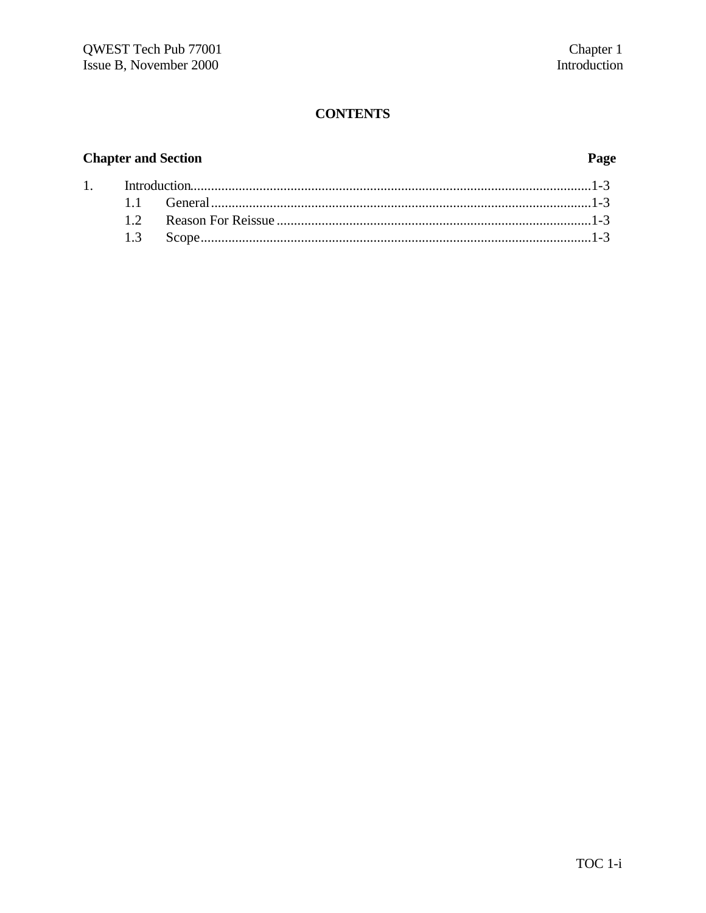**CONTENTS**

| Chapter and Section | | Page |
|---|---|---|
| 1. | Introduction | 1-3 |
| | 1.1 General | 1-3 |
| | 1.2 Reason For Reissue | 1-3 |
| | 1.3 Scope | 1-3 |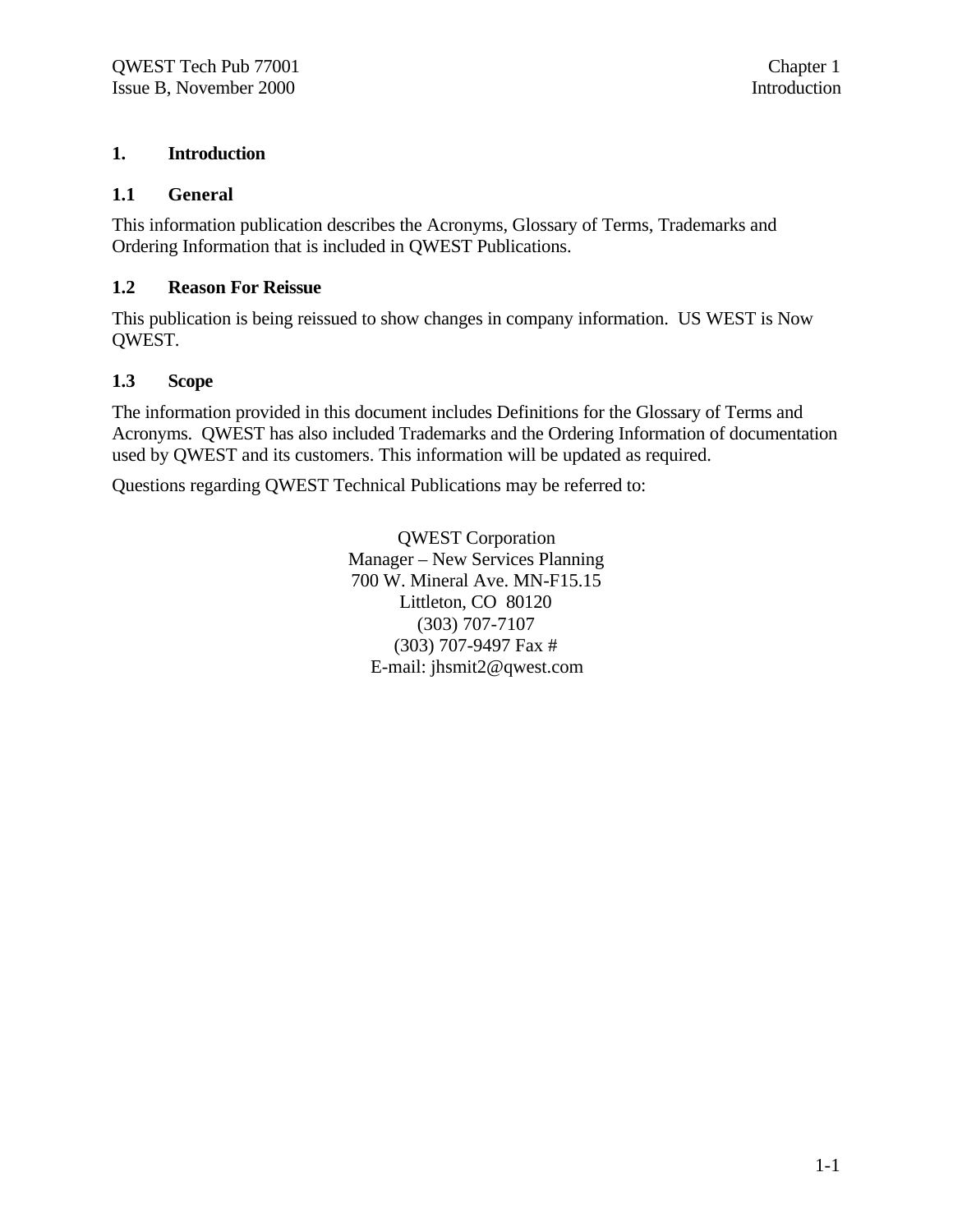# 1. Introduction

## 1.1 General

This information publication describes the Acronyms, Glossary of Terms, Trademarks and Ordering Information that is included in QWEST Publications.

## 1.2 Reason For Reissue

This publication is being reissued to show changes in company information. US WEST is Now QWEST.

## 1.3 Scope

The information provided in this document includes Definitions for the Glossary of Terms and Acronyms. QWEST has also included Trademarks and the Ordering Information of documentation used by QWEST and its customers. This information will be updated as required.

Questions regarding QWEST Technical Publications may be referred to:

QWEST Corporation
Manager – New Services Planning
700 W. Mineral Ave. MN-F15.15
Littleton, CO 80120
(303) 707-7107
(303) 707-9497 Fax #
E-mail: jhsmit2@qwest.com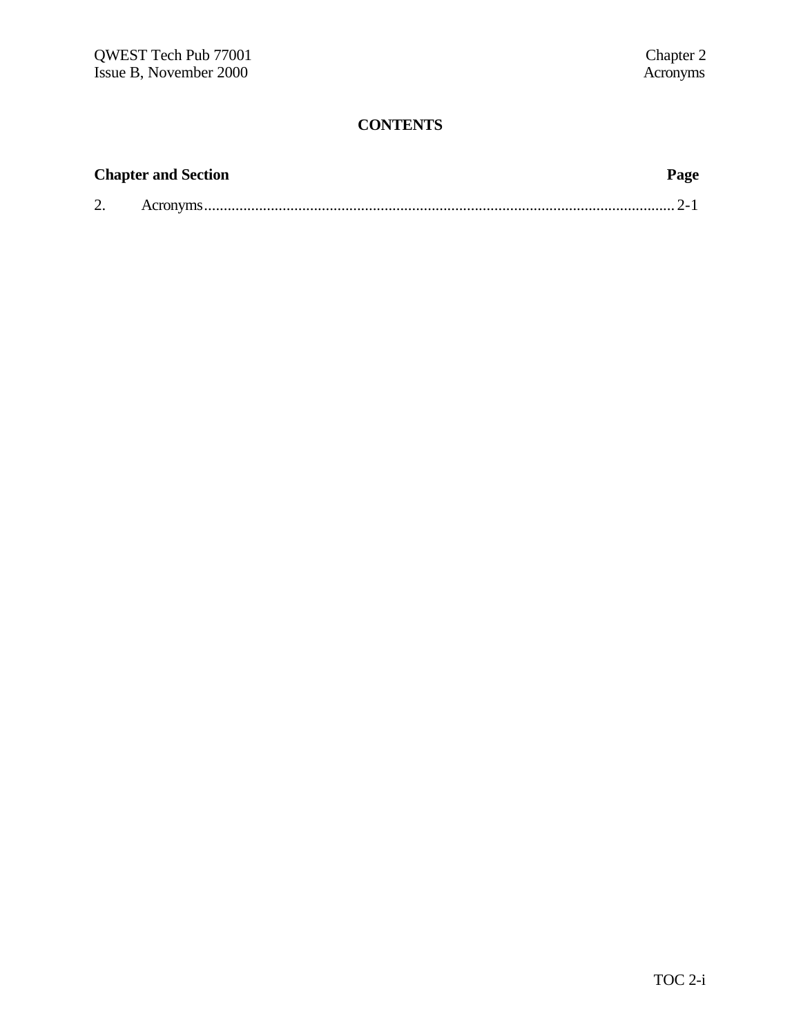## CONTENTS

| Chapter and Section | Page |
|---|---|
| 2. Acronyms | 2-1 |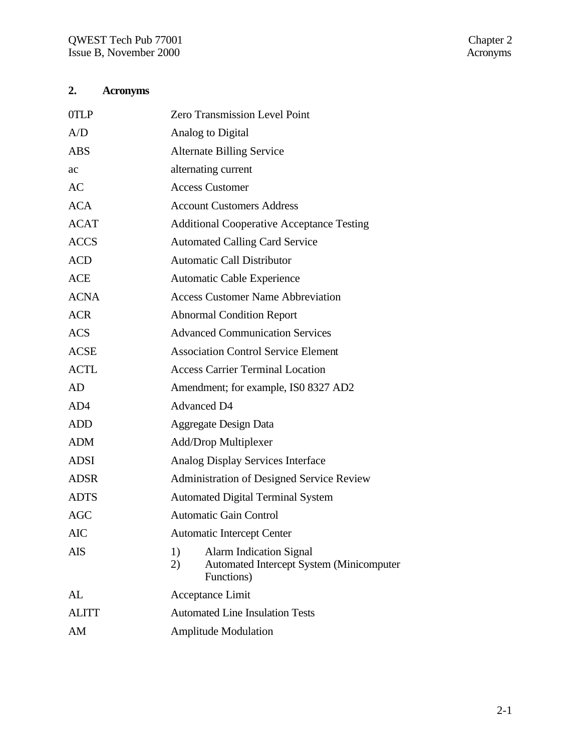## 2. Acronyms

| | |
|---|---|
| 0TLP | Zero Transmission Level Point |
| A/D | Analog to Digital |
| ABS | Alternate Billing Service |
| ac | alternating current |
| AC | Access Customer |
| ACA | Account Customers Address |
| ACAT | Additional Cooperative Acceptance Testing |
| ACCS | Automated Calling Card Service |
| ACD | Automatic Call Distributor |
| ACE | Automatic Cable Experience |
| ACNA | Access Customer Name Abbreviation |
| ACR | Abnormal Condition Report |
| ACS | Advanced Communication Services |
| ACSE | Association Control Service Element |
| ACTL | Access Carrier Terminal Location |
| AD | Amendment; for example, IS0 8327 AD2 |
| AD4 | Advanced D4 |
| ADD | Aggregate Design Data |
| ADM | Add/Drop Multiplexer |
| ADSI | Analog Display Services Interface |
| ADSR | Administration of Designed Service Review |
| ADTS | Automated Digital Terminal System |
| AGC | Automatic Gain Control |
| AIC | Automatic Intercept Center |
| AIS | 1) Alarm Indication Signal<br>2) Automated Intercept System (Minicomputer Functions) |
| AL | Acceptance Limit |
| ALITT | Automated Line Insulation Tests |
| AM | Amplitude Modulation |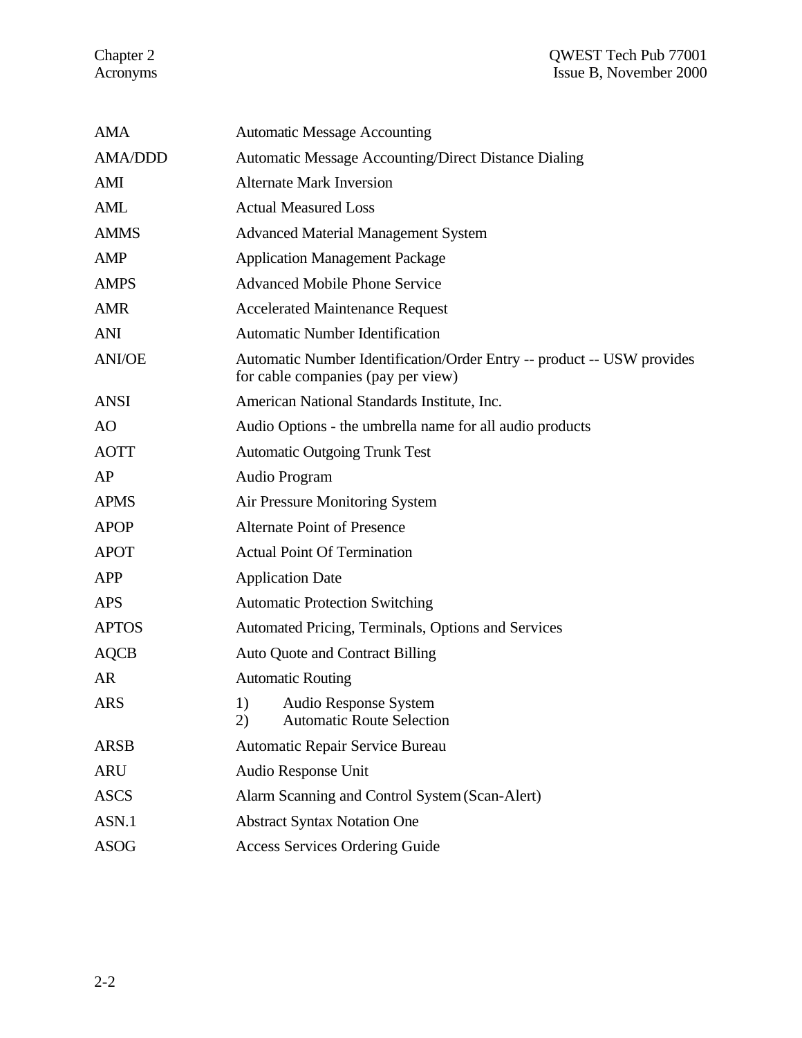| | |
|---|---|
| AMA | Automatic Message Accounting |
| AMA/DDD | Automatic Message Accounting/Direct Distance Dialing |
| AMI | Alternate Mark Inversion |
| AML | Actual Measured Loss |
| AMMS | Advanced Material Management System |
| AMP | Application Management Package |
| AMPS | Advanced Mobile Phone Service |
| AMR | Accelerated Maintenance Request |
| ANI | Automatic Number Identification |
| ANI/OE | Automatic Number Identification/Order Entry -- product -- USW provides for cable companies (pay per view) |
| ANSI | American National Standards Institute, Inc. |
| AO | Audio Options - the umbrella name for all audio products |
| AOTT | Automatic Outgoing Trunk Test |
| AP | Audio Program |
| APMS | Air Pressure Monitoring System |
| APOP | Alternate Point of Presence |
| APOT | Actual Point Of Termination |
| APP | Application Date |
| APS | Automatic Protection Switching |
| APTOS | Automated Pricing, Terminals, Options and Services |
| AQCB | Auto Quote and Contract Billing |
| AR | Automatic Routing |
| ARS | 1) Audio Response System<br>2) Automatic Route Selection |
| ARSB | Automatic Repair Service Bureau |
| ARU | Audio Response Unit |
| ASCS | Alarm Scanning and Control System (Scan-Alert) |
| ASN.1 | Abstract Syntax Notation One |
| ASOG | Access Services Ordering Guide |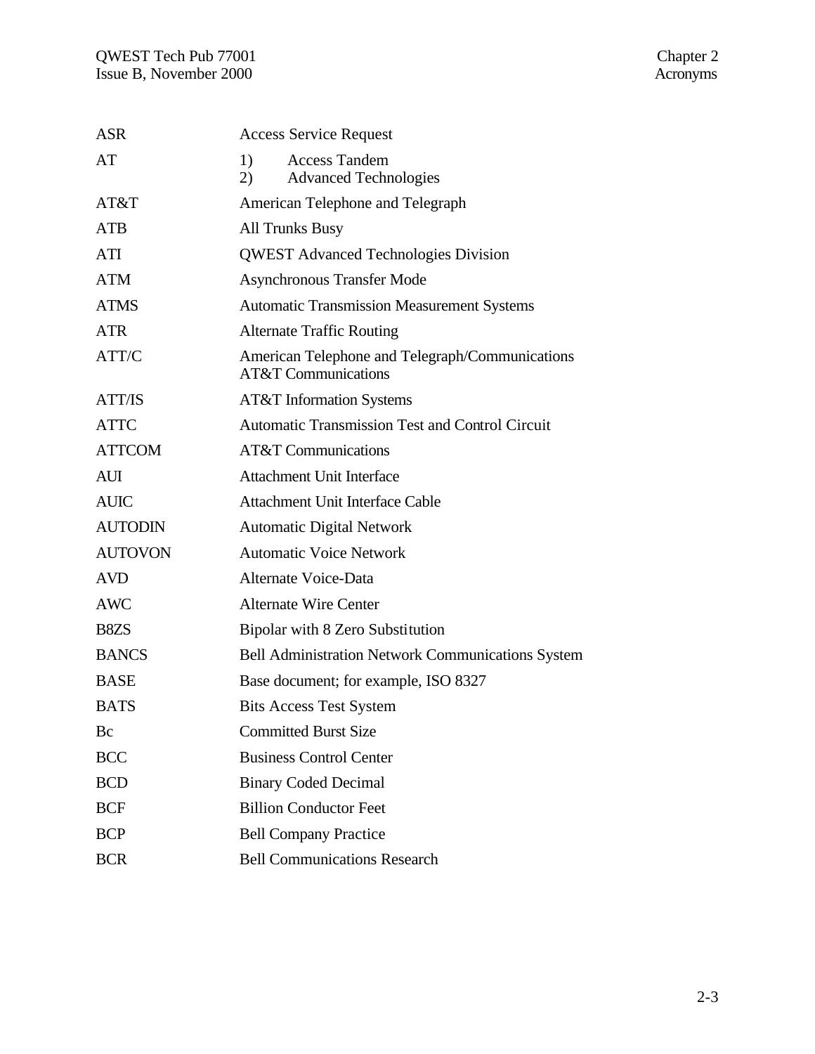| | |
|---|---|
| ASR | Access Service Request |
| AT | 1) Access Tandem<br>2) Advanced Technologies |
| AT&T | American Telephone and Telegraph |
| ATB | All Trunks Busy |
| ATI | QWEST Advanced Technologies Division |
| ATM | Asynchronous Transfer Mode |
| ATMS | Automatic Transmission Measurement Systems |
| ATR | Alternate Traffic Routing |
| ATT/C | American Telephone and Telegraph/Communications<br>AT&T Communications |
| ATT/IS | AT&T Information Systems |
| ATTC | Automatic Transmission Test and Control Circuit |
| ATTCOM | AT&T Communications |
| AUI | Attachment Unit Interface |
| AUIC | Attachment Unit Interface Cable |
| AUTODIN | Automatic Digital Network |
| AUTOVON | Automatic Voice Network |
| AVD | Alternate Voice-Data |
| AWC | Alternate Wire Center |
| B8ZS | Bipolar with 8 Zero Substitution |
| BANCS | Bell Administration Network Communications System |
| BASE | Base document; for example, ISO 8327 |
| BATS | Bits Access Test System |
| Bc | Committed Burst Size |
| BCC | Business Control Center |
| BCD | Binary Coded Decimal |
| BCF | Billion Conductor Feet |
| BCP | Bell Company Practice |
| BCR | Bell Communications Research |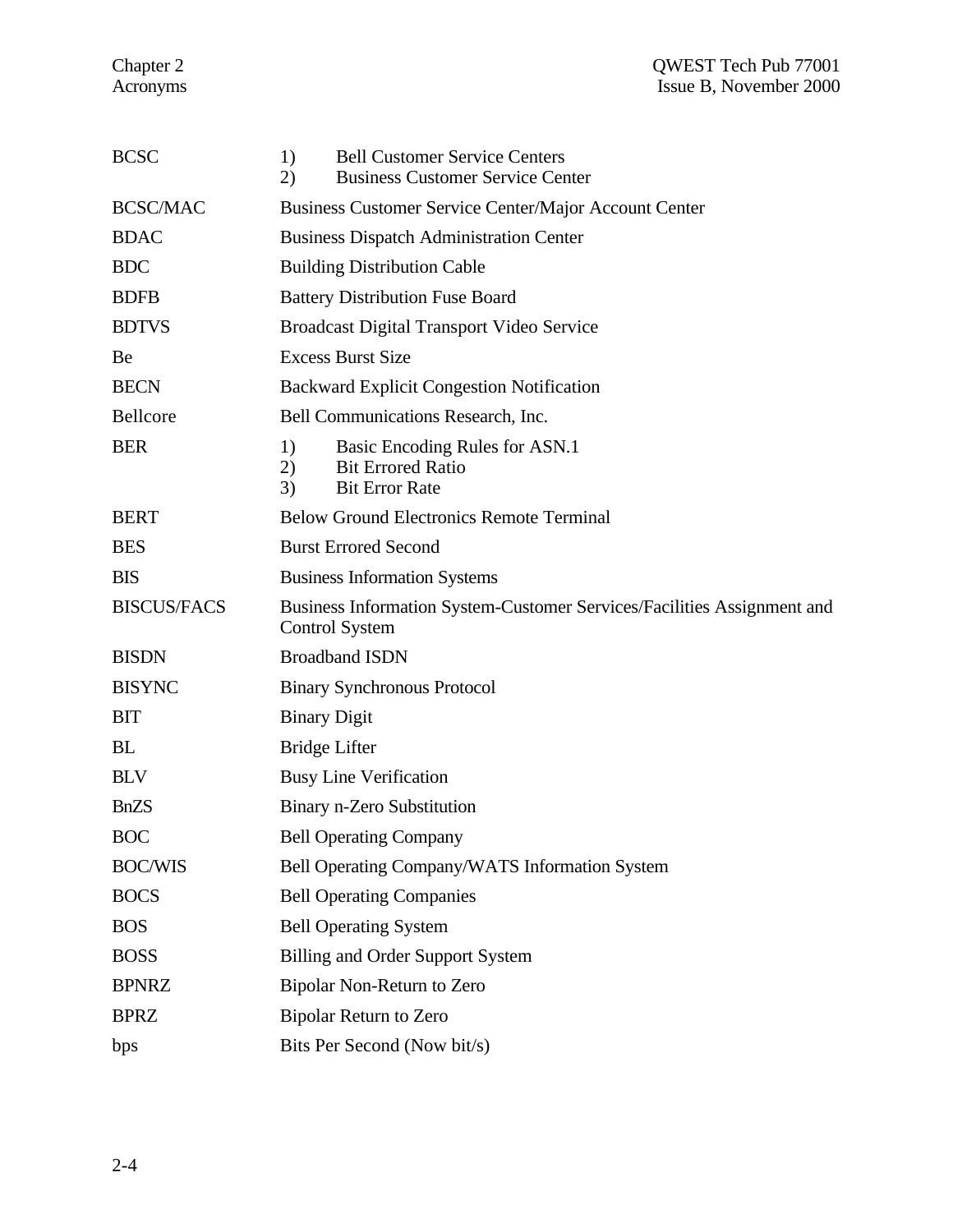| | |
|---|---|
| BCSC | 1) Bell Customer Service Centers<br>2) Business Customer Service Center |
| BCSC/MAC | Business Customer Service Center/Major Account Center |
| BDAC | Business Dispatch Administration Center |
| BDC | Building Distribution Cable |
| BDFB | Battery Distribution Fuse Board |
| BDTVS | Broadcast Digital Transport Video Service |
| Be | Excess Burst Size |
| BECN | Backward Explicit Congestion Notification |
| Bellcore | Bell Communications Research, Inc. |
| BER | 1) Basic Encoding Rules for ASN.1<br>2) Bit Errored Ratio<br>3) Bit Error Rate |
| BERT | Below Ground Electronics Remote Terminal |
| BES | Burst Errored Second |
| BIS | Business Information Systems |
| BISCUS/FACS | Business Information System-Customer Services/Facilities Assignment and Control System |
| BISDN | Broadband ISDN |
| BISYNC | Binary Synchronous Protocol |
| BIT | Binary Digit |
| BL | Bridge Lifter |
| BLV | Busy Line Verification |
| BnZS | Binary n-Zero Substitution |
| BOC | Bell Operating Company |
| BOC/WIS | Bell Operating Company/WATS Information System |
| BOCS | Bell Operating Companies |
| BOS | Bell Operating System |
| BOSS | Billing and Order Support System |
| BPNRZ | Bipolar Non-Return to Zero |
| BPRZ | Bipolar Return to Zero |
| bps | Bits Per Second (Now bit/s) |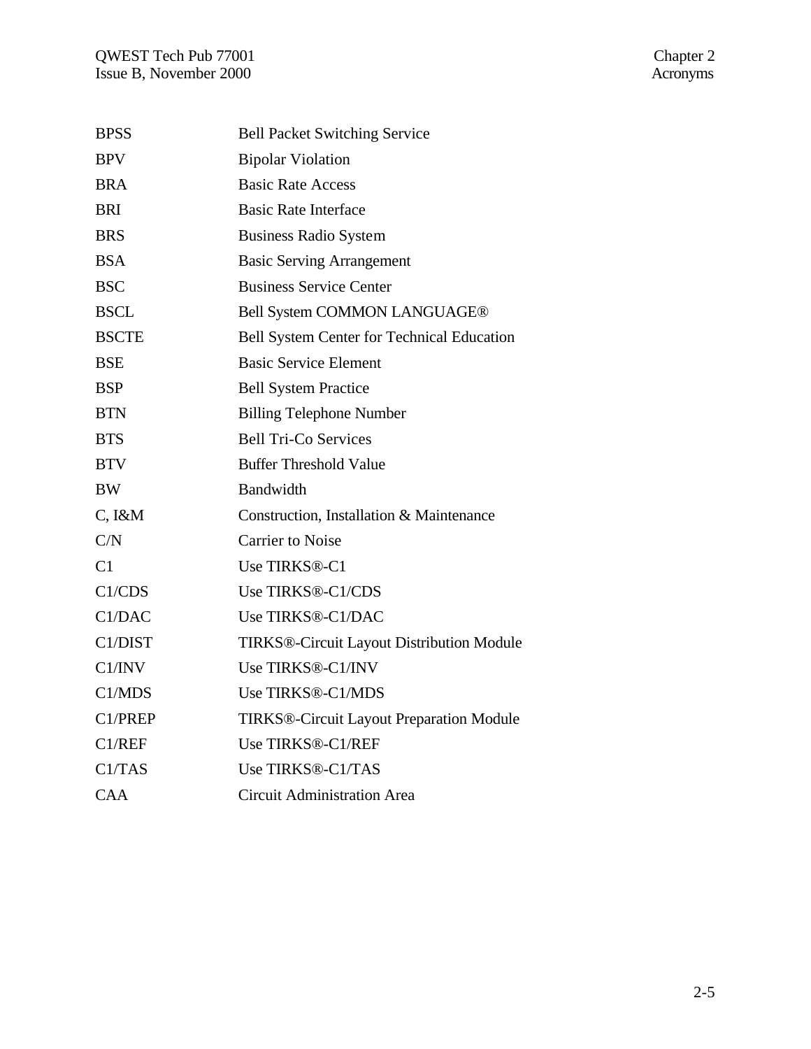| | |
|---|---|
| BPSS | Bell Packet Switching Service |
| BPV | Bipolar Violation |
| BRA | Basic Rate Access |
| BRI | Basic Rate Interface |
| BRS | Business Radio System |
| BSA | Basic Serving Arrangement |
| BSC | Business Service Center |
| BSCL | Bell System COMMON LANGUAGE® |
| BSCTE | Bell System Center for Technical Education |
| BSE | Basic Service Element |
| BSP | Bell System Practice |
| BTN | Billing Telephone Number |
| BTS | Bell Tri-Co Services |
| BTV | Buffer Threshold Value |
| BW | Bandwidth |
| C, I&M | Construction, Installation & Maintenance |
| C/N | Carrier to Noise |
| C1 | Use TIRKS®-C1 |
| C1/CDS | Use TIRKS®-C1/CDS |
| C1/DAC | Use TIRKS®-C1/DAC |
| C1/DIST | TIRKS®-Circuit Layout Distribution Module |
| C1/INV | Use TIRKS®-C1/INV |
| C1/MDS | Use TIRKS®-C1/MDS |
| C1/PREP | TIRKS®-Circuit Layout Preparation Module |
| C1/REF | Use TIRKS®-C1/REF |
| C1/TAS | Use TIRKS®-C1/TAS |
| CAA | Circuit Administration Area |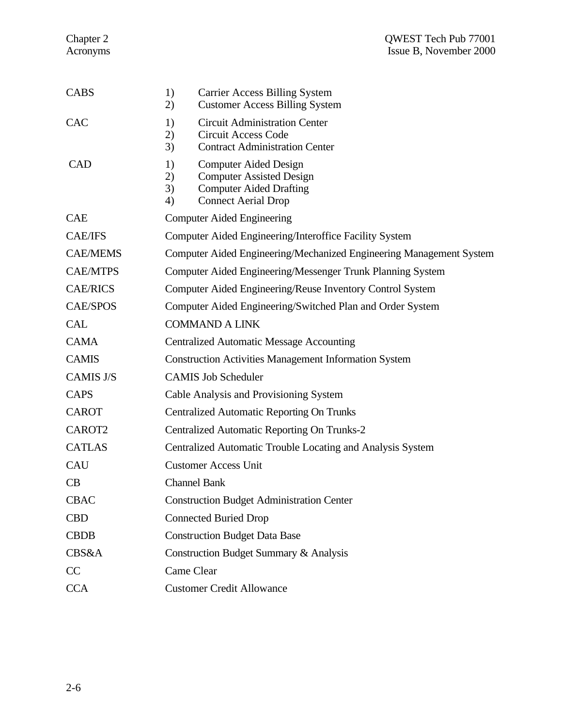| | |
|---|---|
| CABS | 1) Carrier Access Billing System<br>2) Customer Access Billing System |
| CAC | 1) Circuit Administration Center<br>2) Circuit Access Code<br>3) Contract Administration Center |
| CAD | 1) Computer Aided Design<br>2) Computer Assisted Design<br>3) Computer Aided Drafting<br>4) Connect Aerial Drop |
| CAE | Computer Aided Engineering |
| CAE/IFS | Computer Aided Engineering/Interoffice Facility System |
| CAE/MEMS | Computer Aided Engineering/Mechanized Engineering Management System |
| CAE/MTPS | Computer Aided Engineering/Messenger Trunk Planning System |
| CAE/RICS | Computer Aided Engineering/Reuse Inventory Control System |
| CAE/SPOS | Computer Aided Engineering/Switched Plan and Order System |
| CAL | COMMAND A LINK |
| CAMA | Centralized Automatic Message Accounting |
| CAMIS | Construction Activities Management Information System |
| CAMIS J/S | CAMIS Job Scheduler |
| CAPS | Cable Analysis and Provisioning System |
| CAROT | Centralized Automatic Reporting On Trunks |
| CAROT2 | Centralized Automatic Reporting On Trunks-2 |
| CATLAS | Centralized Automatic Trouble Locating and Analysis System |
| CAU | Customer Access Unit |
| CB | Channel Bank |
| CBAC | Construction Budget Administration Center |
| CBD | Connected Buried Drop |
| CBDB | Construction Budget Data Base |
| CBS&A | Construction Budget Summary & Analysis |
| CC | Came Clear |
| CCA | Customer Credit Allowance |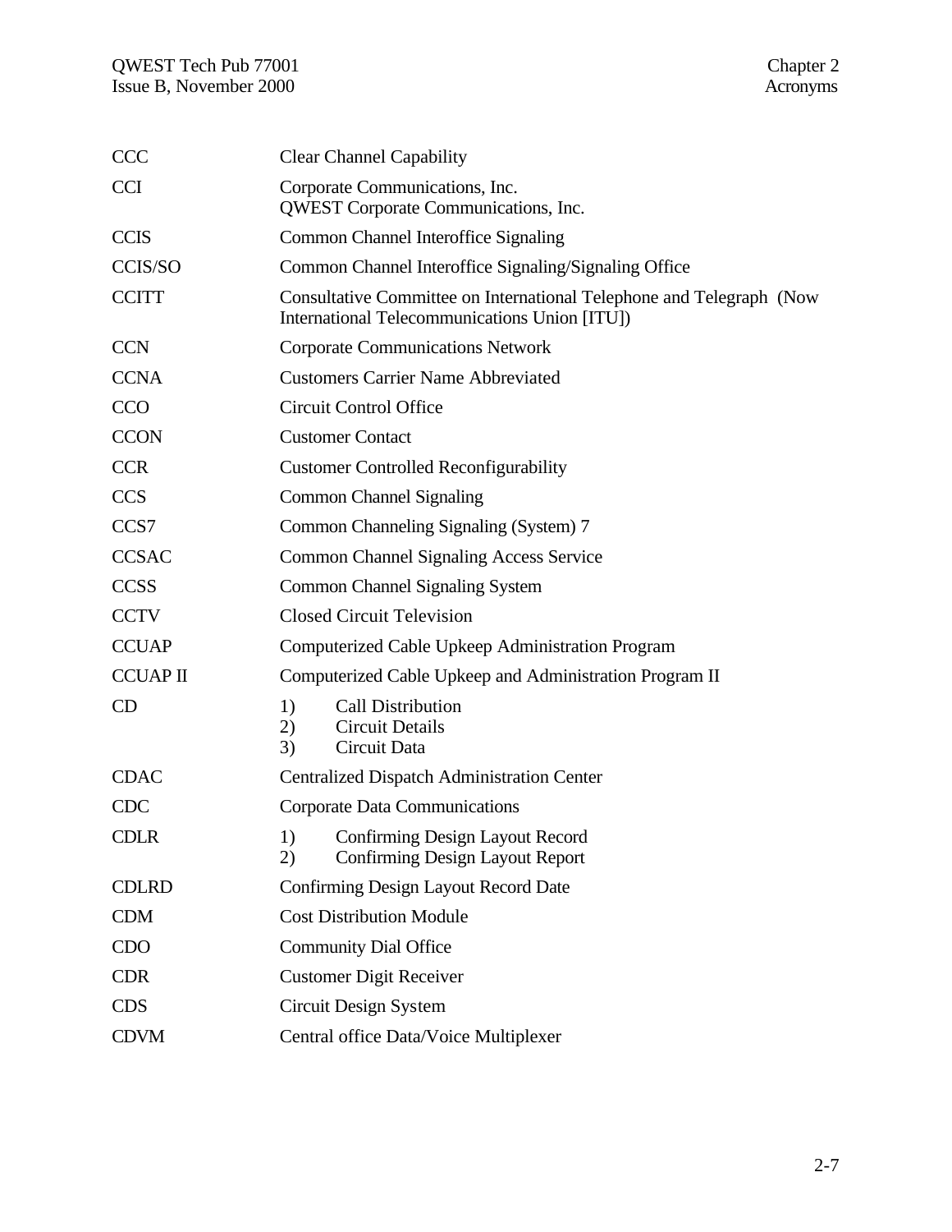| | |
|---|---|
| CCC | Clear Channel Capability |
| CCI | Corporate Communications, Inc.<br>QWEST Corporate Communications, Inc. |
| CCIS | Common Channel Interoffice Signaling |
| CCIS/SO | Common Channel Interoffice Signaling/Signaling Office |
| CCITT | Consultative Committee on International Telephone and Telegraph (Now International Telecommunications Union [ITU]) |
| CCN | Corporate Communications Network |
| CCNA | Customers Carrier Name Abbreviated |
| CCO | Circuit Control Office |
| CCON | Customer Contact |
| CCR | Customer Controlled Reconfigurability |
| CCS | Common Channel Signaling |
| CCS7 | Common Channeling Signaling (System) 7 |
| CCSAC | Common Channel Signaling Access Service |
| CCSS | Common Channel Signaling System |
| CCTV | Closed Circuit Television |
| CCUAP | Computerized Cable Upkeep Administration Program |
| CCUAP II | Computerized Cable Upkeep and Administration Program II |
| CD | 1) Call Distribution<br>2) Circuit Details<br>3) Circuit Data |
| CDAC | Centralized Dispatch Administration Center |
| CDC | Corporate Data Communications |
| CDLR | 1) Confirming Design Layout Record<br>2) Confirming Design Layout Report |
| CDLRD | Confirming Design Layout Record Date |
| CDM | Cost Distribution Module |
| CDO | Community Dial Office |
| CDR | Customer Digit Receiver |
| CDS | Circuit Design System |
| CDVM | Central office Data/Voice Multiplexer |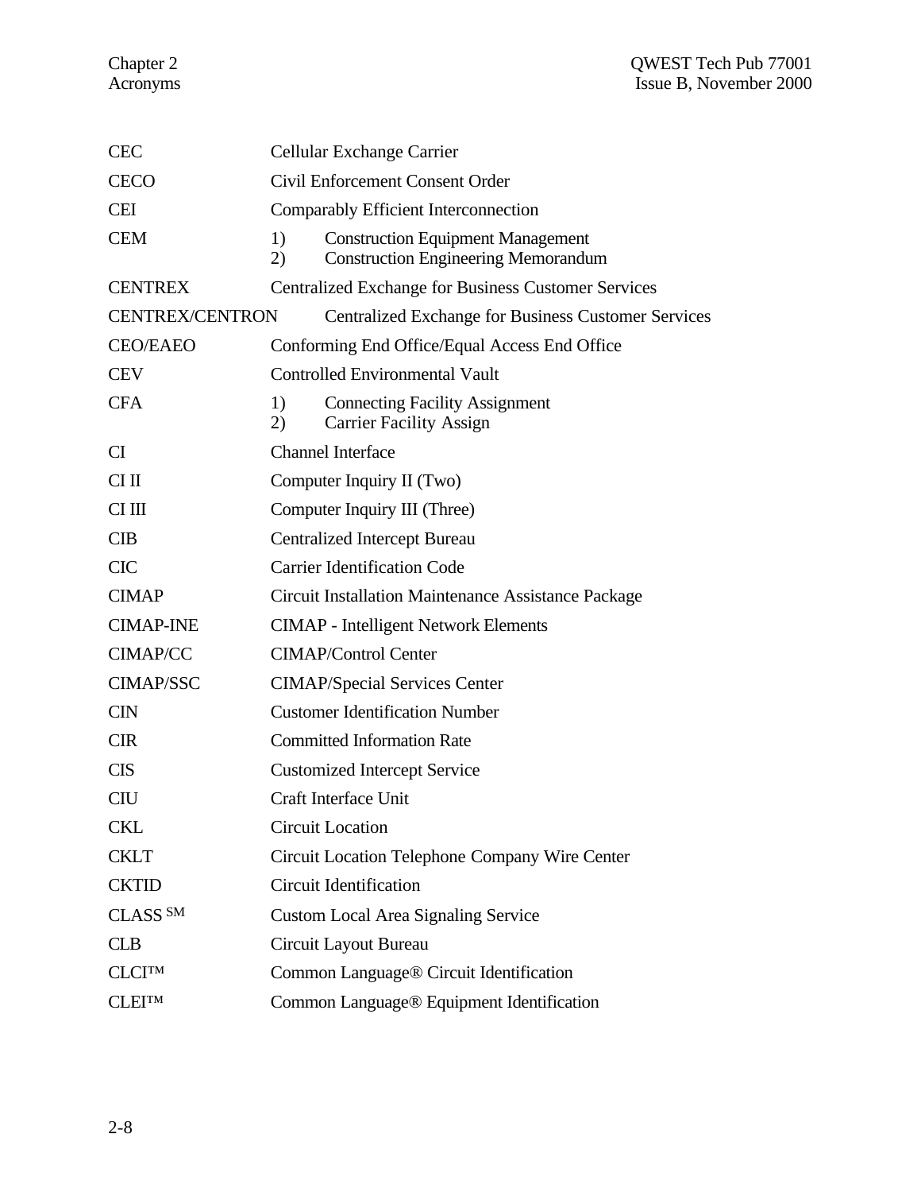| | |
|---|---|
| CEC | Cellular Exchange Carrier |
| CECO | Civil Enforcement Consent Order |
| CEI | Comparably Efficient Interconnection |
| CEM | 1) Construction Equipment Management<br>2) Construction Engineering Memorandum |
| CENTREX | Centralized Exchange for Business Customer Services |
| CENTREX/CENTRON | Centralized Exchange for Business Customer Services |
| CEO/EAEO | Conforming End Office/Equal Access End Office |
| CEV | Controlled Environmental Vault |
| CFA | 1) Connecting Facility Assignment<br>2) Carrier Facility Assign |
| CI | Channel Interface |
| CI II | Computer Inquiry II (Two) |
| CI III | Computer Inquiry III (Three) |
| CIB | Centralized Intercept Bureau |
| CIC | Carrier Identification Code |
| CIMAP | Circuit Installation Maintenance Assistance Package |
| CIMAP-INE | CIMAP - Intelligent Network Elements |
| CIMAP/CC | CIMAP/Control Center |
| CIMAP/SSC | CIMAP/Special Services Center |
| CIN | Customer Identification Number |
| CIR | Committed Information Rate |
| CIS | Customized Intercept Service |
| CIU | Craft Interface Unit |
| CKL | Circuit Location |
| CKLT | Circuit Location Telephone Company Wire Center |
| CKTID | Circuit Identification |
| CLASS SM | Custom Local Area Signaling Service |
| CLB | Circuit Layout Bureau |
| CLCI™ | Common Language® Circuit Identification |
| CLEI™ | Common Language® Equipment Identification |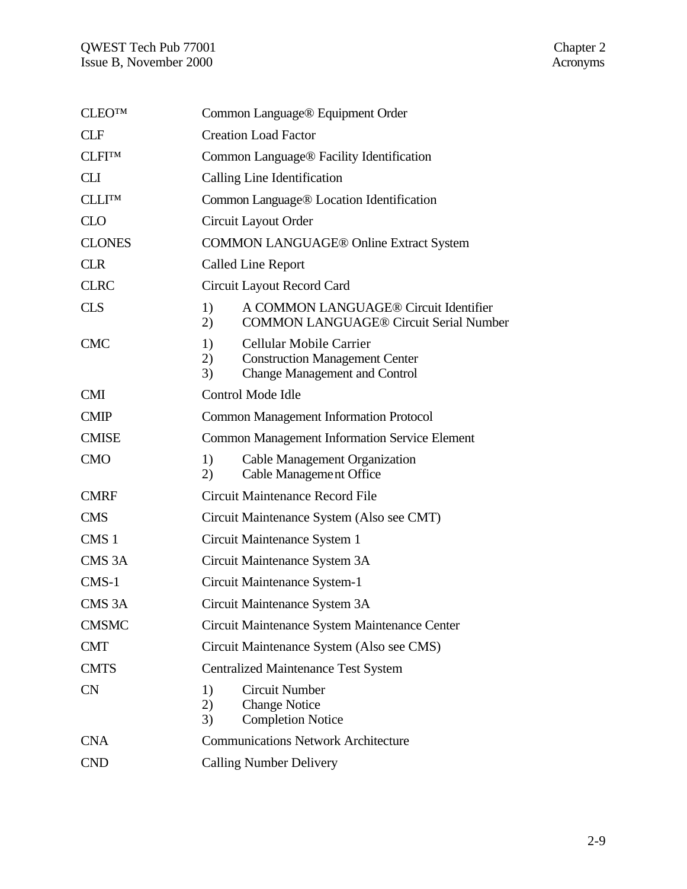| Acronym | Definition |
|---|---|
| CLEO™ | Common Language® Equipment Order |
| CLF | Creation Load Factor |
| CLFI™ | Common Language® Facility Identification |
| CLI | Calling Line Identification |
| CLLI™ | Common Language® Location Identification |
| CLO | Circuit Layout Order |
| CLONES | COMMON LANGUAGE® Online Extract System |
| CLR | Called Line Report |
| CLRC | Circuit Layout Record Card |
| CLS | 1) A COMMON LANGUAGE® Circuit Identifier<br>2) COMMON LANGUAGE® Circuit Serial Number |
| CMC | 1) Cellular Mobile Carrier<br>2) Construction Management Center<br>3) Change Management and Control |
| CMI | Control Mode Idle |
| CMIP | Common Management Information Protocol |
| CMISE | Common Management Information Service Element |
| CMO | 1) Cable Management Organization<br>2) Cable Management Office |
| CMRF | Circuit Maintenance Record File |
| CMS | Circuit Maintenance System (Also see CMT) |
| CMS 1 | Circuit Maintenance System 1 |
| CMS 3A | Circuit Maintenance System 3A |
| CMS-1 | Circuit Maintenance System-1 |
| CMS 3A | Circuit Maintenance System 3A |
| CMSMC | Circuit Maintenance System Maintenance Center |
| CMT | Circuit Maintenance System (Also see CMS) |
| CMTS | Centralized Maintenance Test System |
| CN | 1) Circuit Number<br>2) Change Notice<br>3) Completion Notice |
| CNA | Communications Network Architecture |
| CND | Calling Number Delivery |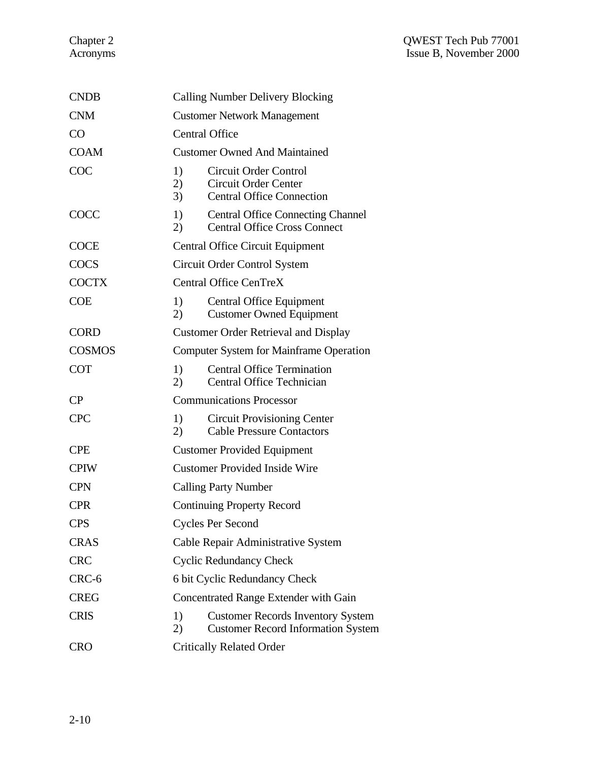| | |
|---|---|
| CNDB | Calling Number Delivery Blocking |
| CNM | Customer Network Management |
| CO | Central Office |
| COAM | Customer Owned And Maintained |
| COC | 1) Circuit Order Control<br>2) Circuit Order Center<br>3) Central Office Connection |
| COCC | 1) Central Office Connecting Channel<br>2) Central Office Cross Connect |
| COCE | Central Office Circuit Equipment |
| COCS | Circuit Order Control System |
| COCTX | Central Office CenTreX |
| COE | 1) Central Office Equipment<br>2) Customer Owned Equipment |
| CORD | Customer Order Retrieval and Display |
| COSMOS | Computer System for Mainframe Operation |
| COT | 1) Central Office Termination<br>2) Central Office Technician |
| CP | Communications Processor |
| CPC | 1) Circuit Provisioning Center<br>2) Cable Pressure Contactors |
| CPE | Customer Provided Equipment |
| CPIW | Customer Provided Inside Wire |
| CPN | Calling Party Number |
| CPR | Continuing Property Record |
| CPS | Cycles Per Second |
| CRAS | Cable Repair Administrative System |
| CRC | Cyclic Redundancy Check |
| CRC-6 | 6 bit Cyclic Redundancy Check |
| CREG | Concentrated Range Extender with Gain |
| CRIS | 1) Customer Records Inventory System<br>2) Customer Record Information System |
| CRO | Critically Related Order |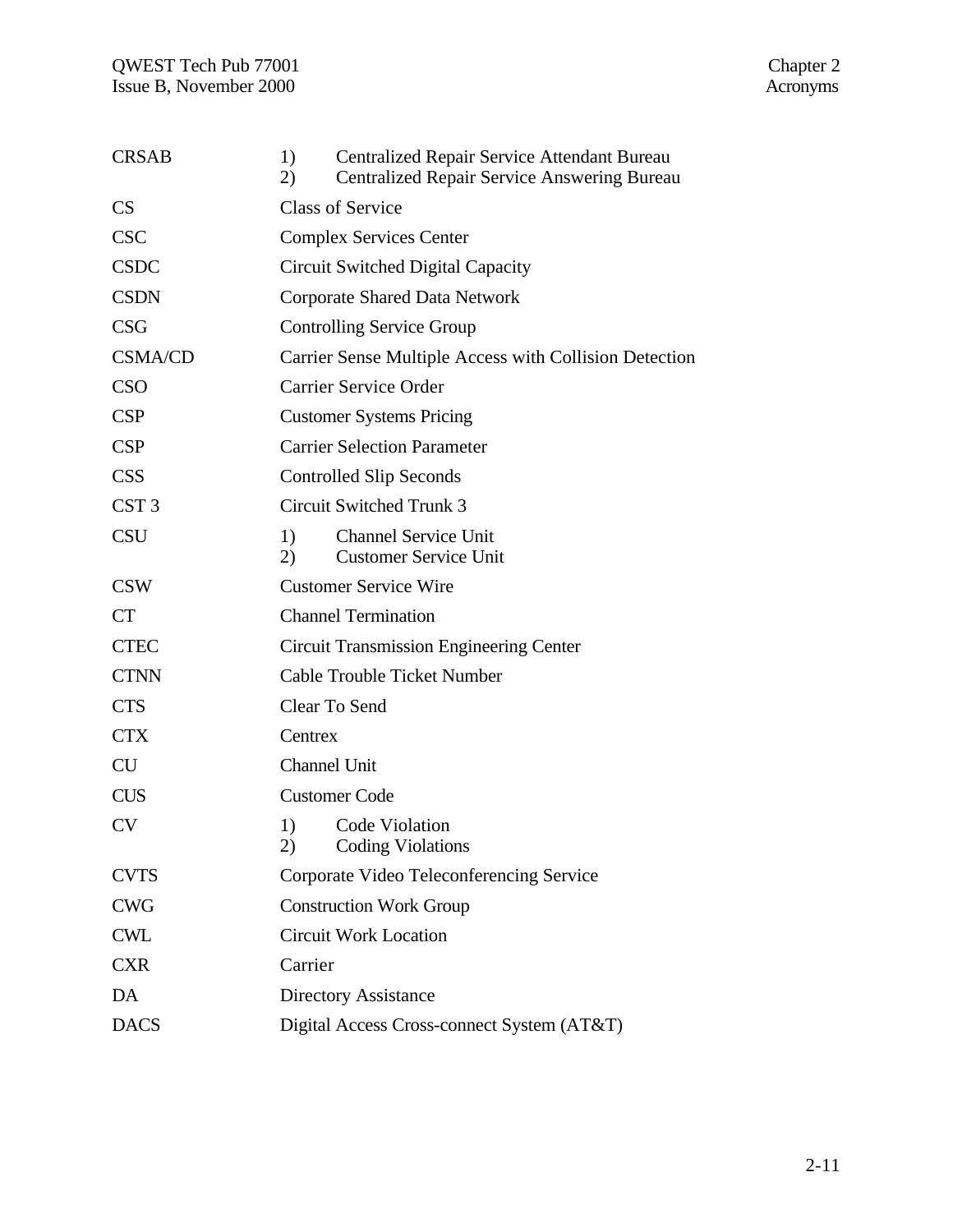| Acronym | Definition |
|---|---|
| CRSAB | 1) Centralized Repair Service Attendant Bureau<br>2) Centralized Repair Service Answering Bureau |
| CS | Class of Service |
| CSC | Complex Services Center |
| CSDC | Circuit Switched Digital Capacity |
| CSDN | Corporate Shared Data Network |
| CSG | Controlling Service Group |
| CSMA/CD | Carrier Sense Multiple Access with Collision Detection |
| CSO | Carrier Service Order |
| CSP | Customer Systems Pricing |
| CSP | Carrier Selection Parameter |
| CSS | Controlled Slip Seconds |
| CST 3 | Circuit Switched Trunk 3 |
| CSU | 1) Channel Service Unit<br>2) Customer Service Unit |
| CSW | Customer Service Wire |
| CT | Channel Termination |
| CTEC | Circuit Transmission Engineering Center |
| CTNN | Cable Trouble Ticket Number |
| CTS | Clear To Send |
| CTX | Centrex |
| CU | Channel Unit |
| CUS | Customer Code |
| CV | 1) Code Violation<br>2) Coding Violations |
| CVTS | Corporate Video Teleconferencing Service |
| CWG | Construction Work Group |
| CWL | Circuit Work Location |
| CXR | Carrier |
| DA | Directory Assistance |
| DACS | Digital Access Cross-connect System (AT&T) |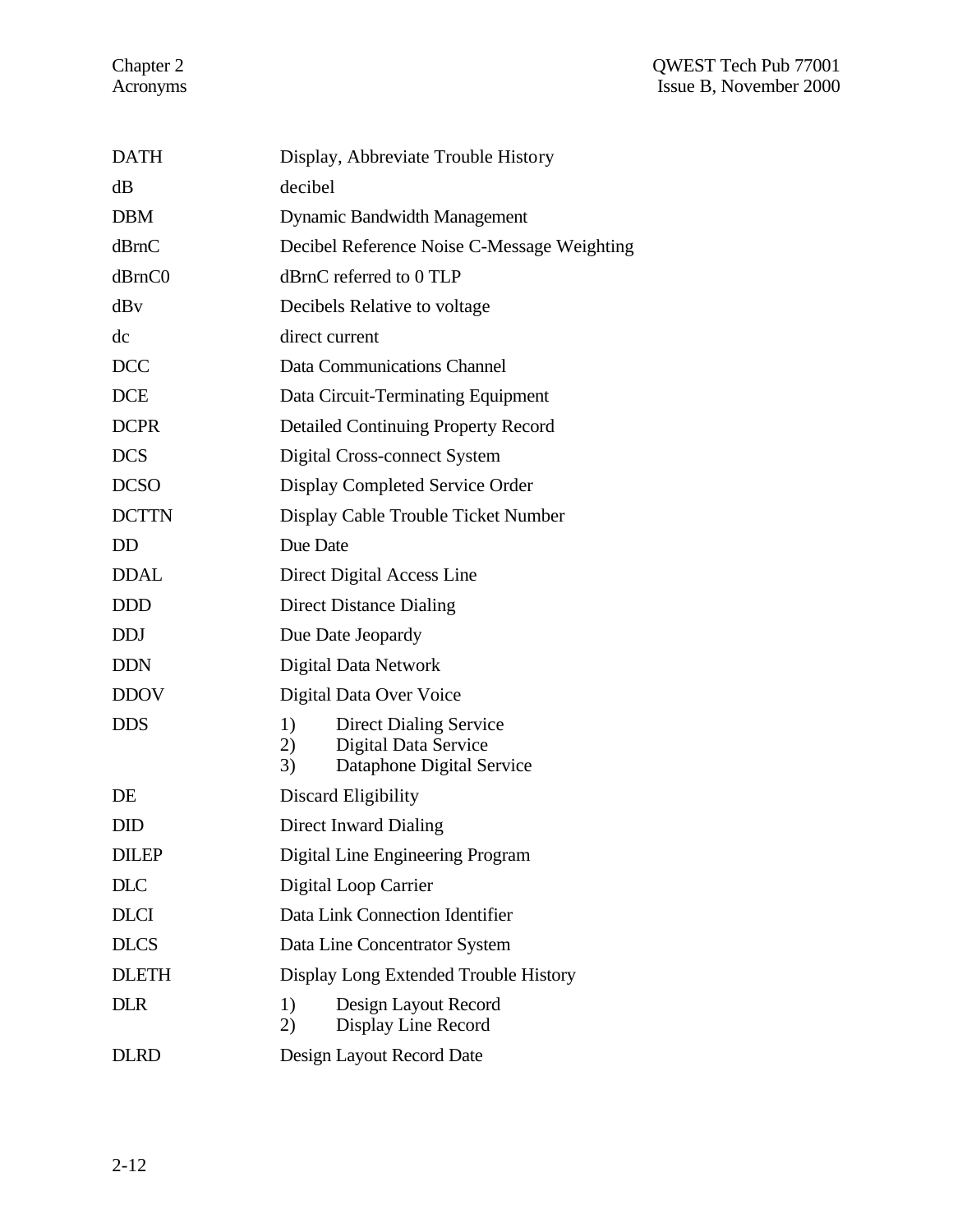| | |
|---|---|
| DATH | Display, Abbreviate Trouble History |
| dB | decibel |
| DBM | Dynamic Bandwidth Management |
| dBrnC | Decibel Reference Noise C-Message Weighting |
| dBrnC0 | dBrnC referred to 0 TLP |
| dBv | Decibels Relative to voltage |
| dc | direct current |
| DCC | Data Communications Channel |
| DCE | Data Circuit-Terminating Equipment |
| DCPR | Detailed Continuing Property Record |
| DCS | Digital Cross-connect System |
| DCSO | Display Completed Service Order |
| DCTTN | Display Cable Trouble Ticket Number |
| DD | Due Date |
| DDAL | Direct Digital Access Line |
| DDD | Direct Distance Dialing |
| DDJ | Due Date Jeopardy |
| DDN | Digital Data Network |
| DDOV | Digital Data Over Voice |
| DDS | 1) Direct Dialing Service<br>2) Digital Data Service<br>3) Dataphone Digital Service |
| DE | Discard Eligibility |
| DID | Direct Inward Dialing |
| DILEP | Digital Line Engineering Program |
| DLC | Digital Loop Carrier |
| DLCI | Data Link Connection Identifier |
| DLCS | Data Line Concentrator System |
| DLETH | Display Long Extended Trouble History |
| DLR | 1) Design Layout Record<br>2) Display Line Record |
| DLRD | Design Layout Record Date |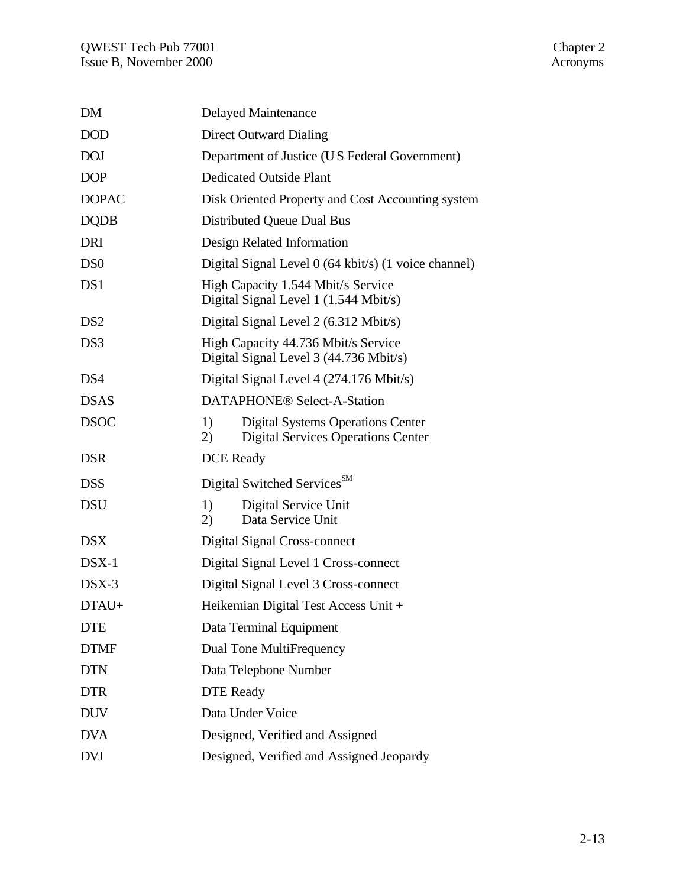| | |
|---|---|
| DM | Delayed Maintenance |
| DOD | Direct Outward Dialing |
| DOJ | Department of Justice (U S Federal Government) |
| DOP | Dedicated Outside Plant |
| DOPAC | Disk Oriented Property and Cost Accounting system |
| DQDB | Distributed Queue Dual Bus |
| DRI | Design Related Information |
| DS0 | Digital Signal Level 0 (64 kbit/s) (1 voice channel) |
| DS1 | High Capacity 1.544 Mbit/s Service<br>Digital Signal Level 1 (1.544 Mbit/s) |
| DS2 | Digital Signal Level 2 (6.312 Mbit/s) |
| DS3 | High Capacity 44.736 Mbit/s Service<br>Digital Signal Level 3 (44.736 Mbit/s) |
| DS4 | Digital Signal Level 4 (274.176 Mbit/s) |
| DSAS | DATAPHONE® Select-A-Station |
| DSOC | 1) Digital Systems Operations Center<br>2) Digital Services Operations Center |
| DSR | DCE Ready |
| DSS | Digital Switched Services℠ |
| DSU | 1) Digital Service Unit<br>2) Data Service Unit |
| DSX | Digital Signal Cross-connect |
| DSX-1 | Digital Signal Level 1 Cross-connect |
| DSX-3 | Digital Signal Level 3 Cross-connect |
| DTAU+ | Heikemian Digital Test Access Unit + |
| DTE | Data Terminal Equipment |
| DTMF | Dual Tone MultiFrequency |
| DTN | Data Telephone Number |
| DTR | DTE Ready |
| DUV | Data Under Voice |
| DVA | Designed, Verified and Assigned |
| DVJ | Designed, Verified and Assigned Jeopardy |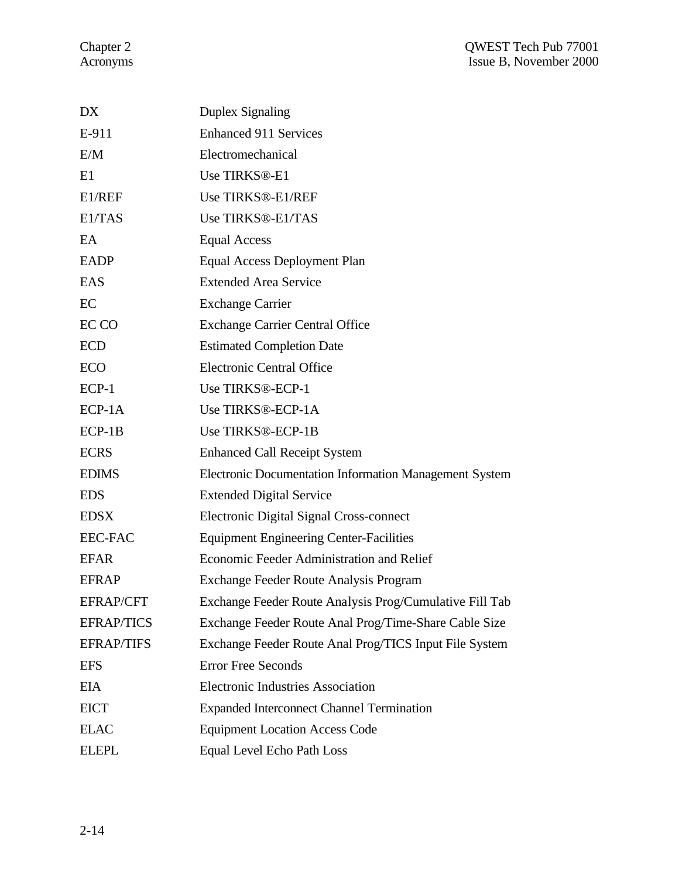| | |
|---|---|
| DX | Duplex Signaling |
| E-911 | Enhanced 911 Services |
| E/M | Electromechanical |
| E1 | Use TIRKS®-E1 |
| E1/REF | Use TIRKS®-E1/REF |
| E1/TAS | Use TIRKS®-E1/TAS |
| EA | Equal Access |
| EADP | Equal Access Deployment Plan |
| EAS | Extended Area Service |
| EC | Exchange Carrier |
| EC CO | Exchange Carrier Central Office |
| ECD | Estimated Completion Date |
| ECO | Electronic Central Office |
| ECP-1 | Use TIRKS®-ECP-1 |
| ECP-1A | Use TIRKS®-ECP-1A |
| ECP-1B | Use TIRKS®-ECP-1B |
| ECRS | Enhanced Call Receipt System |
| EDIMS | Electronic Documentation Information Management System |
| EDS | Extended Digital Service |
| EDSX | Electronic Digital Signal Cross-connect |
| EEC-FAC | Equipment Engineering Center-Facilities |
| EFAR | Economic Feeder Administration and Relief |
| EFRAP | Exchange Feeder Route Analysis Program |
| EFRAP/CFT | Exchange Feeder Route Analysis Prog/Cumulative Fill Tab |
| EFRAP/TICS | Exchange Feeder Route Anal Prog/Time-Share Cable Size |
| EFRAP/TIFS | Exchange Feeder Route Anal Prog/TICS Input File System |
| EFS | Error Free Seconds |
| EIA | Electronic Industries Association |
| EICT | Expanded Interconnect Channel Termination |
| ELAC | Equipment Location Access Code |
| ELEPL | Equal Level Echo Path Loss |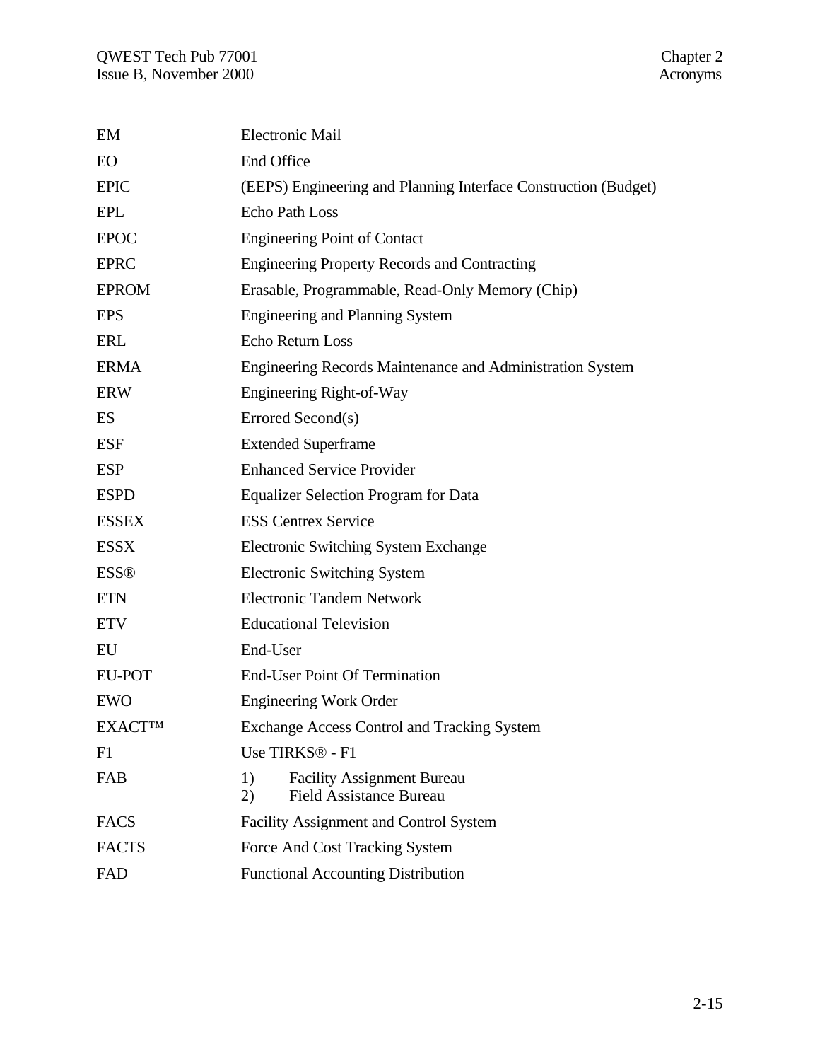| | |
|---|---|
| EM | Electronic Mail |
| EO | End Office |
| EPIC | (EEPS) Engineering and Planning Interface Construction (Budget) |
| EPL | Echo Path Loss |
| EPOC | Engineering Point of Contact |
| EPRC | Engineering Property Records and Contracting |
| EPROM | Erasable, Programmable, Read-Only Memory (Chip) |
| EPS | Engineering and Planning System |
| ERL | Echo Return Loss |
| ERMA | Engineering Records Maintenance and Administration System |
| ERW | Engineering Right-of-Way |
| ES | Errored Second(s) |
| ESF | Extended Superframe |
| ESP | Enhanced Service Provider |
| ESPD | Equalizer Selection Program for Data |
| ESSEX | ESS Centrex Service |
| ESSX | Electronic Switching System Exchange |
| ESS® | Electronic Switching System |
| ETN | Electronic Tandem Network |
| ETV | Educational Television |
| EU | End-User |
| EU-POT | End-User Point Of Termination |
| EWO | Engineering Work Order |
| EXACT™ | Exchange Access Control and Tracking System |
| F1 | Use TIRKS® - F1 |
| FAB | 1) Facility Assignment Bureau<br>2) Field Assistance Bureau |
| FACS | Facility Assignment and Control System |
| FACTS | Force And Cost Tracking System |
| FAD | Functional Accounting Distribution |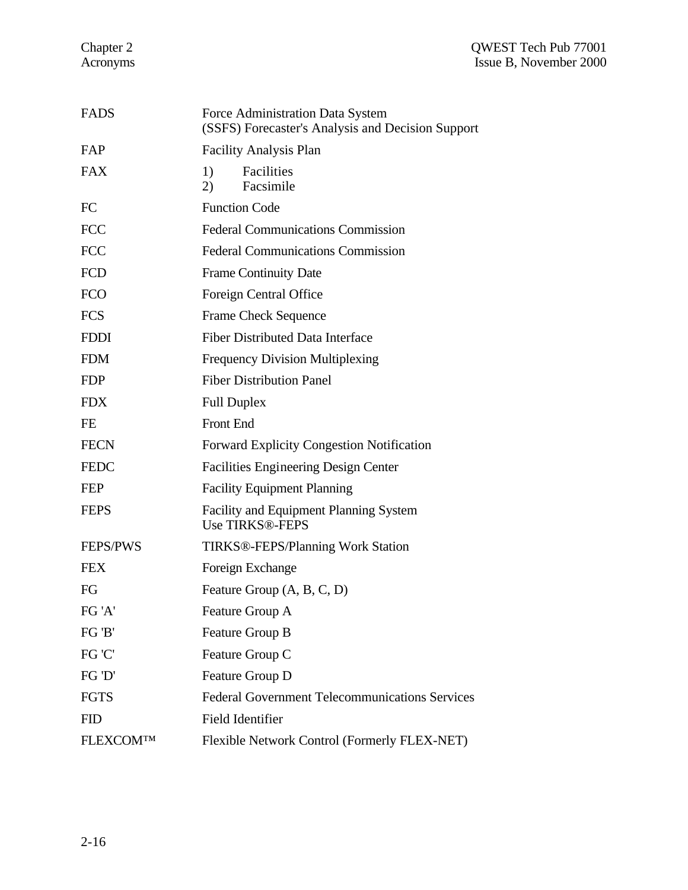| | |
|---|---|
| FADS | Force Administration Data System<br>(SSFS) Forecaster's Analysis and Decision Support |
| FAP | Facility Analysis Plan |
| FAX | 1) Facilities<br>2) Facsimile |
| FC | Function Code |
| FCC | Federal Communications Commission |
| FCC | Federal Communications Commission |
| FCD | Frame Continuity Date |
| FCO | Foreign Central Office |
| FCS | Frame Check Sequence |
| FDDI | Fiber Distributed Data Interface |
| FDM | Frequency Division Multiplexing |
| FDP | Fiber Distribution Panel |
| FDX | Full Duplex |
| FE | Front End |
| FECN | Forward Explicity Congestion Notification |
| FEDC | Facilities Engineering Design Center |
| FEP | Facility Equipment Planning |
| FEPS | Facility and Equipment Planning System<br>Use TIRKS®-FEPS |
| FEPS/PWS | TIRKS®-FEPS/Planning Work Station |
| FEX | Foreign Exchange |
| FG | Feature Group (A, B, C, D) |
| FG 'A' | Feature Group A |
| FG 'B' | Feature Group B |
| FG 'C' | Feature Group C |
| FG 'D' | Feature Group D |
| FGTS | Federal Government Telecommunications Services |
| FID | Field Identifier |
| FLEXCOM™ | Flexible Network Control (Formerly FLEX-NET) |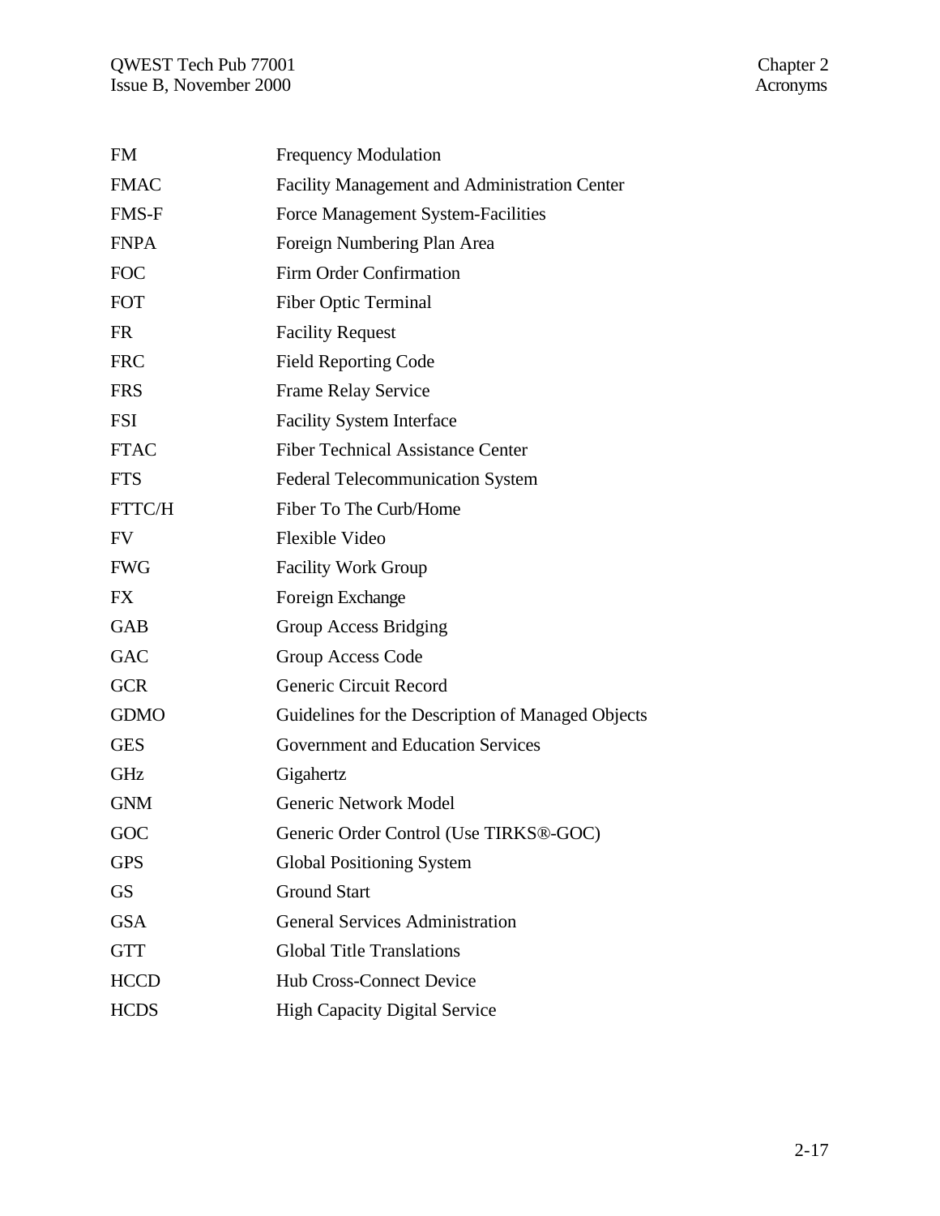| | |
|---|---|
| FM | Frequency Modulation |
| FMAC | Facility Management and Administration Center |
| FMS-F | Force Management System-Facilities |
| FNPA | Foreign Numbering Plan Area |
| FOC | Firm Order Confirmation |
| FOT | Fiber Optic Terminal |
| FR | Facility Request |
| FRC | Field Reporting Code |
| FRS | Frame Relay Service |
| FSI | Facility System Interface |
| FTAC | Fiber Technical Assistance Center |
| FTS | Federal Telecommunication System |
| FTTC/H | Fiber To The Curb/Home |
| FV | Flexible Video |
| FWG | Facility Work Group |
| FX | Foreign Exchange |
| GAB | Group Access Bridging |
| GAC | Group Access Code |
| GCR | Generic Circuit Record |
| GDMO | Guidelines for the Description of Managed Objects |
| GES | Government and Education Services |
| GHz | Gigahertz |
| GNM | Generic Network Model |
| GOC | Generic Order Control (Use TIRKS®-GOC) |
| GPS | Global Positioning System |
| GS | Ground Start |
| GSA | General Services Administration |
| GTT | Global Title Translations |
| HCCD | Hub Cross-Connect Device |
| HCDS | High Capacity Digital Service |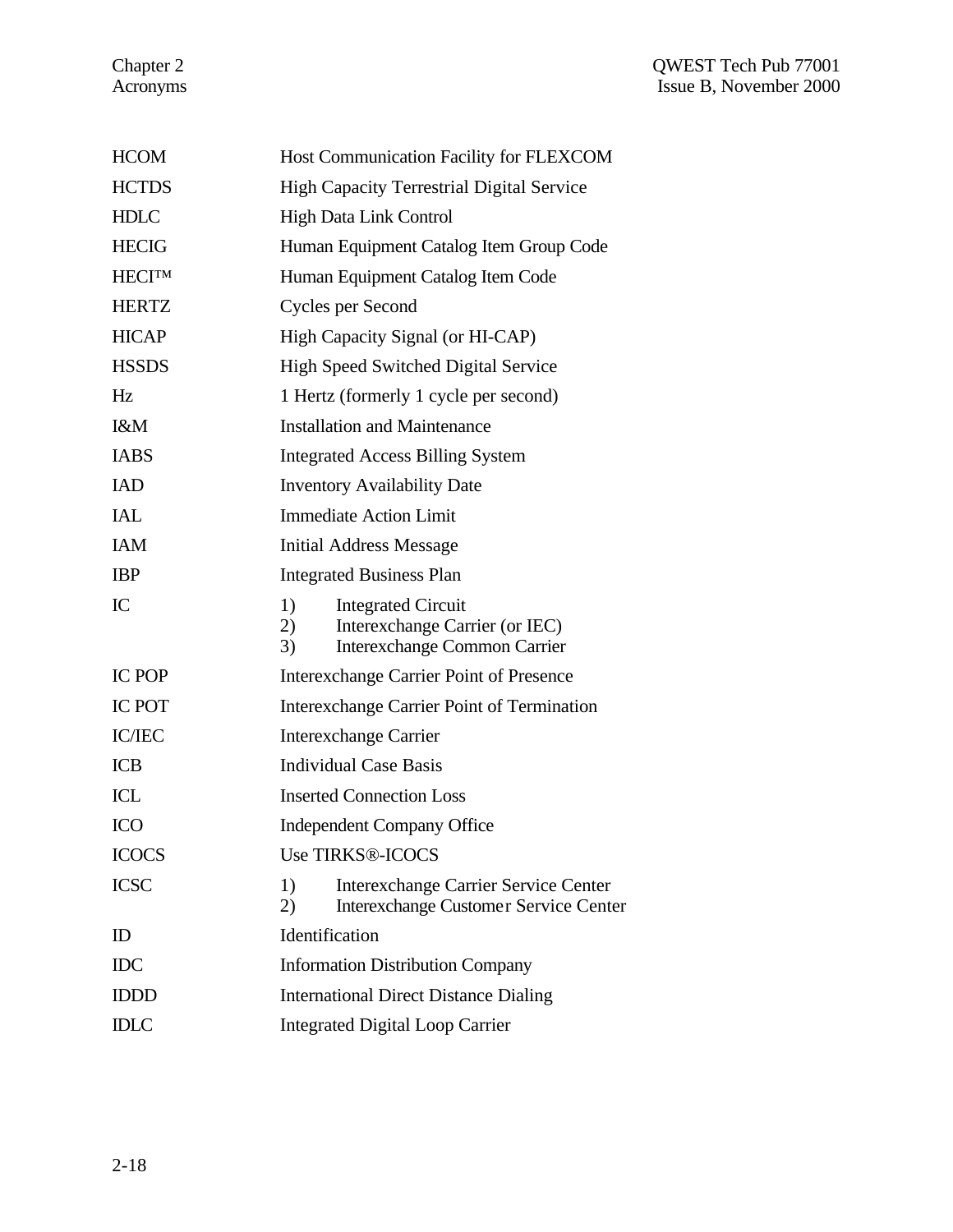| | |
|---|---|
| HCOM | Host Communication Facility for FLEXCOM |
| HCTDS | High Capacity Terrestrial Digital Service |
| HDLC | High Data Link Control |
| HECIG | Human Equipment Catalog Item Group Code |
| HECI™ | Human Equipment Catalog Item Code |
| HERTZ | Cycles per Second |
| HICAP | High Capacity Signal (or HI-CAP) |
| HSSDS | High Speed Switched Digital Service |
| Hz | 1 Hertz (formerly 1 cycle per second) |
| I&M | Installation and Maintenance |
| IABS | Integrated Access Billing System |
| IAD | Inventory Availability Date |
| IAL | Immediate Action Limit |
| IAM | Initial Address Message |
| IBP | Integrated Business Plan |
| IC | 1) Integrated Circuit<br>2) Interexchange Carrier (or IEC)<br>3) Interexchange Common Carrier |
| IC POP | Interexchange Carrier Point of Presence |
| IC POT | Interexchange Carrier Point of Termination |
| IC/IEC | Interexchange Carrier |
| ICB | Individual Case Basis |
| ICL | Inserted Connection Loss |
| ICO | Independent Company Office |
| ICOCS | Use TIRKS®-ICOCS |
| ICSC | 1) Interexchange Carrier Service Center<br>2) Interexchange Customer Service Center |
| ID | Identification |
| IDC | Information Distribution Company |
| IDDD | International Direct Distance Dialing |
| IDLC | Integrated Digital Loop Carrier |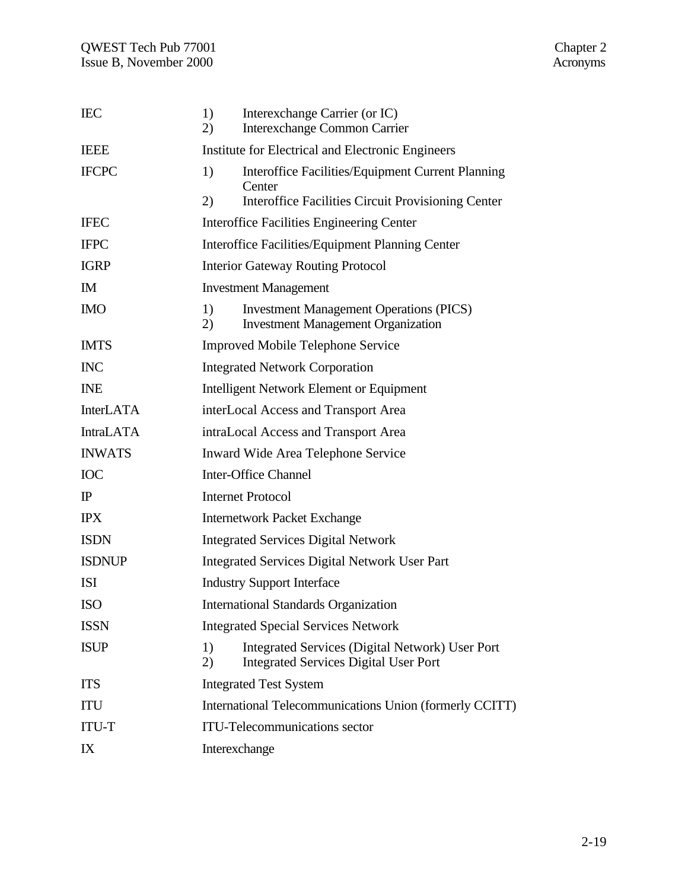| | |
|---|---|
| IEC | 1) Interexchange Carrier (or IC)<br>2) Interexchange Common Carrier |
| IEEE | Institute for Electrical and Electronic Engineers |
| IFCPC | 1) Interoffice Facilities/Equipment Current Planning Center<br>2) Interoffice Facilities Circuit Provisioning Center |
| IFEC | Interoffice Facilities Engineering Center |
| IFPC | Interoffice Facilities/Equipment Planning Center |
| IGRP | Interior Gateway Routing Protocol |
| IM | Investment Management |
| IMO | 1) Investment Management Operations (PICS)<br>2) Investment Management Organization |
| IMTS | Improved Mobile Telephone Service |
| INC | Integrated Network Corporation |
| INE | Intelligent Network Element or Equipment |
| InterLATA | interLocal Access and Transport Area |
| IntraLATA | intraLocal Access and Transport Area |
| INWATS | Inward Wide Area Telephone Service |
| IOC | Inter-Office Channel |
| IP | Internet Protocol |
| IPX | Internetwork Packet Exchange |
| ISDN | Integrated Services Digital Network |
| ISDNUP | Integrated Services Digital Network User Part |
| ISI | Industry Support Interface |
| ISO | International Standards Organization |
| ISSN | Integrated Special Services Network |
| ISUP | 1) Integrated Services (Digital Network) User Port<br>2) Integrated Services Digital User Port |
| ITS | Integrated Test System |
| ITU | International Telecommunications Union (formerly CCITT) |
| ITU-T | ITU-Telecommunications sector |
| IX | Interexchange |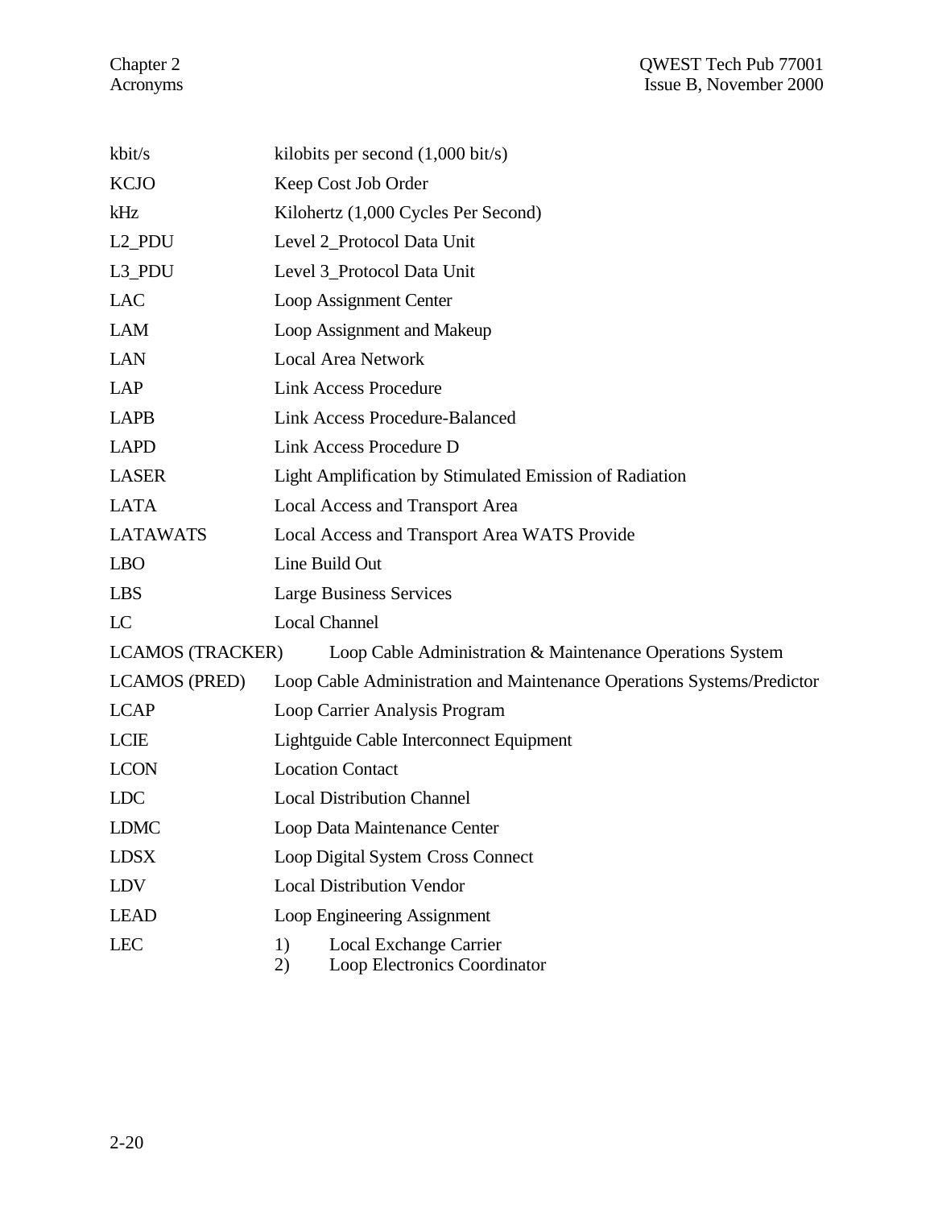| | |
|---|---|
| kbit/s | kilobits per second (1,000 bit/s) |
| KCJO | Keep Cost Job Order |
| kHz | Kilohertz (1,000 Cycles Per Second) |
| L2_PDU | Level 2_Protocol Data Unit |
| L3_PDU | Level 3_Protocol Data Unit |
| LAC | Loop Assignment Center |
| LAM | Loop Assignment and Makeup |
| LAN | Local Area Network |
| LAP | Link Access Procedure |
| LAPB | Link Access Procedure-Balanced |
| LAPD | Link Access Procedure D |
| LASER | Light Amplification by Stimulated Emission of Radiation |
| LATA | Local Access and Transport Area |
| LATAWATS | Local Access and Transport Area WATS Provide |
| LBO | Line Build Out |
| LBS | Large Business Services |
| LC | Local Channel |
| LCAMOS (TRACKER) | Loop Cable Administration & Maintenance Operations System |
| LCAMOS (PRED) | Loop Cable Administration and Maintenance Operations Systems/Predictor |
| LCAP | Loop Carrier Analysis Program |
| LCIE | Lightguide Cable Interconnect Equipment |
| LCON | Location Contact |
| LDC | Local Distribution Channel |
| LDMC | Loop Data Maintenance Center |
| LDSX | Loop Digital System Cross Connect |
| LDV | Local Distribution Vendor |
| LEAD | Loop Engineering Assignment |
| LEC | 1) Local Exchange Carrier<br>2) Loop Electronics Coordinator |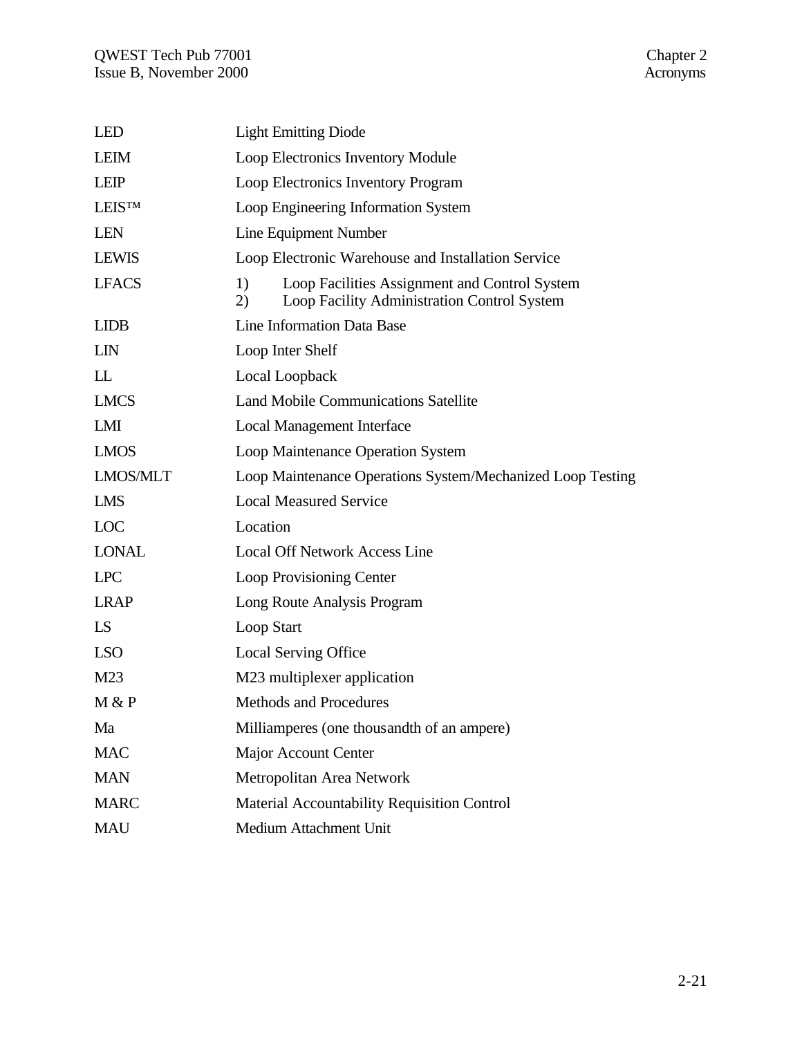| | |
|---|---|
| LED | Light Emitting Diode |
| LEIM | Loop Electronics Inventory Module |
| LEIP | Loop Electronics Inventory Program |
| LEIS™ | Loop Engineering Information System |
| LEN | Line Equipment Number |
| LEWIS | Loop Electronic Warehouse and Installation Service |
| LFACS | 1) Loop Facilities Assignment and Control System<br>2) Loop Facility Administration Control System |
| LIDB | Line Information Data Base |
| LIN | Loop Inter Shelf |
| LL | Local Loopback |
| LMCS | Land Mobile Communications Satellite |
| LMI | Local Management Interface |
| LMOS | Loop Maintenance Operation System |
| LMOS/MLT | Loop Maintenance Operations System/Mechanized Loop Testing |
| LMS | Local Measured Service |
| LOC | Location |
| LONAL | Local Off Network Access Line |
| LPC | Loop Provisioning Center |
| LRAP | Long Route Analysis Program |
| LS | Loop Start |
| LSO | Local Serving Office |
| M23 | M23 multiplexer application |
| M & P | Methods and Procedures |
| Ma | Milliamperes (one thousandth of an ampere) |
| MAC | Major Account Center |
| MAN | Metropolitan Area Network |
| MARC | Material Accountability Requisition Control |
| MAU | Medium Attachment Unit |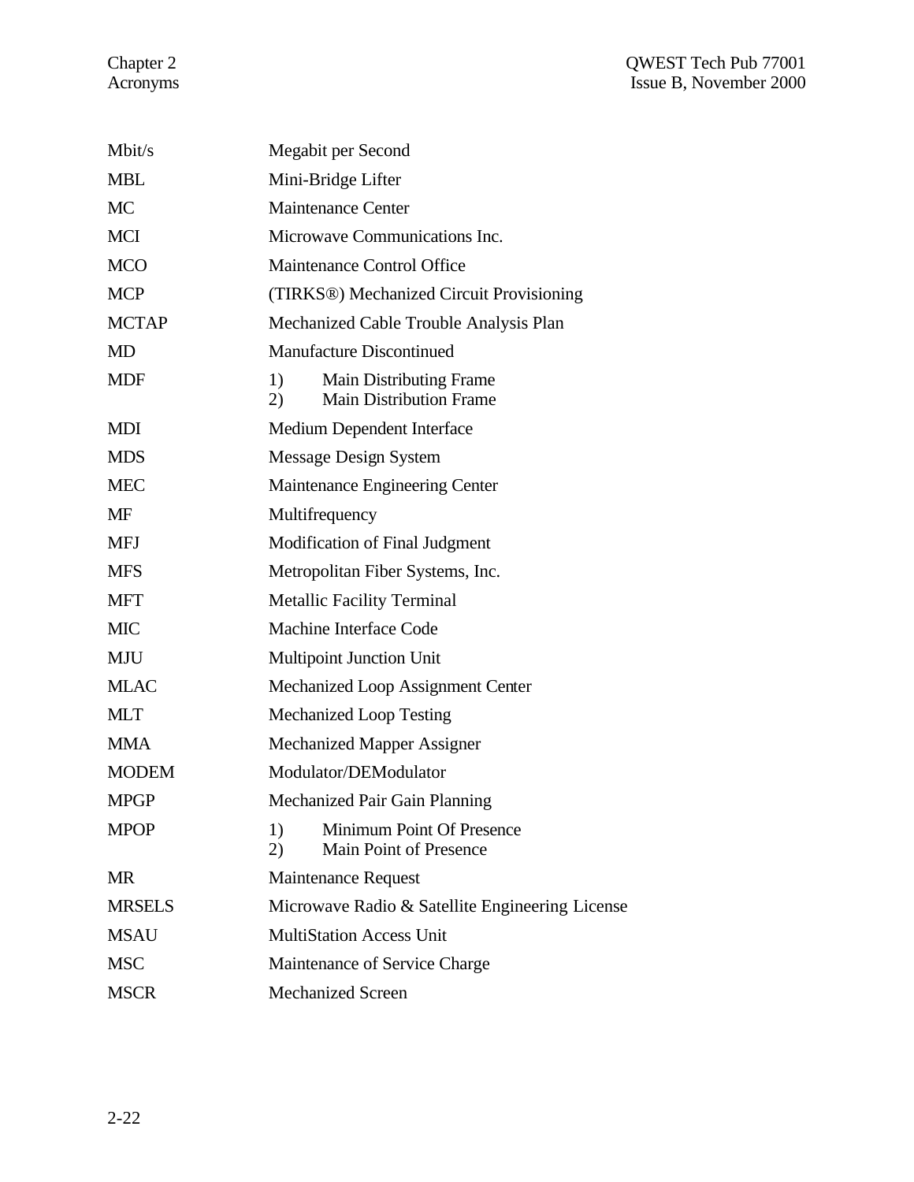| | |
|---|---|
| Mbit/s | Megabit per Second |
| MBL | Mini-Bridge Lifter |
| MC | Maintenance Center |
| MCI | Microwave Communications Inc. |
| MCO | Maintenance Control Office |
| MCP | (TIRKS®) Mechanized Circuit Provisioning |
| MCTAP | Mechanized Cable Trouble Analysis Plan |
| MD | Manufacture Discontinued |
| MDF | 1) Main Distributing Frame<br>2) Main Distribution Frame |
| MDI | Medium Dependent Interface |
| MDS | Message Design System |
| MEC | Maintenance Engineering Center |
| MF | Multifrequency |
| MFJ | Modification of Final Judgment |
| MFS | Metropolitan Fiber Systems, Inc. |
| MFT | Metallic Facility Terminal |
| MIC | Machine Interface Code |
| MJU | Multipoint Junction Unit |
| MLAC | Mechanized Loop Assignment Center |
| MLT | Mechanized Loop Testing |
| MMA | Mechanized Mapper Assigner |
| MODEM | Modulator/DEModulator |
| MPGP | Mechanized Pair Gain Planning |
| MPOP | 1) Minimum Point Of Presence<br>2) Main Point of Presence |
| MR | Maintenance Request |
| MRSELS | Microwave Radio & Satellite Engineering License |
| MSAU | MultiStation Access Unit |
| MSC | Maintenance of Service Charge |
| MSCR | Mechanized Screen |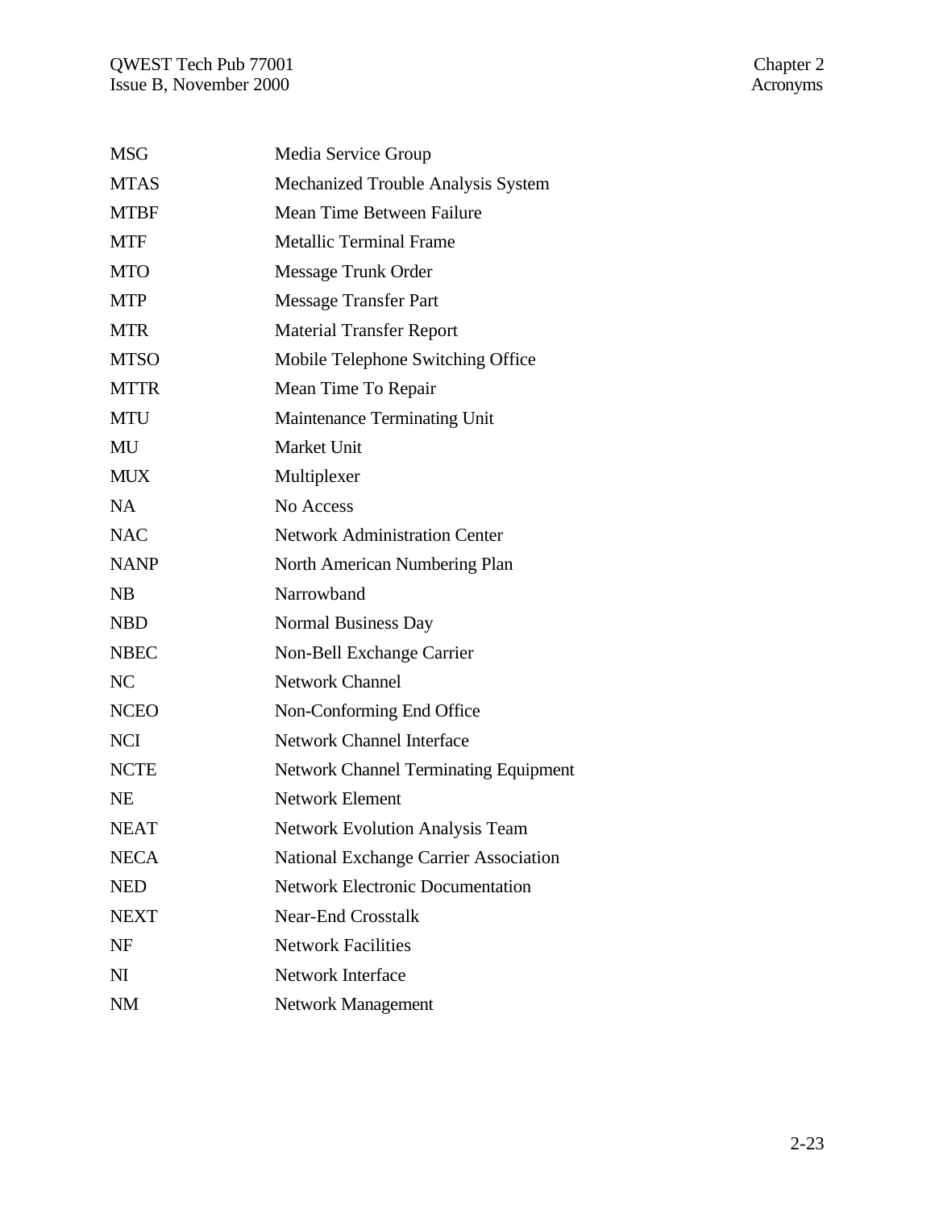| | |
|---|---|
| MSG | Media Service Group |
| MTAS | Mechanized Trouble Analysis System |
| MTBF | Mean Time Between Failure |
| MTF | Metallic Terminal Frame |
| MTO | Message Trunk Order |
| MTP | Message Transfer Part |
| MTR | Material Transfer Report |
| MTSO | Mobile Telephone Switching Office |
| MTTR | Mean Time To Repair |
| MTU | Maintenance Terminating Unit |
| MU | Market Unit |
| MUX | Multiplexer |
| NA | No Access |
| NAC | Network Administration Center |
| NANP | North American Numbering Plan |
| NB | Narrowband |
| NBD | Normal Business Day |
| NBEC | Non-Bell Exchange Carrier |
| NC | Network Channel |
| NCEO | Non-Conforming End Office |
| NCI | Network Channel Interface |
| NCTE | Network Channel Terminating Equipment |
| NE | Network Element |
| NEAT | Network Evolution Analysis Team |
| NECA | National Exchange Carrier Association |
| NED | Network Electronic Documentation |
| NEXT | Near-End Crosstalk |
| NF | Network Facilities |
| NI | Network Interface |
| NM | Network Management |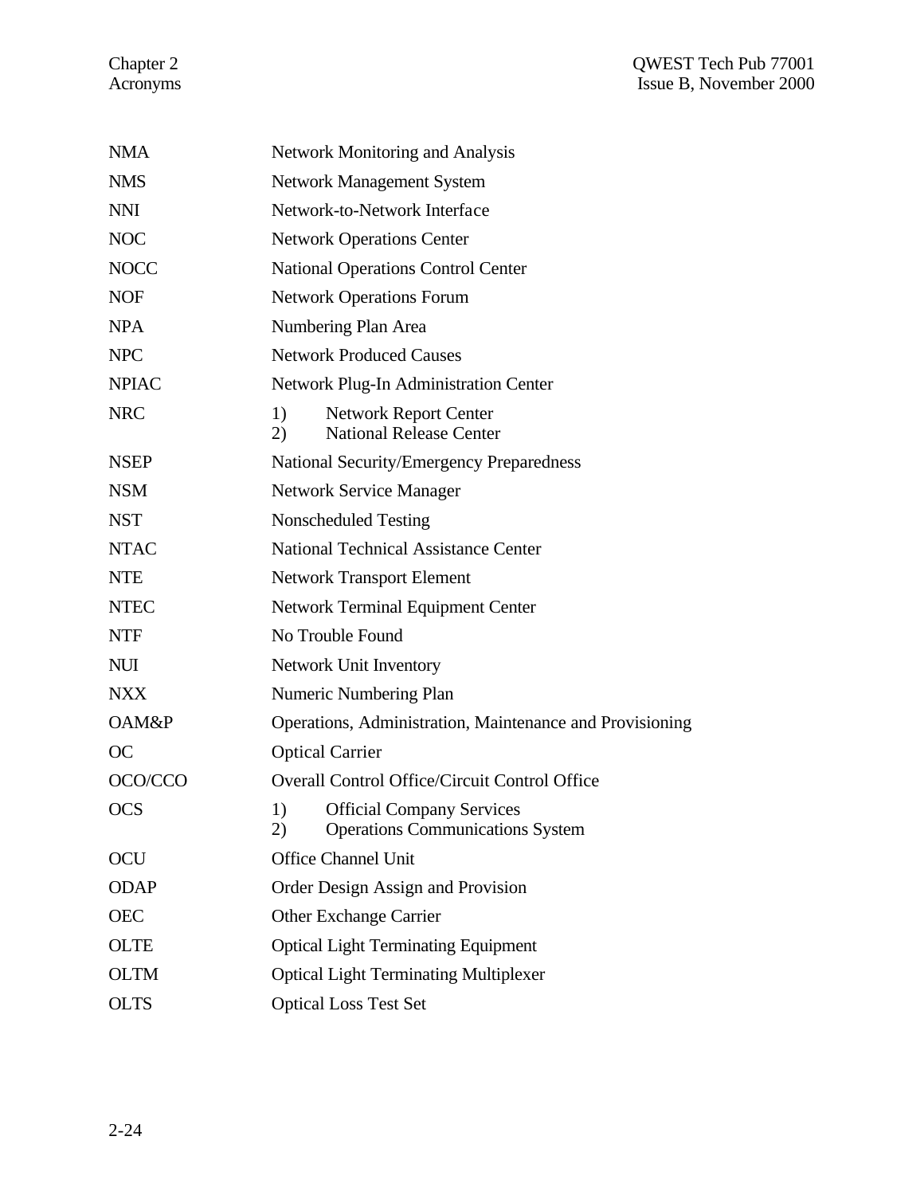| | |
|---|---|
| NMA | Network Monitoring and Analysis |
| NMS | Network Management System |
| NNI | Network-to-Network Interface |
| NOC | Network Operations Center |
| NOCC | National Operations Control Center |
| NOF | Network Operations Forum |
| NPA | Numbering Plan Area |
| NPC | Network Produced Causes |
| NPIAC | Network Plug-In Administration Center |
| NRC | 1) Network Report Center<br>2) National Release Center |
| NSEP | National Security/Emergency Preparedness |
| NSM | Network Service Manager |
| NST | Nonscheduled Testing |
| NTAC | National Technical Assistance Center |
| NTE | Network Transport Element |
| NTEC | Network Terminal Equipment Center |
| NTF | No Trouble Found |
| NUI | Network Unit Inventory |
| NXX | Numeric Numbering Plan |
| OAM&P | Operations, Administration, Maintenance and Provisioning |
| OC | Optical Carrier |
| OCO/CCO | Overall Control Office/Circuit Control Office |
| OCS | 1) Official Company Services<br>2) Operations Communications System |
| OCU | Office Channel Unit |
| ODAP | Order Design Assign and Provision |
| OEC | Other Exchange Carrier |
| OLTE | Optical Light Terminating Equipment |
| OLTM | Optical Light Terminating Multiplexer |
| OLTS | Optical Loss Test Set |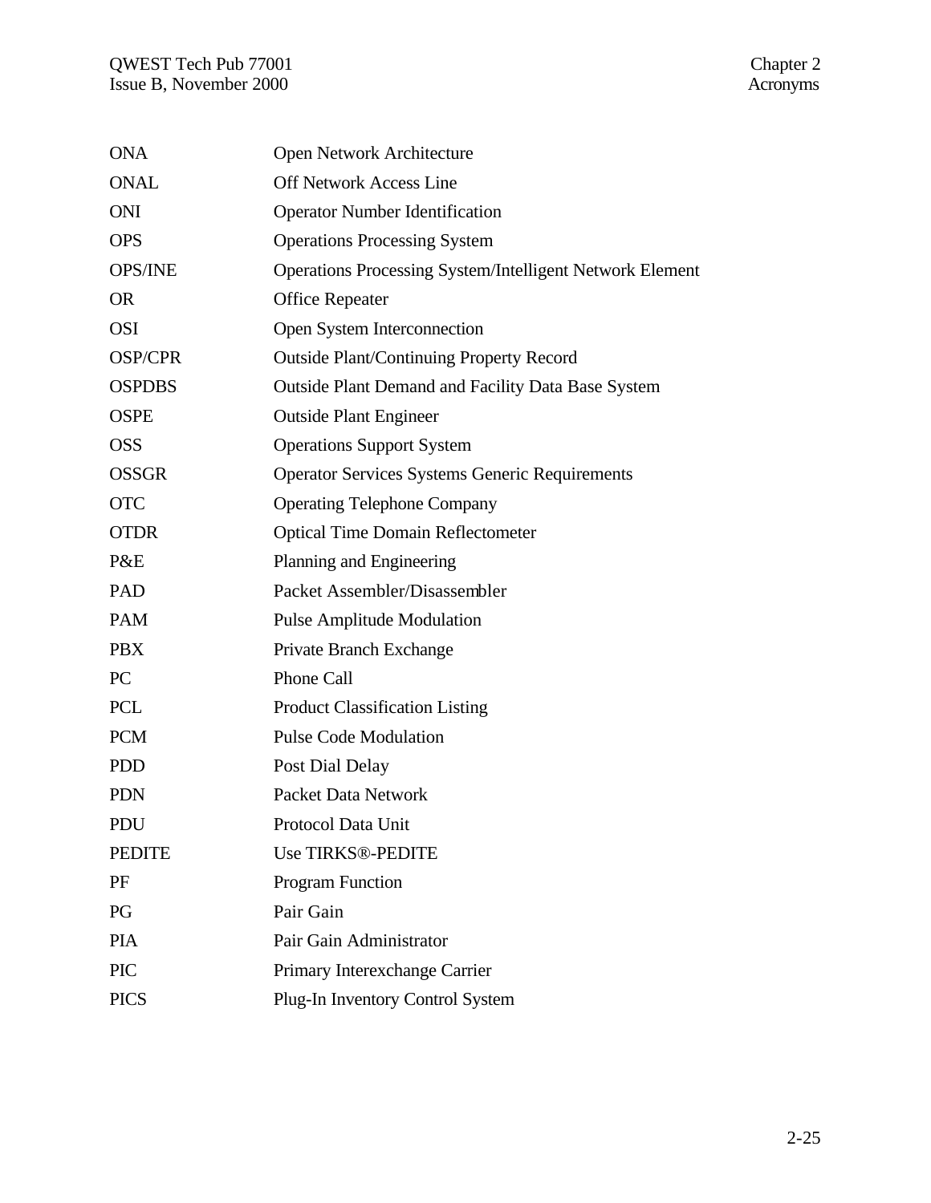| | |
|---|---|
| ONA | Open Network Architecture |
| ONAL | Off Network Access Line |
| ONI | Operator Number Identification |
| OPS | Operations Processing System |
| OPS/INE | Operations Processing System/Intelligent Network Element |
| OR | Office Repeater |
| OSI | Open System Interconnection |
| OSP/CPR | Outside Plant/Continuing Property Record |
| OSPDBS | Outside Plant Demand and Facility Data Base System |
| OSPE | Outside Plant Engineer |
| OSS | Operations Support System |
| OSSGR | Operator Services Systems Generic Requirements |
| OTC | Operating Telephone Company |
| OTDR | Optical Time Domain Reflectometer |
| P&E | Planning and Engineering |
| PAD | Packet Assembler/Disassembler |
| PAM | Pulse Amplitude Modulation |
| PBX | Private Branch Exchange |
| PC | Phone Call |
| PCL | Product Classification Listing |
| PCM | Pulse Code Modulation |
| PDD | Post Dial Delay |
| PDN | Packet Data Network |
| PDU | Protocol Data Unit |
| PEDITE | Use TIRKS®-PEDITE |
| PF | Program Function |
| PG | Pair Gain |
| PIA | Pair Gain Administrator |
| PIC | Primary Interexchange Carrier |
| PICS | Plug-In Inventory Control System |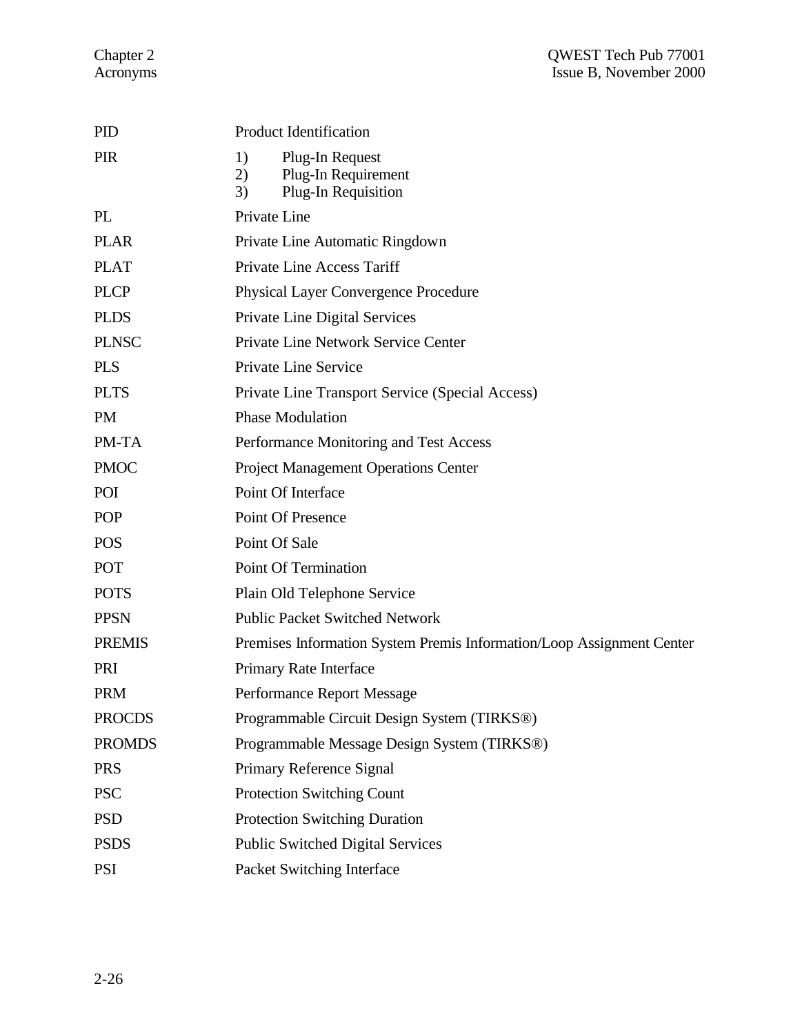| | |
|---|---|
| PID | Product Identification |
| PIR | 1) Plug-In Request<br>2) Plug-In Requirement<br>3) Plug-In Requisition |
| PL | Private Line |
| PLAR | Private Line Automatic Ringdown |
| PLAT | Private Line Access Tariff |
| PLCP | Physical Layer Convergence Procedure |
| PLDS | Private Line Digital Services |
| PLNSC | Private Line Network Service Center |
| PLS | Private Line Service |
| PLTS | Private Line Transport Service (Special Access) |
| PM | Phase Modulation |
| PM-TA | Performance Monitoring and Test Access |
| PMOC | Project Management Operations Center |
| POI | Point Of Interface |
| POP | Point Of Presence |
| POS | Point Of Sale |
| POT | Point Of Termination |
| POTS | Plain Old Telephone Service |
| PPSN | Public Packet Switched Network |
| PREMIS | Premises Information System Premis Information/Loop Assignment Center |
| PRI | Primary Rate Interface |
| PRM | Performance Report Message |
| PROCDS | Programmable Circuit Design System (TIRKS®) |
| PROMDS | Programmable Message Design System (TIRKS®) |
| PRS | Primary Reference Signal |
| PSC | Protection Switching Count |
| PSD | Protection Switching Duration |
| PSDS | Public Switched Digital Services |
| PSI | Packet Switching Interface |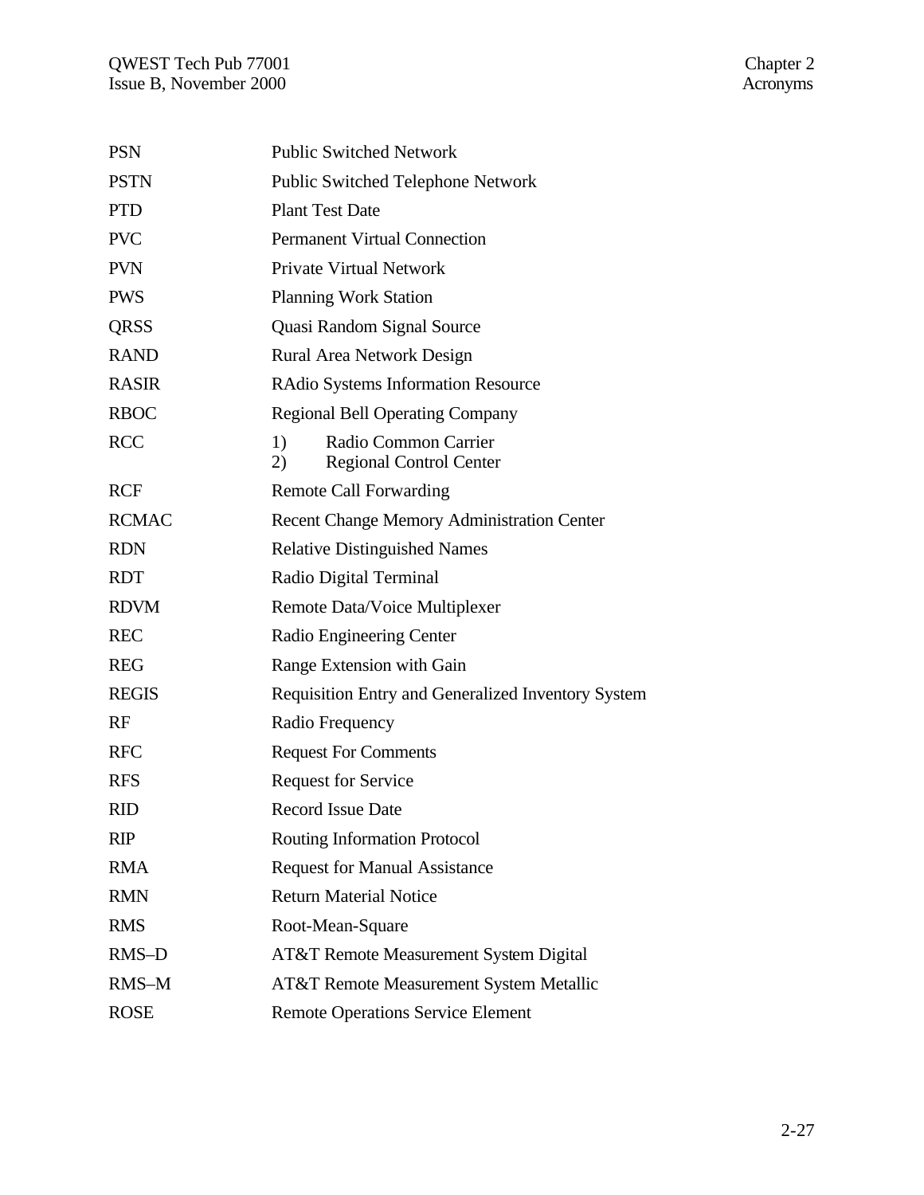| | |
|---|---|
| PSN | Public Switched Network |
| PSTN | Public Switched Telephone Network |
| PTD | Plant Test Date |
| PVC | Permanent Virtual Connection |
| PVN | Private Virtual Network |
| PWS | Planning Work Station |
| QRSS | Quasi Random Signal Source |
| RAND | Rural Area Network Design |
| RASIR | RAdio Systems Information Resource |
| RBOC | Regional Bell Operating Company |
| RCC | 1) Radio Common Carrier<br>2) Regional Control Center |
| RCF | Remote Call Forwarding |
| RCMAC | Recent Change Memory Administration Center |
| RDN | Relative Distinguished Names |
| RDT | Radio Digital Terminal |
| RDVM | Remote Data/Voice Multiplexer |
| REC | Radio Engineering Center |
| REG | Range Extension with Gain |
| REGIS | Requisition Entry and Generalized Inventory System |
| RF | Radio Frequency |
| RFC | Request For Comments |
| RFS | Request for Service |
| RID | Record Issue Date |
| RIP | Routing Information Protocol |
| RMA | Request for Manual Assistance |
| RMN | Return Material Notice |
| RMS | Root-Mean-Square |
| RMS–D | AT&T Remote Measurement System Digital |
| RMS–M | AT&T Remote Measurement System Metallic |
| ROSE | Remote Operations Service Element |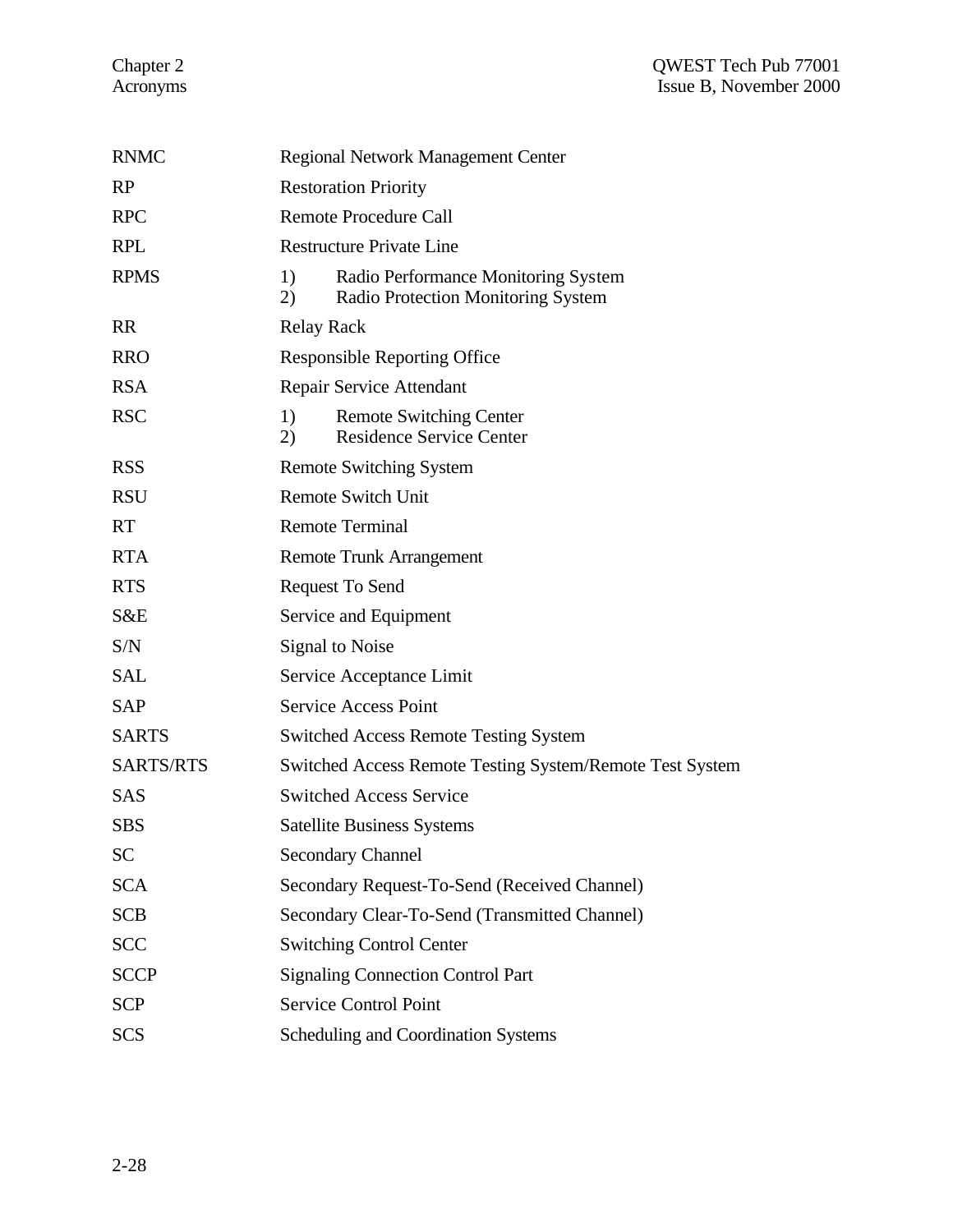| | |
|---|---|
| RNMC | Regional Network Management Center |
| RP | Restoration Priority |
| RPC | Remote Procedure Call |
| RPL | Restructure Private Line |
| RPMS | 1) Radio Performance Monitoring System<br>2) Radio Protection Monitoring System |
| RR | Relay Rack |
| RRO | Responsible Reporting Office |
| RSA | Repair Service Attendant |
| RSC | 1) Remote Switching Center<br>2) Residence Service Center |
| RSS | Remote Switching System |
| RSU | Remote Switch Unit |
| RT | Remote Terminal |
| RTA | Remote Trunk Arrangement |
| RTS | Request To Send |
| S&E | Service and Equipment |
| S/N | Signal to Noise |
| SAL | Service Acceptance Limit |
| SAP | Service Access Point |
| SARTS | Switched Access Remote Testing System |
| SARTS/RTS | Switched Access Remote Testing System/Remote Test System |
| SAS | Switched Access Service |
| SBS | Satellite Business Systems |
| SC | Secondary Channel |
| SCA | Secondary Request-To-Send (Received Channel) |
| SCB | Secondary Clear-To-Send (Transmitted Channel) |
| SCC | Switching Control Center |
| SCCP | Signaling Connection Control Part |
| SCP | Service Control Point |
| SCS | Scheduling and Coordination Systems |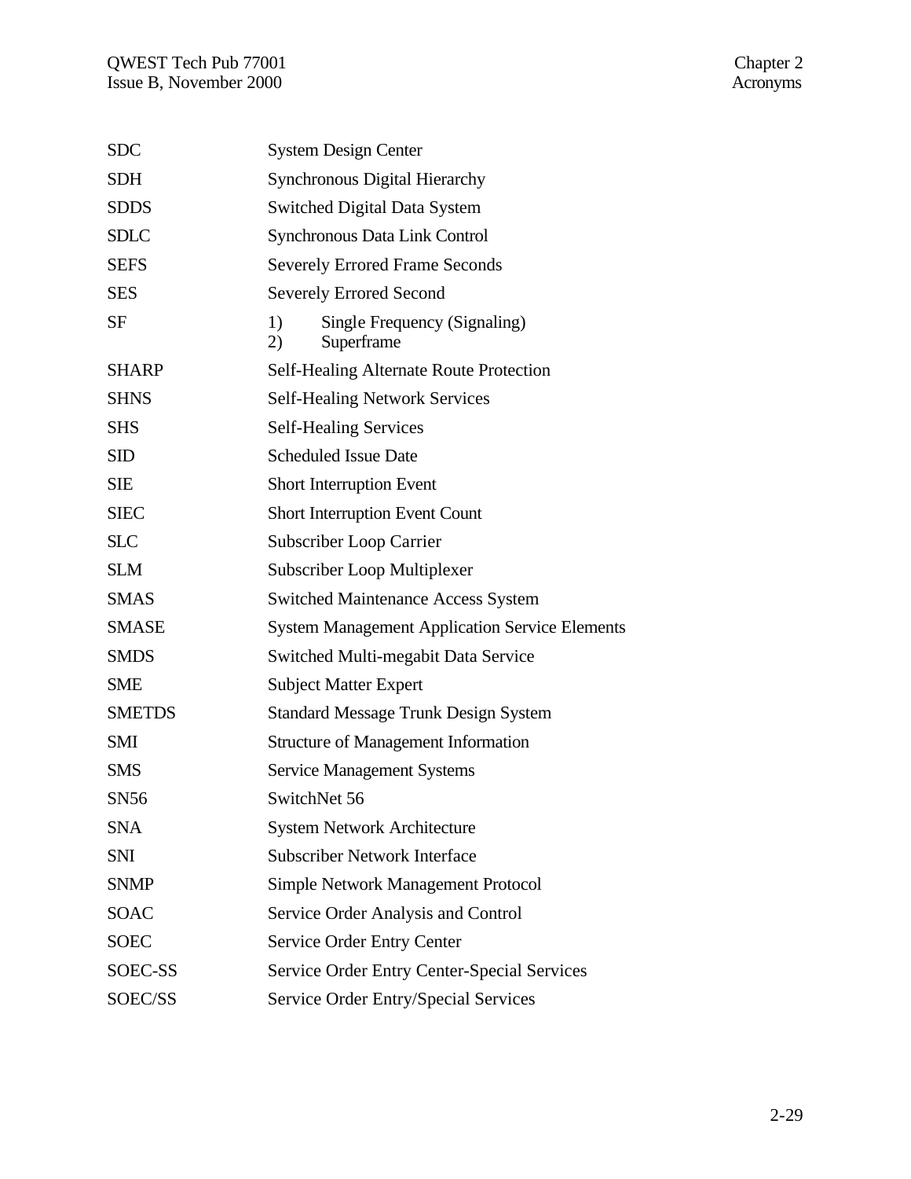| | |
|---|---|
| SDC | System Design Center |
| SDH | Synchronous Digital Hierarchy |
| SDDS | Switched Digital Data System |
| SDLC | Synchronous Data Link Control |
| SEFS | Severely Errored Frame Seconds |
| SES | Severely Errored Second |
| SF | 1) Single Frequency (Signaling)<br>2) Superframe |
| SHARP | Self-Healing Alternate Route Protection |
| SHNS | Self-Healing Network Services |
| SHS | Self-Healing Services |
| SID | Scheduled Issue Date |
| SIE | Short Interruption Event |
| SIEC | Short Interruption Event Count |
| SLC | Subscriber Loop Carrier |
| SLM | Subscriber Loop Multiplexer |
| SMAS | Switched Maintenance Access System |
| SMASE | System Management Application Service Elements |
| SMDS | Switched Multi-megabit Data Service |
| SME | Subject Matter Expert |
| SMETDS | Standard Message Trunk Design System |
| SMI | Structure of Management Information |
| SMS | Service Management Systems |
| SN56 | SwitchNet 56 |
| SNA | System Network Architecture |
| SNI | Subscriber Network Interface |
| SNMP | Simple Network Management Protocol |
| SOAC | Service Order Analysis and Control |
| SOEC | Service Order Entry Center |
| SOEC-SS | Service Order Entry Center-Special Services |
| SOEC/SS | Service Order Entry/Special Services |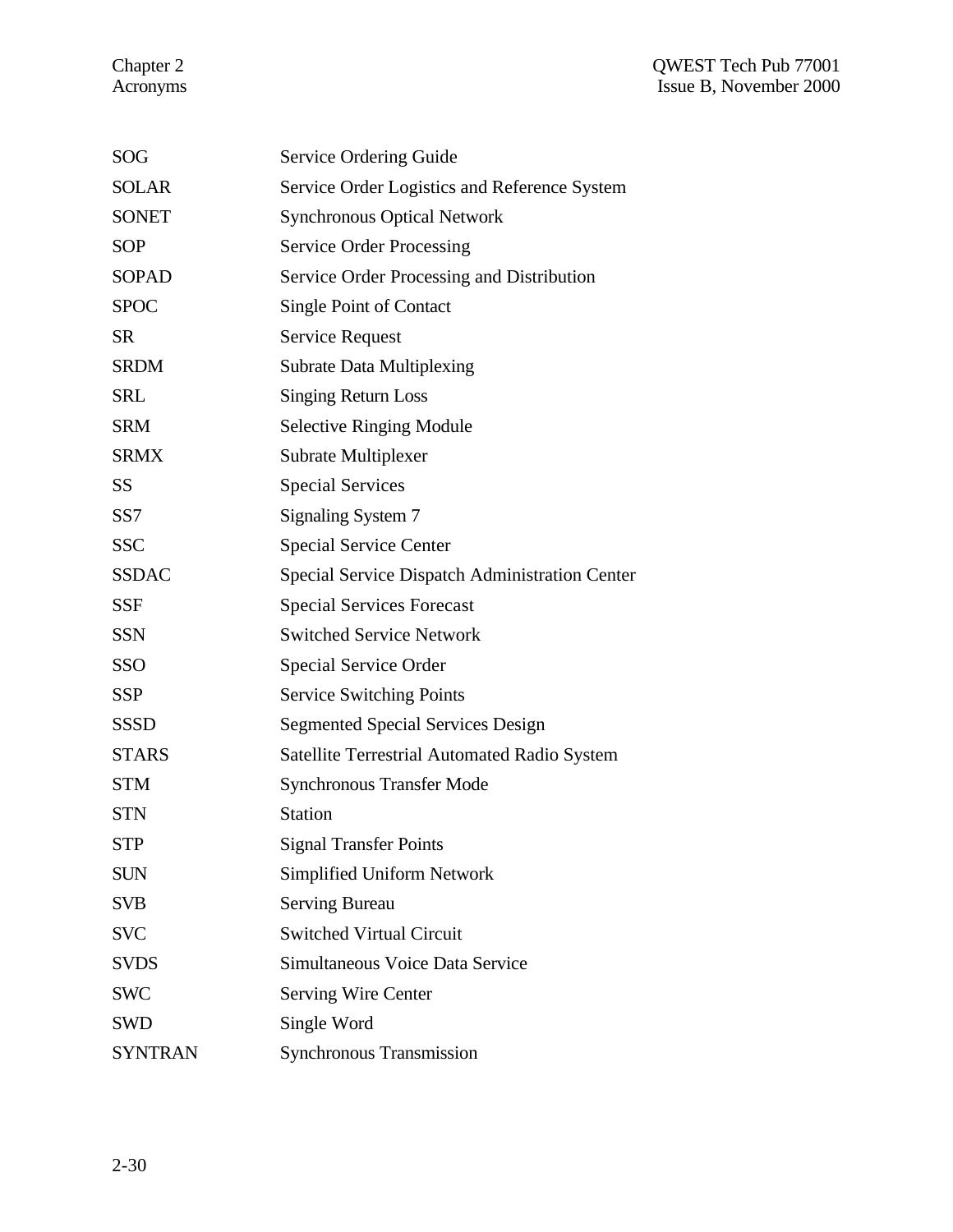| | |
|---|---|
| SOG | Service Ordering Guide |
| SOLAR | Service Order Logistics and Reference System |
| SONET | Synchronous Optical Network |
| SOP | Service Order Processing |
| SOPAD | Service Order Processing and Distribution |
| SPOC | Single Point of Contact |
| SR | Service Request |
| SRDM | Subrate Data Multiplexing |
| SRL | Singing Return Loss |
| SRM | Selective Ringing Module |
| SRMX | Subrate Multiplexer |
| SS | Special Services |
| SS7 | Signaling System 7 |
| SSC | Special Service Center |
| SSDAC | Special Service Dispatch Administration Center |
| SSF | Special Services Forecast |
| SSN | Switched Service Network |
| SSO | Special Service Order |
| SSP | Service Switching Points |
| SSSD | Segmented Special Services Design |
| STARS | Satellite Terrestrial Automated Radio System |
| STM | Synchronous Transfer Mode |
| STN | Station |
| STP | Signal Transfer Points |
| SUN | Simplified Uniform Network |
| SVB | Serving Bureau |
| SVC | Switched Virtual Circuit |
| SVDS | Simultaneous Voice Data Service |
| SWC | Serving Wire Center |
| SWD | Single Word |
| SYNTRAN | Synchronous Transmission |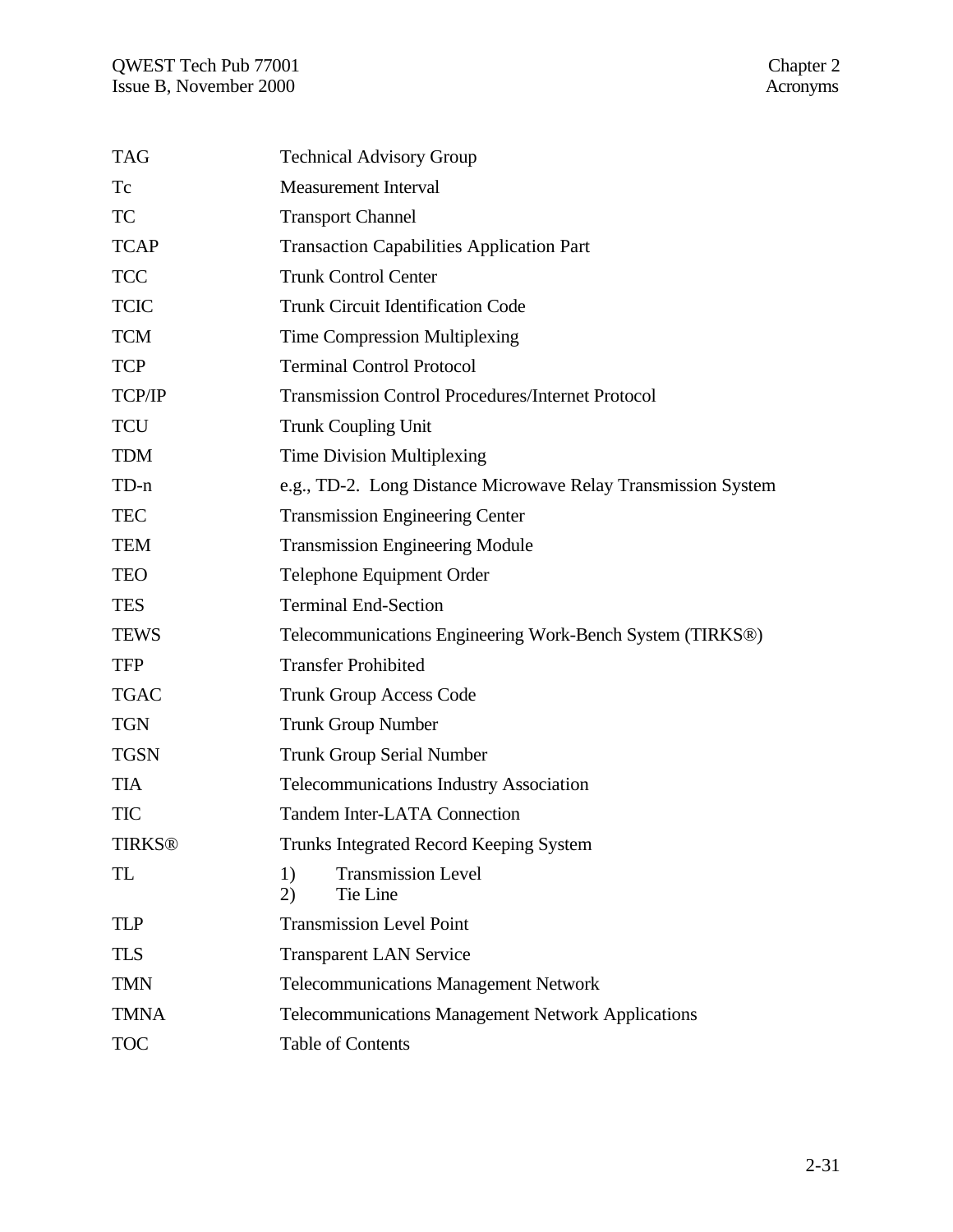| | |
|---|---|
| TAG | Technical Advisory Group |
| Tc | Measurement Interval |
| TC | Transport Channel |
| TCAP | Transaction Capabilities Application Part |
| TCC | Trunk Control Center |
| TCIC | Trunk Circuit Identification Code |
| TCM | Time Compression Multiplexing |
| TCP | Terminal Control Protocol |
| TCP/IP | Transmission Control Procedures/Internet Protocol |
| TCU | Trunk Coupling Unit |
| TDM | Time Division Multiplexing |
| TD-n | e.g., TD-2. Long Distance Microwave Relay Transmission System |
| TEC | Transmission Engineering Center |
| TEM | Transmission Engineering Module |
| TEO | Telephone Equipment Order |
| TES | Terminal End-Section |
| TEWS | Telecommunications Engineering Work-Bench System (TIRKS®) |
| TFP | Transfer Prohibited |
| TGAC | Trunk Group Access Code |
| TGN | Trunk Group Number |
| TGSN | Trunk Group Serial Number |
| TIA | Telecommunications Industry Association |
| TIC | Tandem Inter-LATA Connection |
| TIRKS® | Trunks Integrated Record Keeping System |
| TL | 1) Transmission Level<br>2) Tie Line |
| TLP | Transmission Level Point |
| TLS | Transparent LAN Service |
| TMN | Telecommunications Management Network |
| TMNA | Telecommunications Management Network Applications |
| TOC | Table of Contents |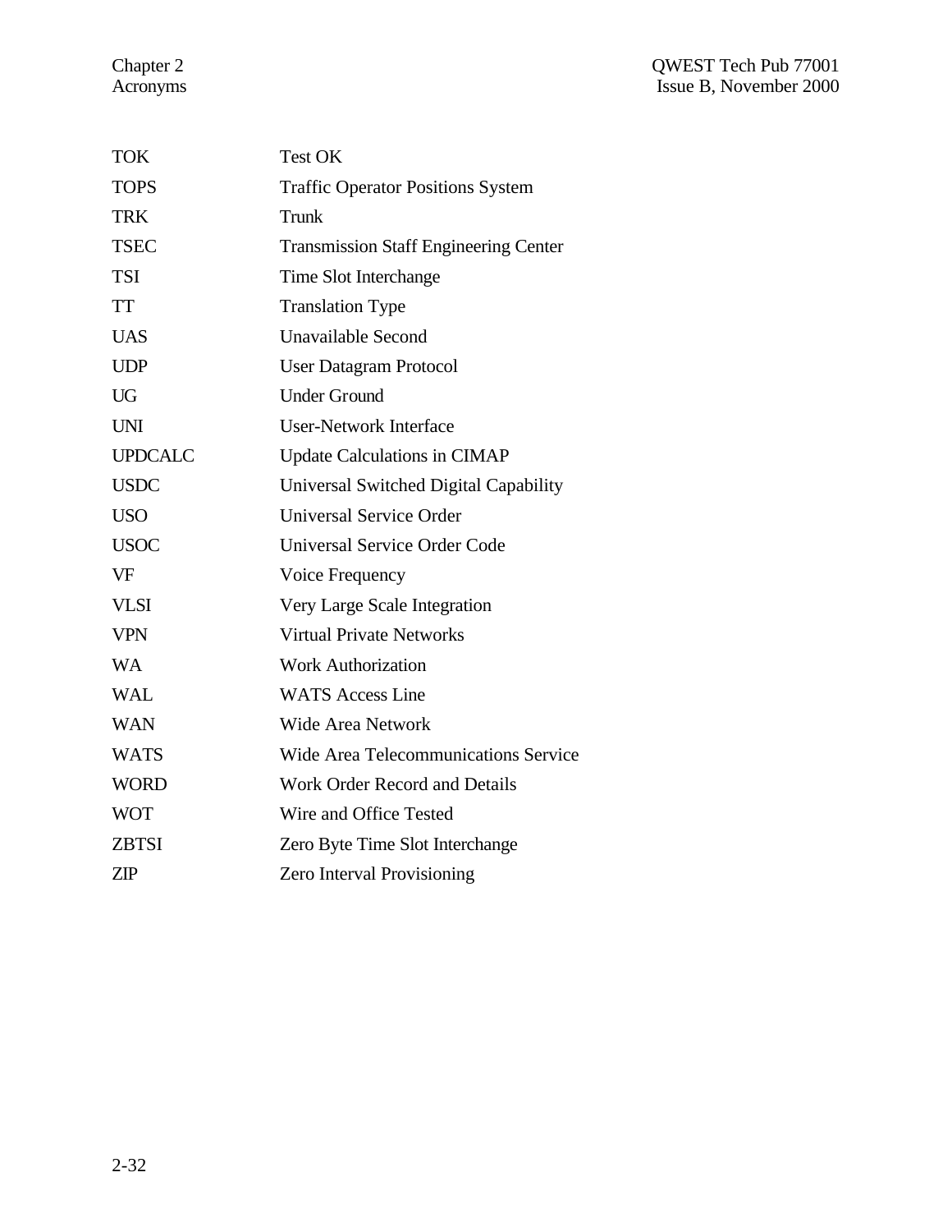| | |
|---|---|
| TOK | Test OK |
| TOPS | Traffic Operator Positions System |
| TRK | Trunk |
| TSEC | Transmission Staff Engineering Center |
| TSI | Time Slot Interchange |
| TT | Translation Type |
| UAS | Unavailable Second |
| UDP | User Datagram Protocol |
| UG | Under Ground |
| UNI | User-Network Interface |
| UPDCALC | Update Calculations in CIMAP |
| USDC | Universal Switched Digital Capability |
| USO | Universal Service Order |
| USOC | Universal Service Order Code |
| VF | Voice Frequency |
| VLSI | Very Large Scale Integration |
| VPN | Virtual Private Networks |
| WA | Work Authorization |
| WAL | WATS Access Line |
| WAN | Wide Area Network |
| WATS | Wide Area Telecommunications Service |
| WORD | Work Order Record and Details |
| WOT | Wire and Office Tested |
| ZBTSI | Zero Byte Time Slot Interchange |
| ZIP | Zero Interval Provisioning |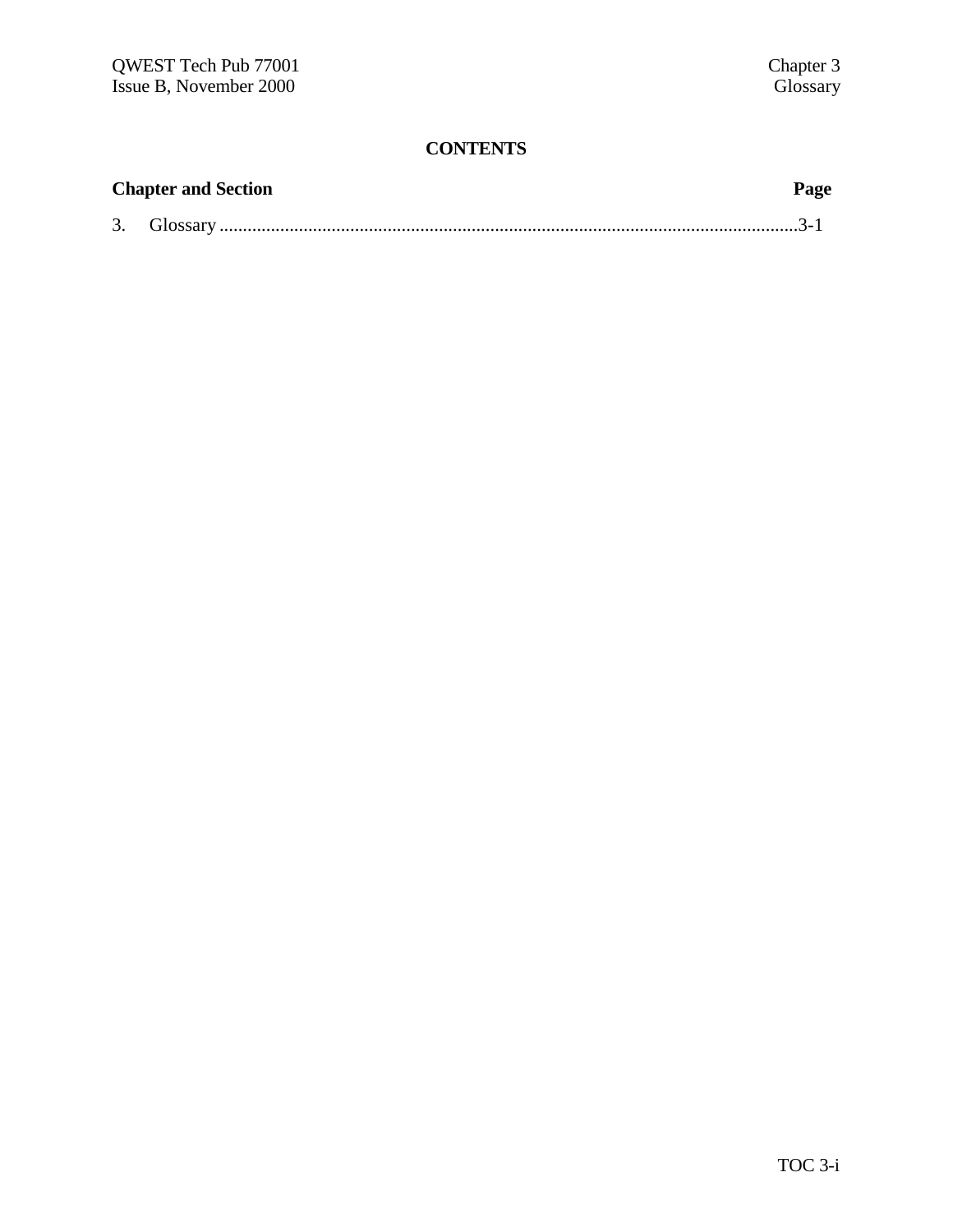**CONTENTS**

| Chapter and Section | Page |
|---|---|
| 3. Glossary | 3-1 |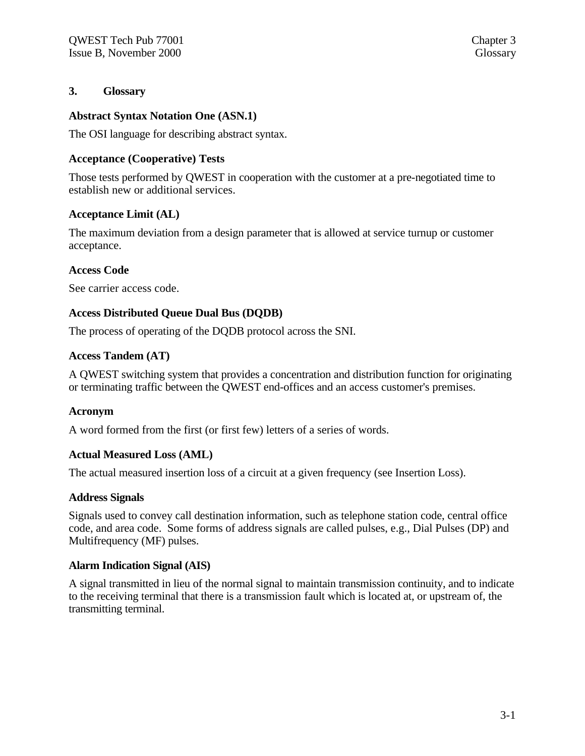# 3. Glossary

**Abstract Syntax Notation One (ASN.1)**

The OSI language for describing abstract syntax.

**Acceptance (Cooperative) Tests**

Those tests performed by QWEST in cooperation with the customer at a pre-negotiated time to establish new or additional services.

**Acceptance Limit (AL)**

The maximum deviation from a design parameter that is allowed at service turnup or customer acceptance.

**Access Code**

See carrier access code.

**Access Distributed Queue Dual Bus (DQDB)**

The process of operating of the DQDB protocol across the SNI.

**Access Tandem (AT)**

A QWEST switching system that provides a concentration and distribution function for originating or terminating traffic between the QWEST end-offices and an access customer's premises.

**Acronym**

A word formed from the first (or first few) letters of a series of words.

**Actual Measured Loss (AML)**

The actual measured insertion loss of a circuit at a given frequency (see Insertion Loss).

**Address Signals**

Signals used to convey call destination information, such as telephone station code, central office code, and area code. Some forms of address signals are called pulses, e.g., Dial Pulses (DP) and Multifrequency (MF) pulses.

**Alarm Indication Signal (AIS)**

A signal transmitted in lieu of the normal signal to maintain transmission continuity, and to indicate to the receiving terminal that there is a transmission fault which is located at, or upstream of, the transmitting terminal.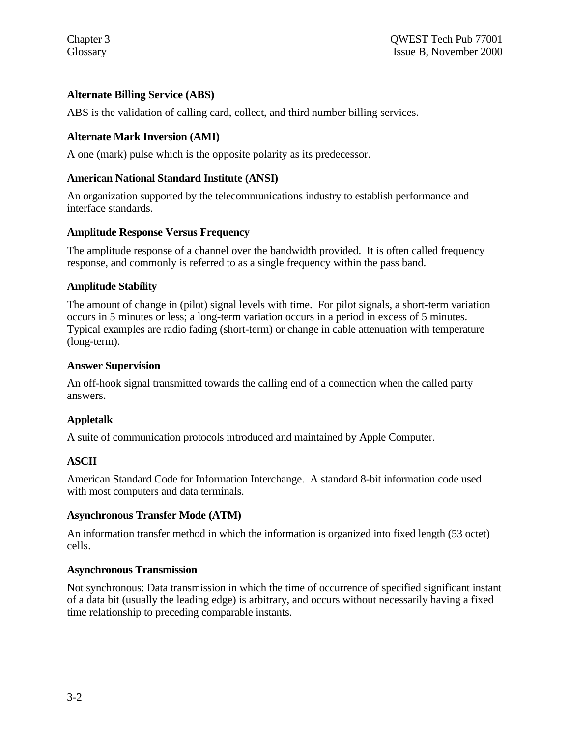**Alternate Billing Service (ABS)**

ABS is the validation of calling card, collect, and third number billing services.

**Alternate Mark Inversion (AMI)**

A one (mark) pulse which is the opposite polarity as its predecessor.

**American National Standard Institute (ANSI)**

An organization supported by the telecommunications industry to establish performance and interface standards.

**Amplitude Response Versus Frequency**

The amplitude response of a channel over the bandwidth provided. It is often called frequency response, and commonly is referred to as a single frequency within the pass band.

**Amplitude Stability**

The amount of change in (pilot) signal levels with time. For pilot signals, a short-term variation occurs in 5 minutes or less; a long-term variation occurs in a period in excess of 5 minutes. Typical examples are radio fading (short-term) or change in cable attenuation with temperature (long-term).

**Answer Supervision**

An off-hook signal transmitted towards the calling end of a connection when the called party answers.

**Appletalk**

A suite of communication protocols introduced and maintained by Apple Computer.

**ASCII**

American Standard Code for Information Interchange. A standard 8-bit information code used with most computers and data terminals.

**Asynchronous Transfer Mode (ATM)**

An information transfer method in which the information is organized into fixed length (53 octet) cells.

**Asynchronous Transmission**

Not synchronous: Data transmission in which the time of occurrence of specified significant instant of a data bit (usually the leading edge) is arbitrary, and occurs without necessarily having a fixed time relationship to preceding comparable instants.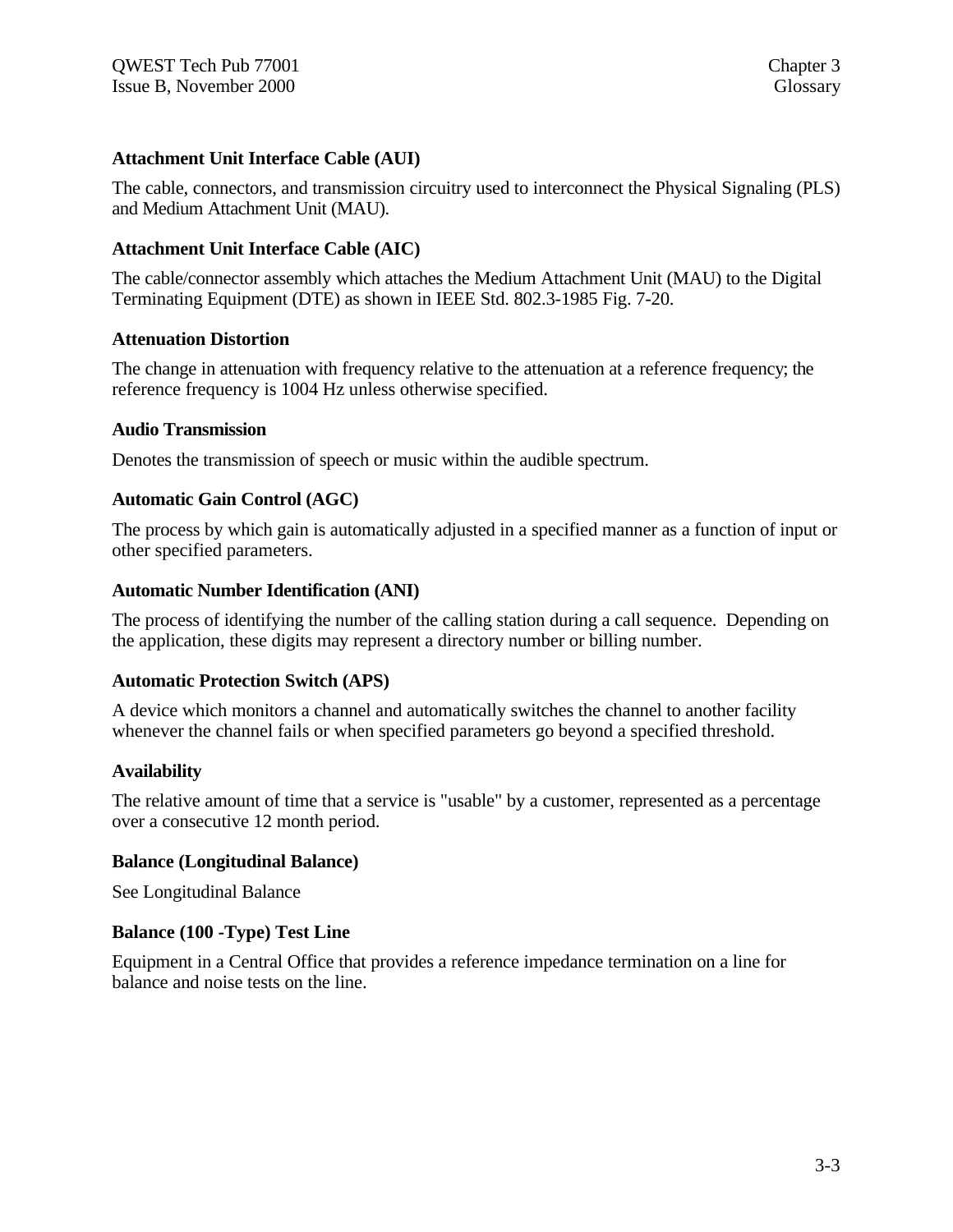**Attachment Unit Interface Cable (AUI)**

The cable, connectors, and transmission circuitry used to interconnect the Physical Signaling (PLS) and Medium Attachment Unit (MAU).

**Attachment Unit Interface Cable (AIC)**

The cable/connector assembly which attaches the Medium Attachment Unit (MAU) to the Digital Terminating Equipment (DTE) as shown in IEEE Std. 802.3-1985 Fig. 7-20.

**Attenuation Distortion**

The change in attenuation with frequency relative to the attenuation at a reference frequency; the reference frequency is 1004 Hz unless otherwise specified.

**Audio Transmission**

Denotes the transmission of speech or music within the audible spectrum.

**Automatic Gain Control (AGC)**

The process by which gain is automatically adjusted in a specified manner as a function of input or other specified parameters.

**Automatic Number Identification (ANI)**

The process of identifying the number of the calling station during a call sequence. Depending on the application, these digits may represent a directory number or billing number.

**Automatic Protection Switch (APS)**

A device which monitors a channel and automatically switches the channel to another facility whenever the channel fails or when specified parameters go beyond a specified threshold.

**Availability**

The relative amount of time that a service is "usable" by a customer, represented as a percentage over a consecutive 12 month period.

**Balance (Longitudinal Balance)**

See Longitudinal Balance

**Balance (100 -Type) Test Line**

Equipment in a Central Office that provides a reference impedance termination on a line for balance and noise tests on the line.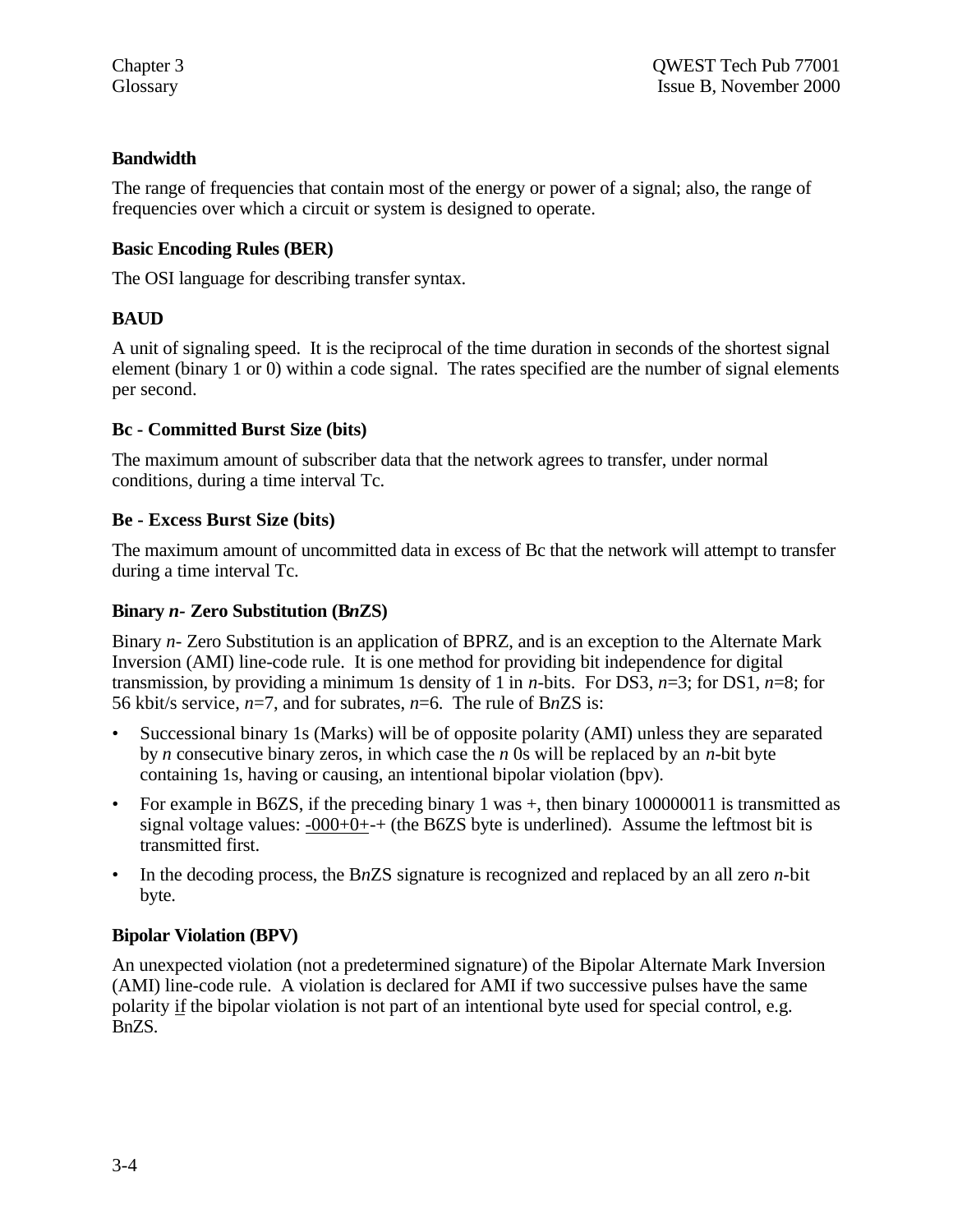**Bandwidth**

The range of frequencies that contain most of the energy or power of a signal; also, the range of frequencies over which a circuit or system is designed to operate.

**Basic Encoding Rules (BER)**

The OSI language for describing transfer syntax.

**BAUD**

A unit of signaling speed. It is the reciprocal of the time duration in seconds of the shortest signal element (binary 1 or 0) within a code signal. The rates specified are the number of signal elements per second.

**Bc - Committed Burst Size (bits)**

The maximum amount of subscriber data that the network agrees to transfer, under normal conditions, during a time interval Tc.

**Be - Excess Burst Size (bits)**

The maximum amount of uncommitted data in excess of Bc that the network will attempt to transfer during a time interval Tc.

**Binary *n*- Zero Substitution (B*n*ZS)**

Binary *n*- Zero Substitution is an application of BPRZ, and is an exception to the Alternate Mark Inversion (AMI) line-code rule. It is one method for providing bit independence for digital transmission, by providing a minimum 1s density of 1 in *n*-bits. For DS3, *n*=3; for DS1, *n*=8; for 56 kbit/s service, *n*=7, and for subrates, *n*=6. The rule of B*n*ZS is:

- Successional binary 1s (Marks) will be of opposite polarity (AMI) unless they are separated by *n* consecutive binary zeros, in which case the *n* 0s will be replaced by an *n*-bit byte containing 1s, having or causing, an intentional bipolar violation (bpv).
- For example in B6ZS, if the preceding binary 1 was +, then binary 100000011 is transmitted as signal voltage values: <u>-000+0+</u>-+ (the B6ZS byte is underlined). Assume the leftmost bit is transmitted first.
- In the decoding process, the B*n*ZS signature is recognized and replaced by an all zero *n*-bit byte.

**Bipolar Violation (BPV)**

An unexpected violation (not a predetermined signature) of the Bipolar Alternate Mark Inversion (AMI) line-code rule. A violation is declared for AMI if two successive pulses have the same polarity <u>if</u> the bipolar violation is not part of an intentional byte used for special control, e.g. BnZS.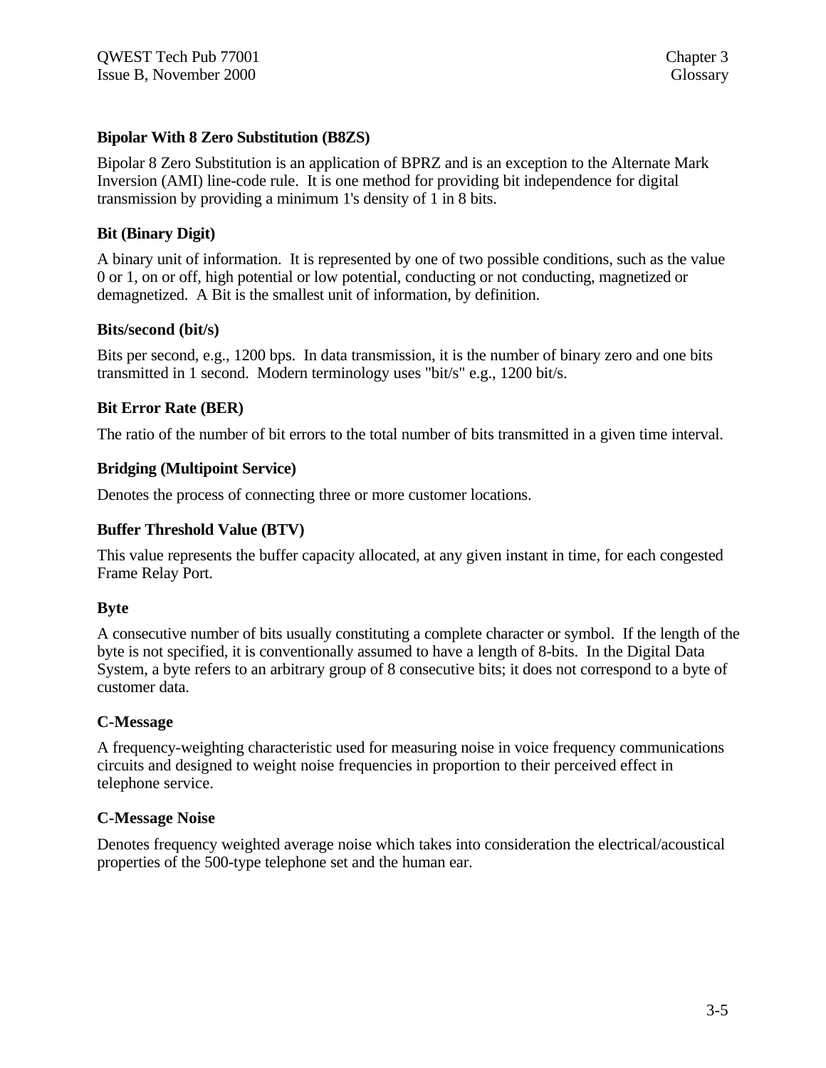### Bipolar With 8 Zero Substitution (B8ZS)

Bipolar 8 Zero Substitution is an application of BPRZ and is an exception to the Alternate Mark Inversion (AMI) line-code rule. It is one method for providing bit independence for digital transmission by providing a minimum 1's density of 1 in 8 bits.

### Bit (Binary Digit)

A binary unit of information. It is represented by one of two possible conditions, such as the value 0 or 1, on or off, high potential or low potential, conducting or not conducting, magnetized or demagnetized. A Bit is the smallest unit of information, by definition.

### Bits/second (bit/s)

Bits per second, e.g., 1200 bps. In data transmission, it is the number of binary zero and one bits transmitted in 1 second. Modern terminology uses "bit/s" e.g., 1200 bit/s.

### Bit Error Rate (BER)

The ratio of the number of bit errors to the total number of bits transmitted in a given time interval.

### Bridging (Multipoint Service)

Denotes the process of connecting three or more customer locations.

### Buffer Threshold Value (BTV)

This value represents the buffer capacity allocated, at any given instant in time, for each congested Frame Relay Port.

### Byte

A consecutive number of bits usually constituting a complete character or symbol. If the length of the byte is not specified, it is conventionally assumed to have a length of 8-bits. In the Digital Data System, a byte refers to an arbitrary group of 8 consecutive bits; it does not correspond to a byte of customer data.

### C-Message

A frequency-weighting characteristic used for measuring noise in voice frequency communications circuits and designed to weight noise frequencies in proportion to their perceived effect in telephone service.

### C-Message Noise

Denotes frequency weighted average noise which takes into consideration the electrical/acoustical properties of the 500-type telephone set and the human ear.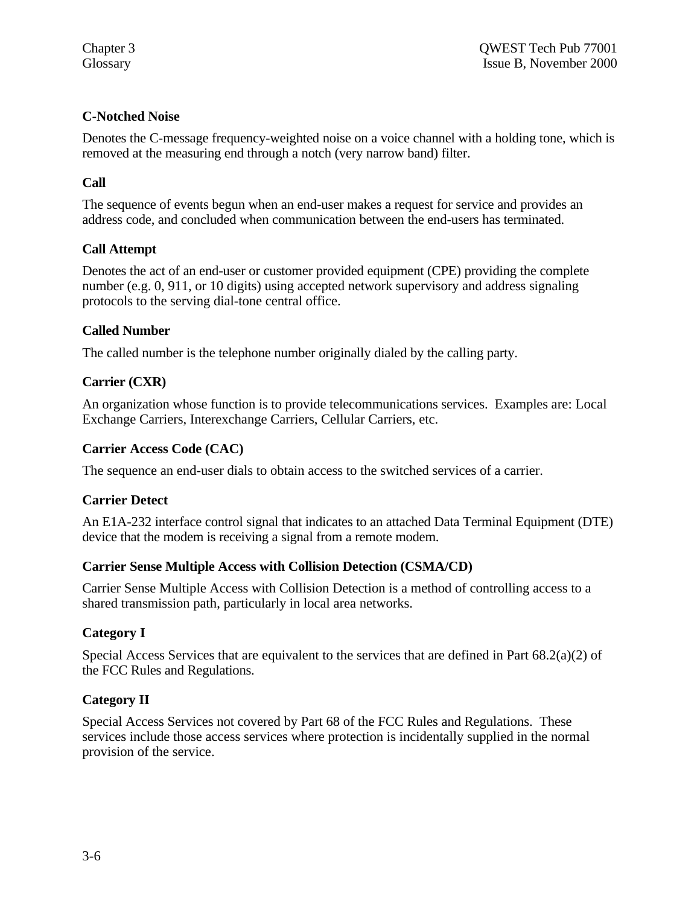**C-Notched Noise**

Denotes the C-message frequency-weighted noise on a voice channel with a holding tone, which is removed at the measuring end through a notch (very narrow band) filter.

**Call**

The sequence of events begun when an end-user makes a request for service and provides an address code, and concluded when communication between the end-users has terminated.

**Call Attempt**

Denotes the act of an end-user or customer provided equipment (CPE) providing the complete number (e.g. 0, 911, or 10 digits) using accepted network supervisory and address signaling protocols to the serving dial-tone central office.

**Called Number**

The called number is the telephone number originally dialed by the calling party.

**Carrier (CXR)**

An organization whose function is to provide telecommunications services. Examples are: Local Exchange Carriers, Interexchange Carriers, Cellular Carriers, etc.

**Carrier Access Code (CAC)**

The sequence an end-user dials to obtain access to the switched services of a carrier.

**Carrier Detect**

An E1A-232 interface control signal that indicates to an attached Data Terminal Equipment (DTE) device that the modem is receiving a signal from a remote modem.

**Carrier Sense Multiple Access with Collision Detection (CSMA/CD)**

Carrier Sense Multiple Access with Collision Detection is a method of controlling access to a shared transmission path, particularly in local area networks.

**Category I**

Special Access Services that are equivalent to the services that are defined in Part 68.2(a)(2) of the FCC Rules and Regulations.

**Category II**

Special Access Services not covered by Part 68 of the FCC Rules and Regulations. These services include those access services where protection is incidentally supplied in the normal provision of the service.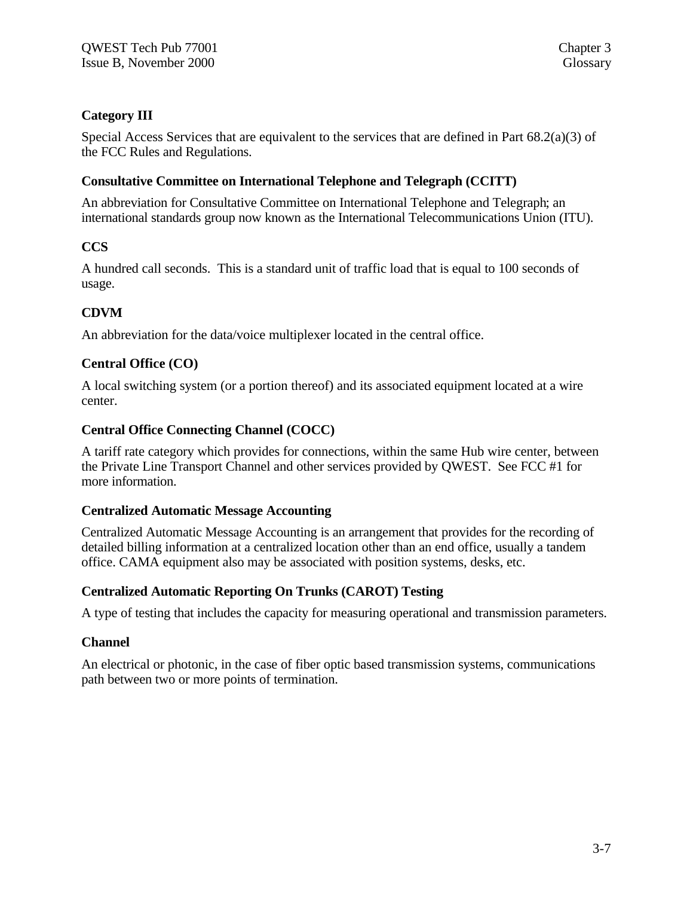**Category III**

Special Access Services that are equivalent to the services that are defined in Part 68.2(a)(3) of the FCC Rules and Regulations.

**Consultative Committee on International Telephone and Telegraph (CCITT)**

An abbreviation for Consultative Committee on International Telephone and Telegraph; an international standards group now known as the International Telecommunications Union (ITU).

**CCS**

A hundred call seconds. This is a standard unit of traffic load that is equal to 100 seconds of usage.

**CDVM**

An abbreviation for the data/voice multiplexer located in the central office.

**Central Office (CO)**

A local switching system (or a portion thereof) and its associated equipment located at a wire center.

**Central Office Connecting Channel (COCC)**

A tariff rate category which provides for connections, within the same Hub wire center, between the Private Line Transport Channel and other services provided by QWEST. See FCC #1 for more information.

**Centralized Automatic Message Accounting**

Centralized Automatic Message Accounting is an arrangement that provides for the recording of detailed billing information at a centralized location other than an end office, usually a tandem office. CAMA equipment also may be associated with position systems, desks, etc.

**Centralized Automatic Reporting On Trunks (CAROT) Testing**

A type of testing that includes the capacity for measuring operational and transmission parameters.

**Channel**

An electrical or photonic, in the case of fiber optic based transmission systems, communications path between two or more points of termination.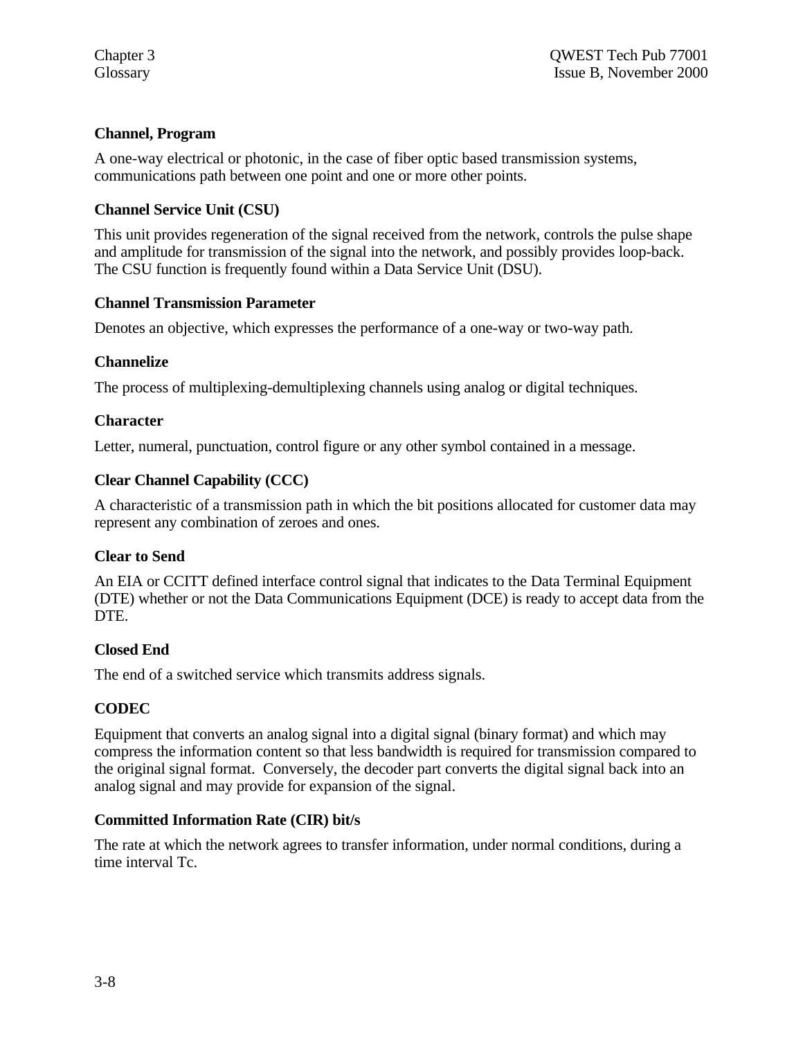**Channel, Program**

A one-way electrical or photonic, in the case of fiber optic based transmission systems, communications path between one point and one or more other points.

**Channel Service Unit (CSU)**

This unit provides regeneration of the signal received from the network, controls the pulse shape and amplitude for transmission of the signal into the network, and possibly provides loop-back. The CSU function is frequently found within a Data Service Unit (DSU).

**Channel Transmission Parameter**

Denotes an objective, which expresses the performance of a one-way or two-way path.

**Channelize**

The process of multiplexing-demultiplexing channels using analog or digital techniques.

**Character**

Letter, numeral, punctuation, control figure or any other symbol contained in a message.

**Clear Channel Capability (CCC)**

A characteristic of a transmission path in which the bit positions allocated for customer data may represent any combination of zeroes and ones.

**Clear to Send**

An EIA or CCITT defined interface control signal that indicates to the Data Terminal Equipment (DTE) whether or not the Data Communications Equipment (DCE) is ready to accept data from the DTE.

**Closed End**

The end of a switched service which transmits address signals.

**CODEC**

Equipment that converts an analog signal into a digital signal (binary format) and which may compress the information content so that less bandwidth is required for transmission compared to the original signal format. Conversely, the decoder part converts the digital signal back into an analog signal and may provide for expansion of the signal.

**Committed Information Rate (CIR) bit/s**

The rate at which the network agrees to transfer information, under normal conditions, during a time interval Tc.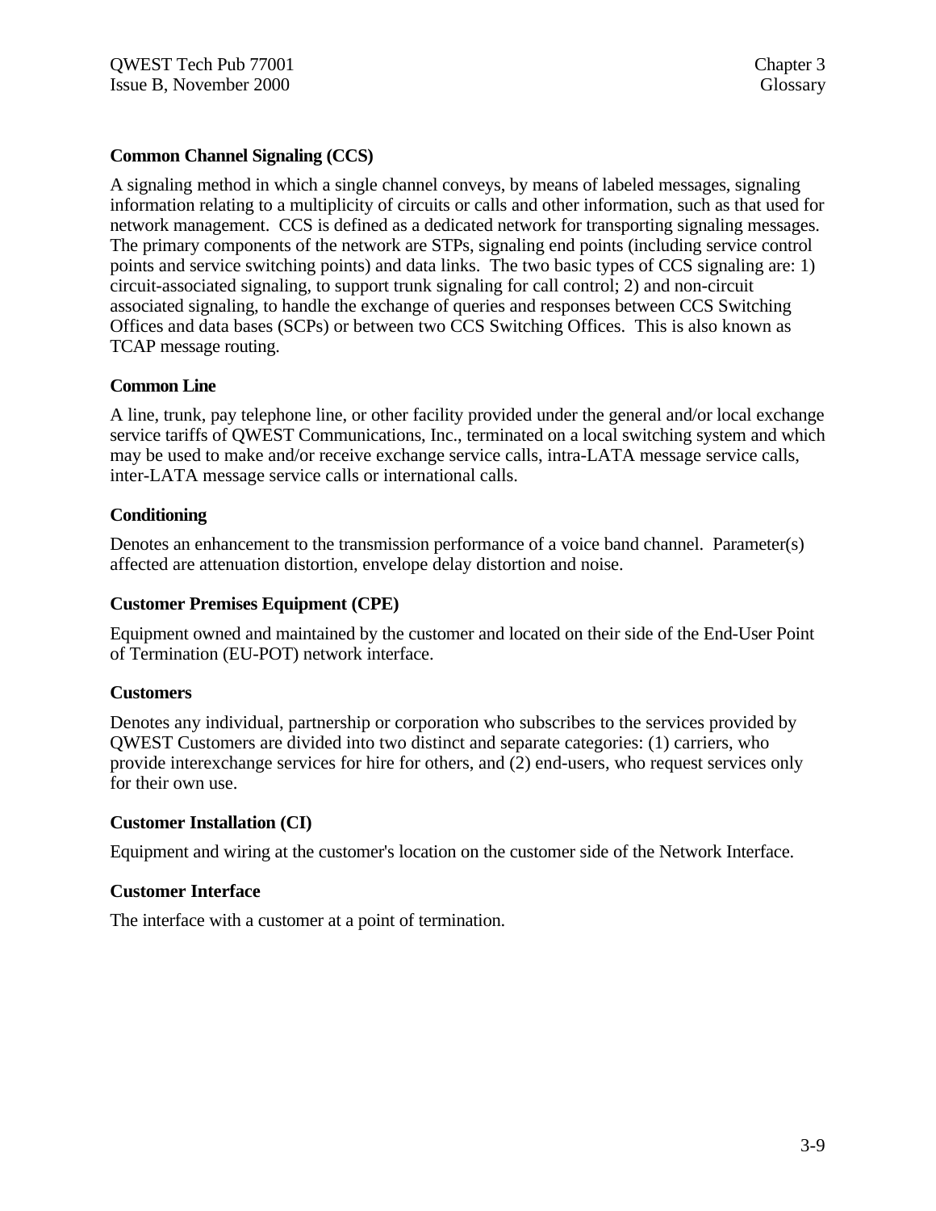**Common Channel Signaling (CCS)**

A signaling method in which a single channel conveys, by means of labeled messages, signaling information relating to a multiplicity of circuits or calls and other information, such as that used for network management. CCS is defined as a dedicated network for transporting signaling messages. The primary components of the network are STPs, signaling end points (including service control points and service switching points) and data links. The two basic types of CCS signaling are: 1) circuit-associated signaling, to support trunk signaling for call control; 2) and non-circuit associated signaling, to handle the exchange of queries and responses between CCS Switching Offices and data bases (SCPs) or between two CCS Switching Offices. This is also known as TCAP message routing.

**Common Line**

A line, trunk, pay telephone line, or other facility provided under the general and/or local exchange service tariffs of QWEST Communications, Inc., terminated on a local switching system and which may be used to make and/or receive exchange service calls, intra-LATA message service calls, inter-LATA message service calls or international calls.

**Conditioning**

Denotes an enhancement to the transmission performance of a voice band channel. Parameter(s) affected are attenuation distortion, envelope delay distortion and noise.

**Customer Premises Equipment (CPE)**

Equipment owned and maintained by the customer and located on their side of the End-User Point of Termination (EU-POT) network interface.

**Customers**

Denotes any individual, partnership or corporation who subscribes to the services provided by QWEST Customers are divided into two distinct and separate categories: (1) carriers, who provide interexchange services for hire for others, and (2) end-users, who request services only for their own use.

**Customer Installation (CI)**

Equipment and wiring at the customer's location on the customer side of the Network Interface.

**Customer Interface**

The interface with a customer at a point of termination.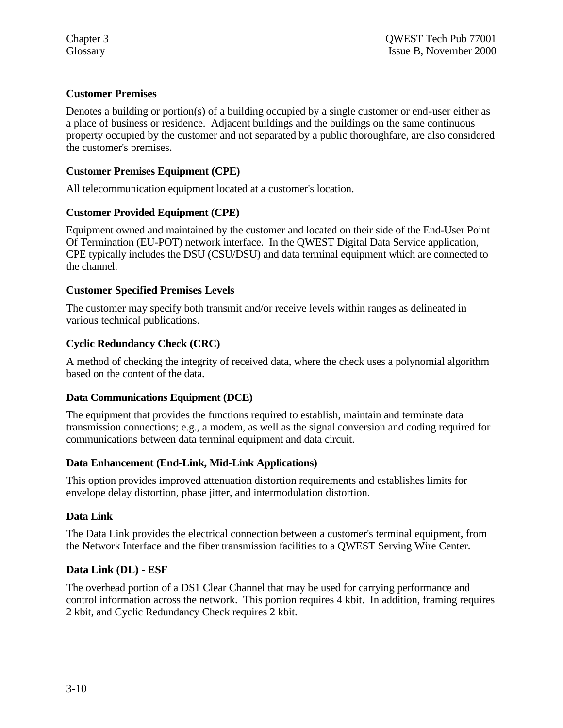**Customer Premises**

Denotes a building or portion(s) of a building occupied by a single customer or end-user either as a place of business or residence. Adjacent buildings and the buildings on the same continuous property occupied by the customer and not separated by a public thoroughfare, are also considered the customer's premises.

**Customer Premises Equipment (CPE)**

All telecommunication equipment located at a customer's location.

**Customer Provided Equipment (CPE)**

Equipment owned and maintained by the customer and located on their side of the End-User Point Of Termination (EU-POT) network interface. In the QWEST Digital Data Service application, CPE typically includes the DSU (CSU/DSU) and data terminal equipment which are connected to the channel.

**Customer Specified Premises Levels**

The customer may specify both transmit and/or receive levels within ranges as delineated in various technical publications.

**Cyclic Redundancy Check (CRC)**

A method of checking the integrity of received data, where the check uses a polynomial algorithm based on the content of the data.

**Data Communications Equipment (DCE)**

The equipment that provides the functions required to establish, maintain and terminate data transmission connections; e.g., a modem, as well as the signal conversion and coding required for communications between data terminal equipment and data circuit.

**Data Enhancement (End-Link, Mid-Link Applications)**

This option provides improved attenuation distortion requirements and establishes limits for envelope delay distortion, phase jitter, and intermodulation distortion.

**Data Link**

The Data Link provides the electrical connection between a customer's terminal equipment, from the Network Interface and the fiber transmission facilities to a QWEST Serving Wire Center.

**Data Link (DL) - ESF**

The overhead portion of a DS1 Clear Channel that may be used for carrying performance and control information across the network. This portion requires 4 kbit. In addition, framing requires 2 kbit, and Cyclic Redundancy Check requires 2 kbit.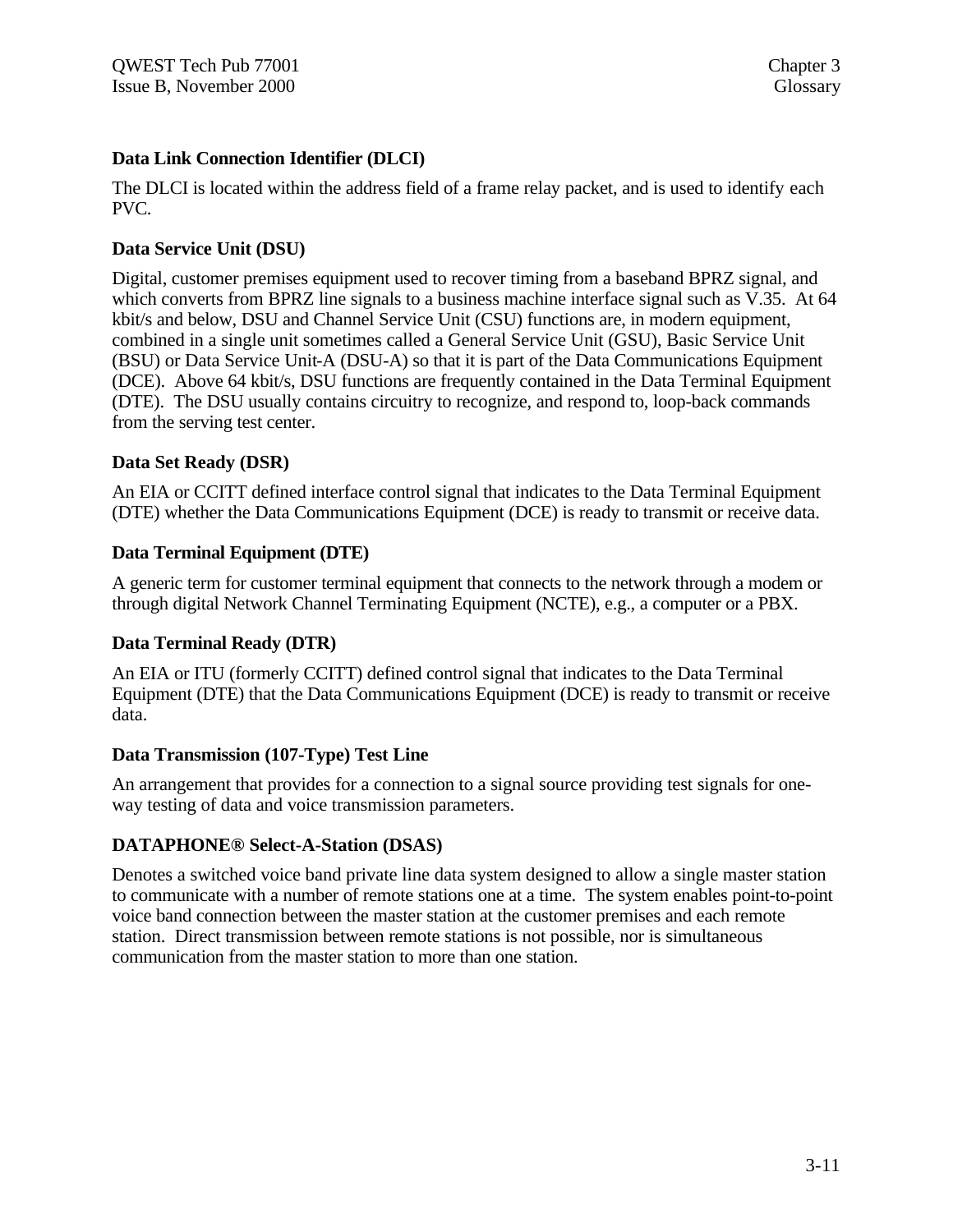**Data Link Connection Identifier (DLCI)**

The DLCI is located within the address field of a frame relay packet, and is used to identify each PVC.

**Data Service Unit (DSU)**

Digital, customer premises equipment used to recover timing from a baseband BPRZ signal, and which converts from BPRZ line signals to a business machine interface signal such as V.35. At 64 kbit/s and below, DSU and Channel Service Unit (CSU) functions are, in modern equipment, combined in a single unit sometimes called a General Service Unit (GSU), Basic Service Unit (BSU) or Data Service Unit-A (DSU-A) so that it is part of the Data Communications Equipment (DCE). Above 64 kbit/s, DSU functions are frequently contained in the Data Terminal Equipment (DTE). The DSU usually contains circuitry to recognize, and respond to, loop-back commands from the serving test center.

**Data Set Ready (DSR)**

An EIA or CCITT defined interface control signal that indicates to the Data Terminal Equipment (DTE) whether the Data Communications Equipment (DCE) is ready to transmit or receive data.

**Data Terminal Equipment (DTE)**

A generic term for customer terminal equipment that connects to the network through a modem or through digital Network Channel Terminating Equipment (NCTE), e.g., a computer or a PBX.

**Data Terminal Ready (DTR)**

An EIA or ITU (formerly CCITT) defined control signal that indicates to the Data Terminal Equipment (DTE) that the Data Communications Equipment (DCE) is ready to transmit or receive data.

**Data Transmission (107-Type) Test Line**

An arrangement that provides for a connection to a signal source providing test signals for one-way testing of data and voice transmission parameters.

**DATAPHONE® Select-A-Station (DSAS)**

Denotes a switched voice band private line data system designed to allow a single master station to communicate with a number of remote stations one at a time. The system enables point-to-point voice band connection between the master station at the customer premises and each remote station. Direct transmission between remote stations is not possible, nor is simultaneous communication from the master station to more than one station.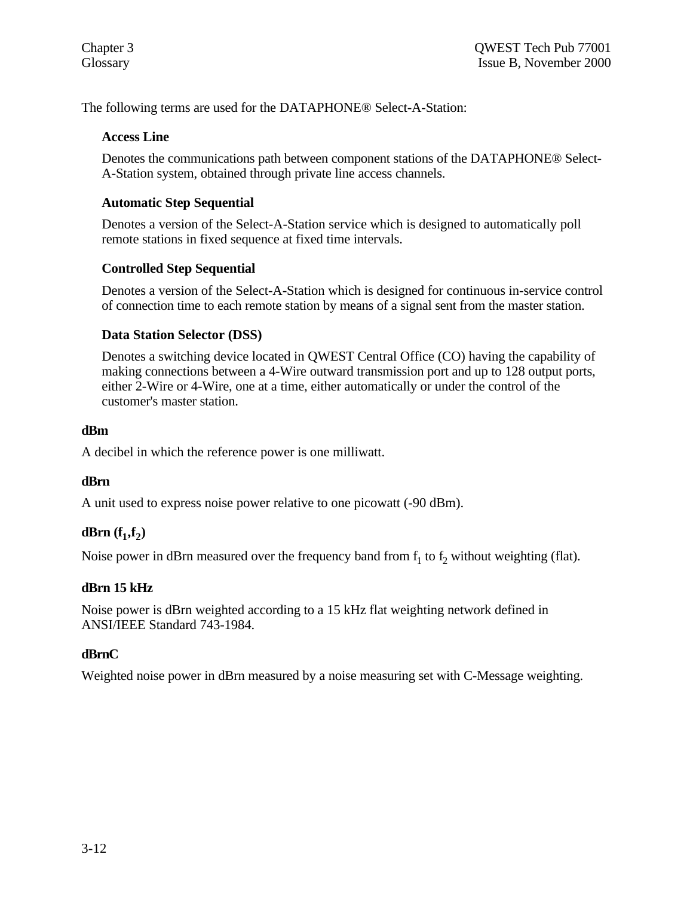The following terms are used for the DATAPHONE® Select-A-Station:

**Access Line**

Denotes the communications path between component stations of the DATAPHONE® Select-A-Station system, obtained through private line access channels.

**Automatic Step Sequential**

Denotes a version of the Select-A-Station service which is designed to automatically poll remote stations in fixed sequence at fixed time intervals.

**Controlled Step Sequential**

Denotes a version of the Select-A-Station which is designed for continuous in-service control of connection time to each remote station by means of a signal sent from the master station.

**Data Station Selector (DSS)**

Denotes a switching device located in QWEST Central Office (CO) having the capability of making connections between a 4-Wire outward transmission port and up to 128 output ports, either 2-Wire or 4-Wire, one at a time, either automatically or under the control of the customer's master station.

**dBm**

A decibel in which the reference power is one milliwatt.

**dBrn**

A unit used to express noise power relative to one picowatt (-90 dBm).

**dBrn ($f_1$,$f_2$)**

Noise power in dBrn measured over the frequency band from $f_1$ to $f_2$ without weighting (flat).

**dBrn 15 kHz**

Noise power is dBrn weighted according to a 15 kHz flat weighting network defined in ANSI/IEEE Standard 743-1984.

**dBrnC**

Weighted noise power in dBrn measured by a noise measuring set with C-Message weighting.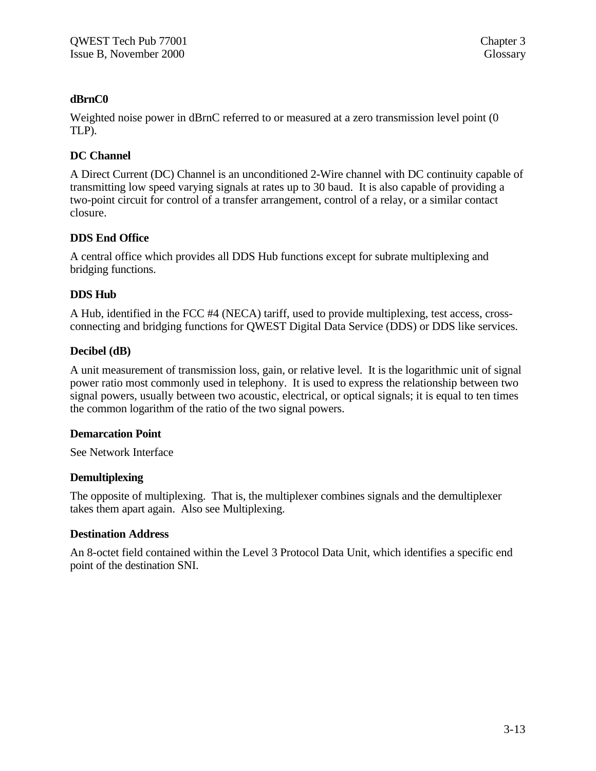**dBrnC0**

Weighted noise power in dBrnC referred to or measured at a zero transmission level point (0 TLP).

**DC Channel**

A Direct Current (DC) Channel is an unconditioned 2-Wire channel with DC continuity capable of transmitting low speed varying signals at rates up to 30 baud. It is also capable of providing a two-point circuit for control of a transfer arrangement, control of a relay, or a similar contact closure.

**DDS End Office**

A central office which provides all DDS Hub functions except for subrate multiplexing and bridging functions.

**DDS Hub**

A Hub, identified in the FCC #4 (NECA) tariff, used to provide multiplexing, test access, cross-connecting and bridging functions for QWEST Digital Data Service (DDS) or DDS like services.

**Decibel (dB)**

A unit measurement of transmission loss, gain, or relative level. It is the logarithmic unit of signal power ratio most commonly used in telephony. It is used to express the relationship between two signal powers, usually between two acoustic, electrical, or optical signals; it is equal to ten times the common logarithm of the ratio of the two signal powers.

**Demarcation Point**

See Network Interface

**Demultiplexing**

The opposite of multiplexing. That is, the multiplexer combines signals and the demultiplexer takes them apart again. Also see Multiplexing.

**Destination Address**

An 8-octet field contained within the Level 3 Protocol Data Unit, which identifies a specific end point of the destination SNI.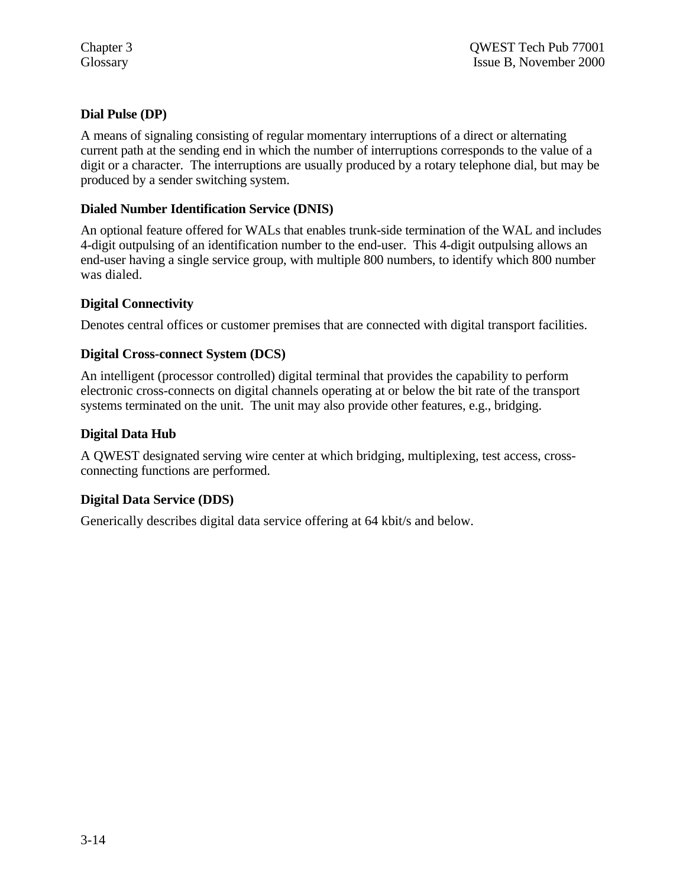### Dial Pulse (DP)

A means of signaling consisting of regular momentary interruptions of a direct or alternating current path at the sending end in which the number of interruptions corresponds to the value of a digit or a character. The interruptions are usually produced by a rotary telephone dial, but may be produced by a sender switching system.

### Dialed Number Identification Service (DNIS)

An optional feature offered for WALs that enables trunk-side termination of the WAL and includes 4-digit outpulsing of an identification number to the end-user. This 4-digit outpulsing allows an end-user having a single service group, with multiple 800 numbers, to identify which 800 number was dialed.

### Digital Connectivity

Denotes central offices or customer premises that are connected with digital transport facilities.

### Digital Cross-connect System (DCS)

An intelligent (processor controlled) digital terminal that provides the capability to perform electronic cross-connects on digital channels operating at or below the bit rate of the transport systems terminated on the unit. The unit may also provide other features, e.g., bridging.

### Digital Data Hub

A QWEST designated serving wire center at which bridging, multiplexing, test access, cross-connecting functions are performed.

### Digital Data Service (DDS)

Generically describes digital data service offering at 64 kbit/s and below.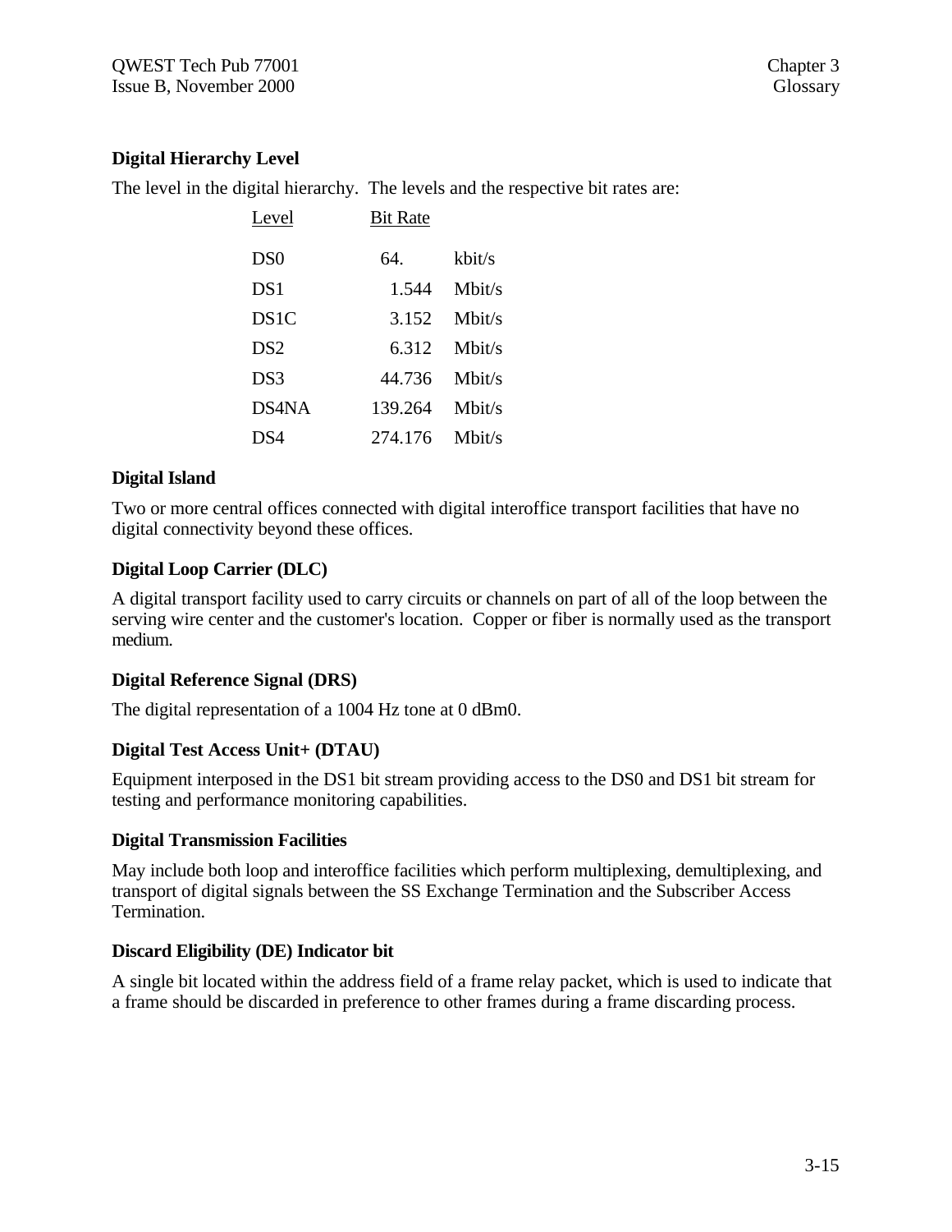**Digital Hierarchy Level**

The level in the digital hierarchy. The levels and the respective bit rates are:

| Level | Bit Rate | |
|---|---|---|
| DS0 | 64. | kbit/s |
| DS1 | 1.544 | Mbit/s |
| DS1C | 3.152 | Mbit/s |
| DS2 | 6.312 | Mbit/s |
| DS3 | 44.736 | Mbit/s |
| DS4NA | 139.264 | Mbit/s |
| DS4 | 274.176 | Mbit/s |

**Digital Island**

Two or more central offices connected with digital interoffice transport facilities that have no digital connectivity beyond these offices.

**Digital Loop Carrier (DLC)**

A digital transport facility used to carry circuits or channels on part of all of the loop between the serving wire center and the customer's location. Copper or fiber is normally used as the transport medium.

**Digital Reference Signal (DRS)**

The digital representation of a 1004 Hz tone at 0 dBm0.

**Digital Test Access Unit+ (DTAU)**

Equipment interposed in the DS1 bit stream providing access to the DS0 and DS1 bit stream for testing and performance monitoring capabilities.

**Digital Transmission Facilities**

May include both loop and interoffice facilities which perform multiplexing, demultiplexing, and transport of digital signals between the SS Exchange Termination and the Subscriber Access Termination.

**Discard Eligibility (DE) Indicator bit**

A single bit located within the address field of a frame relay packet, which is used to indicate that a frame should be discarded in preference to other frames during a frame discarding process.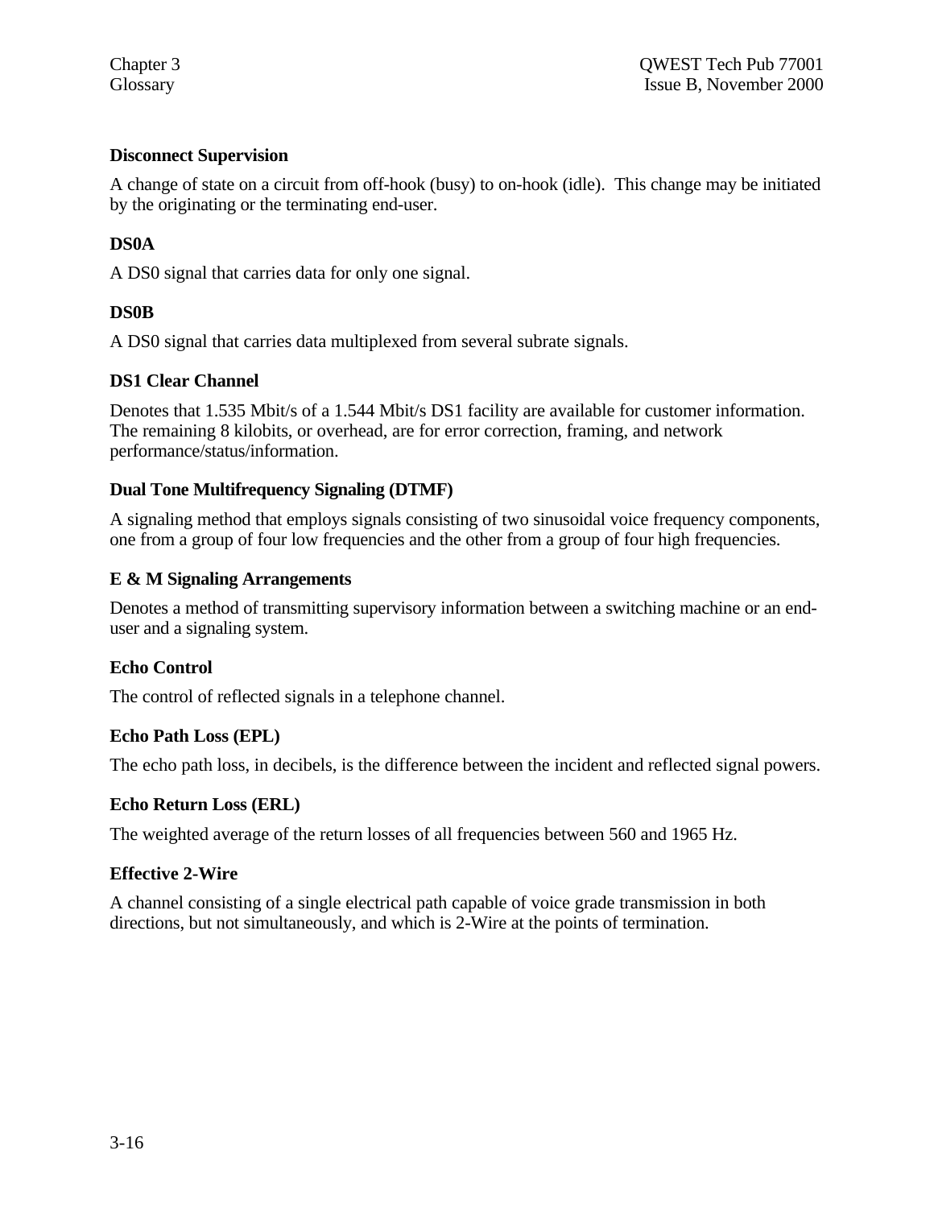**Disconnect Supervision**

A change of state on a circuit from off-hook (busy) to on-hook (idle). This change may be initiated by the originating or the terminating end-user.

**DS0A**

A DS0 signal that carries data for only one signal.

**DS0B**

A DS0 signal that carries data multiplexed from several subrate signals.

**DS1 Clear Channel**

Denotes that 1.535 Mbit/s of a 1.544 Mbit/s DS1 facility are available for customer information. The remaining 8 kilobits, or overhead, are for error correction, framing, and network performance/status/information.

**Dual Tone Multifrequency Signaling (DTMF)**

A signaling method that employs signals consisting of two sinusoidal voice frequency components, one from a group of four low frequencies and the other from a group of four high frequencies.

**E & M Signaling Arrangements**

Denotes a method of transmitting supervisory information between a switching machine or an end-user and a signaling system.

**Echo Control**

The control of reflected signals in a telephone channel.

**Echo Path Loss (EPL)**

The echo path loss, in decibels, is the difference between the incident and reflected signal powers.

**Echo Return Loss (ERL)**

The weighted average of the return losses of all frequencies between 560 and 1965 Hz.

**Effective 2-Wire**

A channel consisting of a single electrical path capable of voice grade transmission in both directions, but not simultaneously, and which is 2-Wire at the points of termination.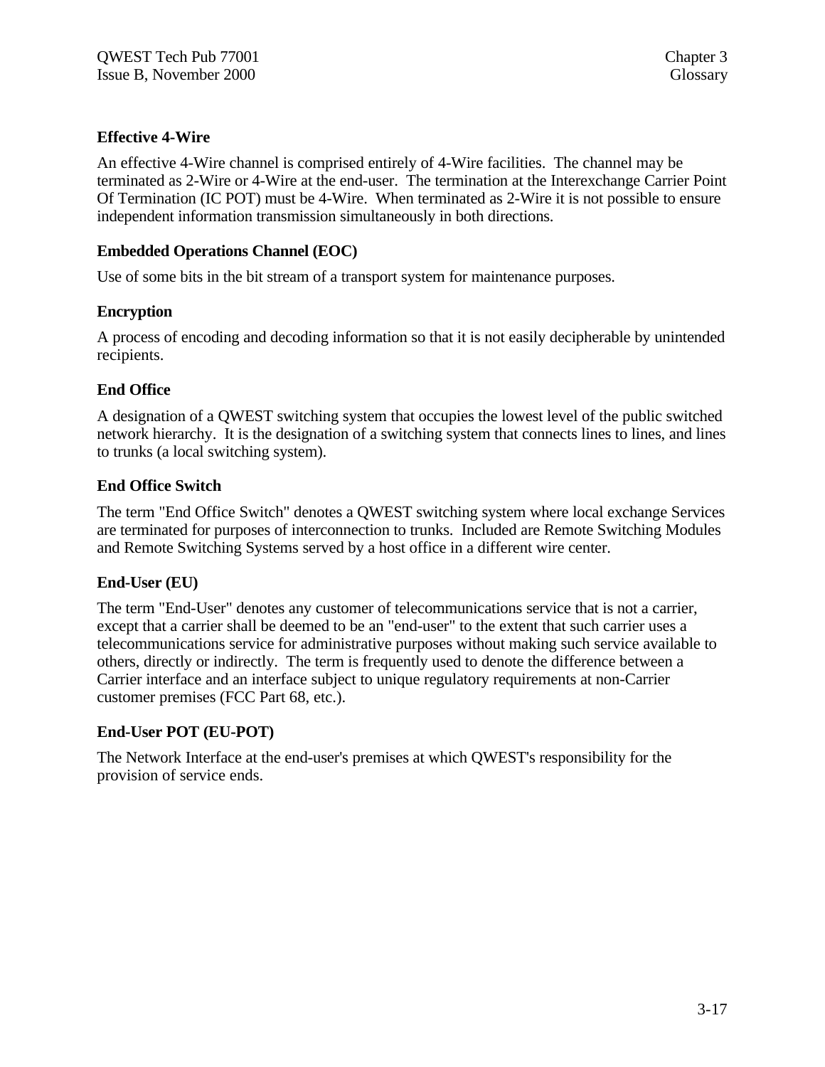**Effective 4-Wire**

An effective 4-Wire channel is comprised entirely of 4-Wire facilities. The channel may be terminated as 2-Wire or 4-Wire at the end-user. The termination at the Interexchange Carrier Point Of Termination (IC POT) must be 4-Wire. When terminated as 2-Wire it is not possible to ensure independent information transmission simultaneously in both directions.

**Embedded Operations Channel (EOC)**

Use of some bits in the bit stream of a transport system for maintenance purposes.

**Encryption**

A process of encoding and decoding information so that it is not easily decipherable by unintended recipients.

**End Office**

A designation of a QWEST switching system that occupies the lowest level of the public switched network hierarchy. It is the designation of a switching system that connects lines to lines, and lines to trunks (a local switching system).

**End Office Switch**

The term "End Office Switch" denotes a QWEST switching system where local exchange Services are terminated for purposes of interconnection to trunks. Included are Remote Switching Modules and Remote Switching Systems served by a host office in a different wire center.

**End-User (EU)**

The term "End-User" denotes any customer of telecommunications service that is not a carrier, except that a carrier shall be deemed to be an "end-user" to the extent that such carrier uses a telecommunications service for administrative purposes without making such service available to others, directly or indirectly. The term is frequently used to denote the difference between a Carrier interface and an interface subject to unique regulatory requirements at non-Carrier customer premises (FCC Part 68, etc.).

**End-User POT (EU-POT)**

The Network Interface at the end-user's premises at which QWEST's responsibility for the provision of service ends.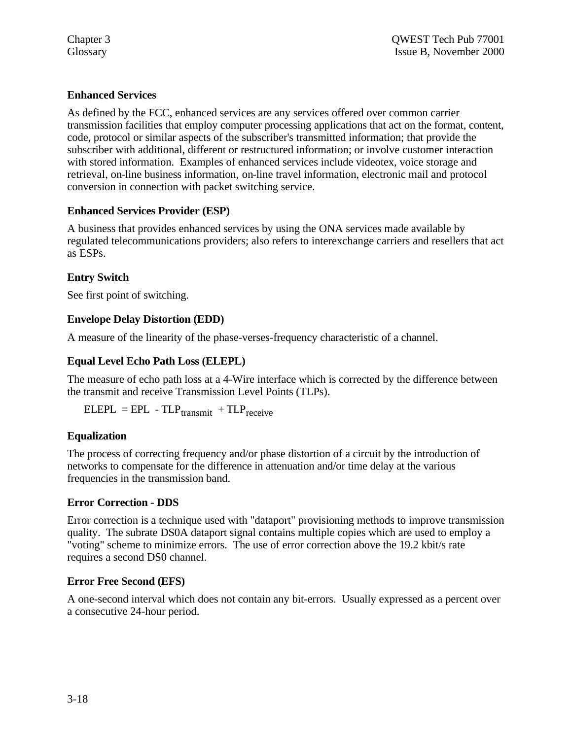**Enhanced Services**

As defined by the FCC, enhanced services are any services offered over common carrier transmission facilities that employ computer processing applications that act on the format, content, code, protocol or similar aspects of the subscriber's transmitted information; that provide the subscriber with additional, different or restructured information; or involve customer interaction with stored information. Examples of enhanced services include videotex, voice storage and retrieval, on-line business information, on-line travel information, electronic mail and protocol conversion in connection with packet switching service.

**Enhanced Services Provider (ESP)**

A business that provides enhanced services by using the ONA services made available by regulated telecommunications providers; also refers to interexchange carriers and resellers that act as ESPs.

**Entry Switch**

See first point of switching.

**Envelope Delay Distortion (EDD)**

A measure of the linearity of the phase-verses-frequency characteristic of a channel.

**Equal Level Echo Path Loss (ELEPL)**

The measure of echo path loss at a 4-Wire interface which is corrected by the difference between the transmit and receive Transmission Level Points (TLPs).

$$ELEPL = EPL - TLP_{transmit} + TLP_{receive}$$

**Equalization**

The process of correcting frequency and/or phase distortion of a circuit by the introduction of networks to compensate for the difference in attenuation and/or time delay at the various frequencies in the transmission band.

**Error Correction - DDS**

Error correction is a technique used with "dataport" provisioning methods to improve transmission quality. The subrate DS0A dataport signal contains multiple copies which are used to employ a "voting" scheme to minimize errors. The use of error correction above the 19.2 kbit/s rate requires a second DS0 channel.

**Error Free Second (EFS)**

A one-second interval which does not contain any bit-errors. Usually expressed as a percent over a consecutive 24-hour period.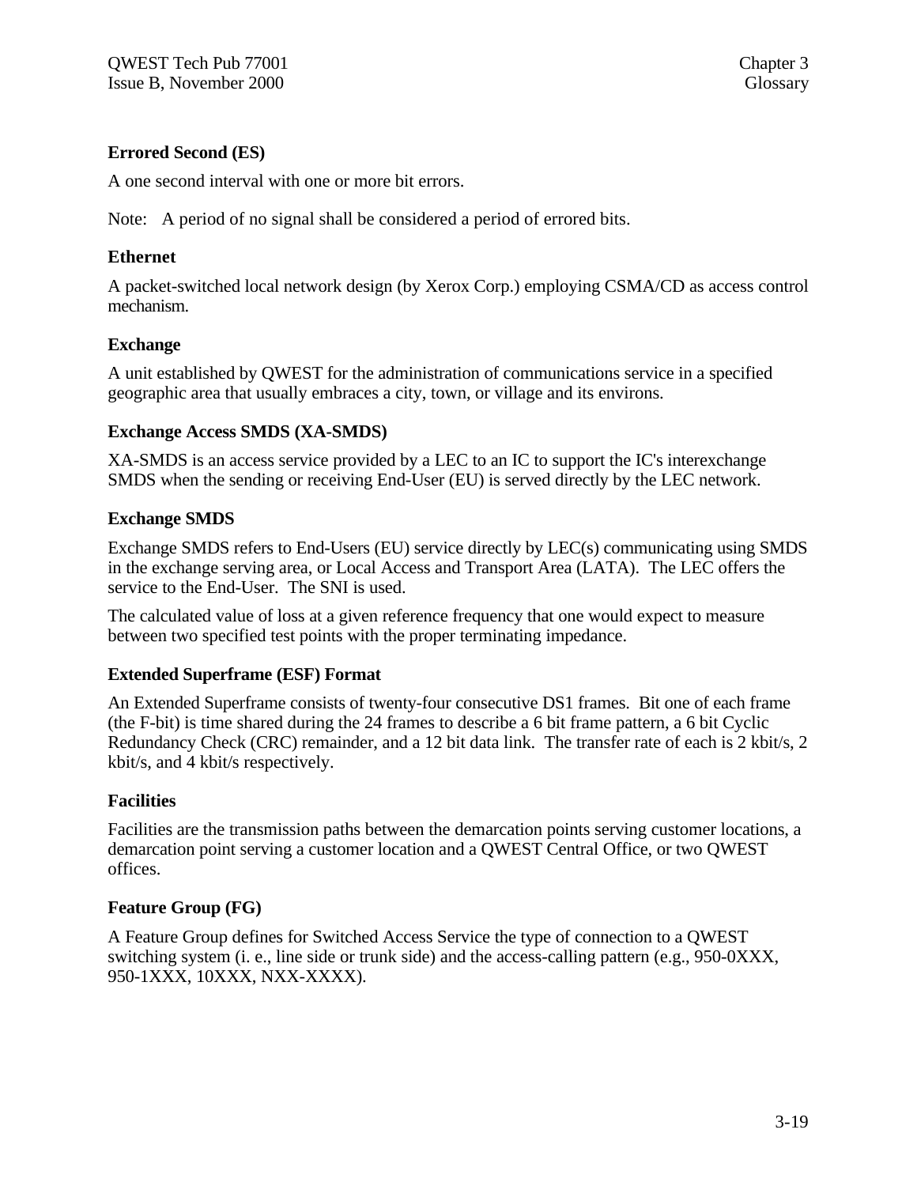### Errored Second (ES)

A one second interval with one or more bit errors.

Note: A period of no signal shall be considered a period of errored bits.

### Ethernet

A packet-switched local network design (by Xerox Corp.) employing CSMA/CD as access control mechanism.

### Exchange

A unit established by QWEST for the administration of communications service in a specified geographic area that usually embraces a city, town, or village and its environs.

### Exchange Access SMDS (XA-SMDS)

XA-SMDS is an access service provided by a LEC to an IC to support the IC's interexchange SMDS when the sending or receiving End-User (EU) is served directly by the LEC network.

### Exchange SMDS

Exchange SMDS refers to End-Users (EU) service directly by LEC(s) communicating using SMDS in the exchange serving area, or Local Access and Transport Area (LATA). The LEC offers the service to the End-User. The SNI is used.

The calculated value of loss at a given reference frequency that one would expect to measure between two specified test points with the proper terminating impedance.

### Extended Superframe (ESF) Format

An Extended Superframe consists of twenty-four consecutive DS1 frames. Bit one of each frame (the F-bit) is time shared during the 24 frames to describe a 6 bit frame pattern, a 6 bit Cyclic Redundancy Check (CRC) remainder, and a 12 bit data link. The transfer rate of each is 2 kbit/s, 2 kbit/s, and 4 kbit/s respectively.

### Facilities

Facilities are the transmission paths between the demarcation points serving customer locations, a demarcation point serving a customer location and a QWEST Central Office, or two QWEST offices.

### Feature Group (FG)

A Feature Group defines for Switched Access Service the type of connection to a QWEST switching system (i. e., line side or trunk side) and the access-calling pattern (e.g., 950-0XXX, 950-1XXX, 10XXX, NXX-XXXX).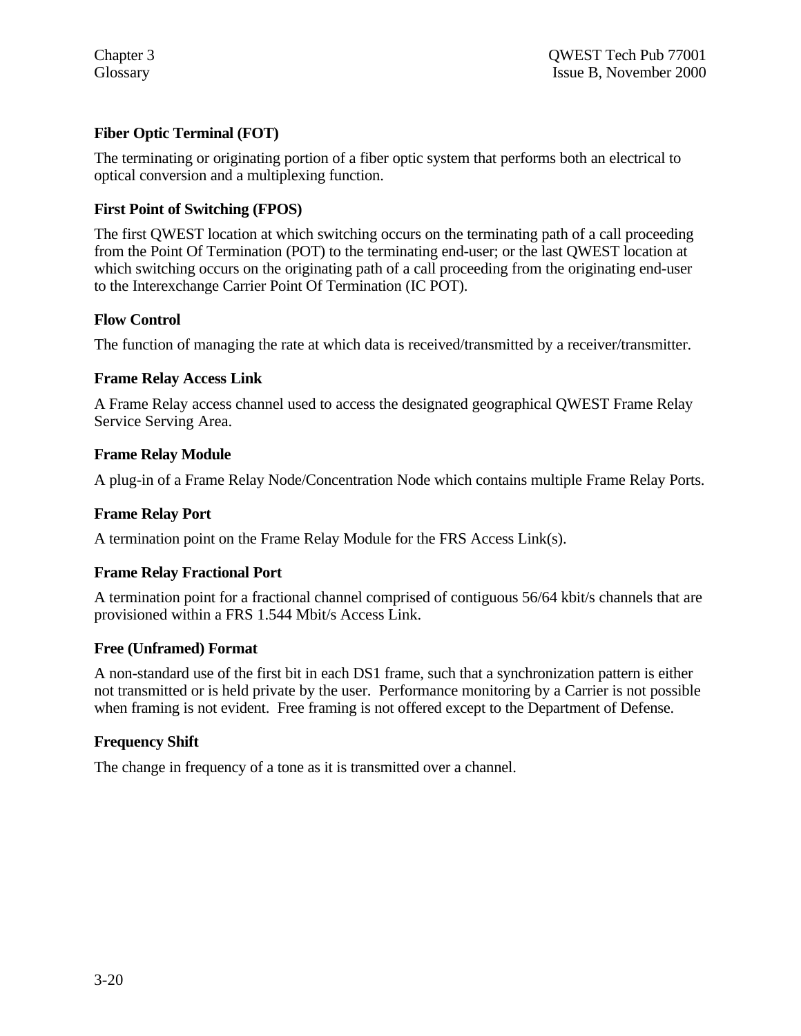**Fiber Optic Terminal (FOT)**

The terminating or originating portion of a fiber optic system that performs both an electrical to optical conversion and a multiplexing function.

**First Point of Switching (FPOS)**

The first QWEST location at which switching occurs on the terminating path of a call proceeding from the Point Of Termination (POT) to the terminating end-user; or the last QWEST location at which switching occurs on the originating path of a call proceeding from the originating end-user to the Interexchange Carrier Point Of Termination (IC POT).

**Flow Control**

The function of managing the rate at which data is received/transmitted by a receiver/transmitter.

**Frame Relay Access Link**

A Frame Relay access channel used to access the designated geographical QWEST Frame Relay Service Serving Area.

**Frame Relay Module**

A plug-in of a Frame Relay Node/Concentration Node which contains multiple Frame Relay Ports.

**Frame Relay Port**

A termination point on the Frame Relay Module for the FRS Access Link(s).

**Frame Relay Fractional Port**

A termination point for a fractional channel comprised of contiguous 56/64 kbit/s channels that are provisioned within a FRS 1.544 Mbit/s Access Link.

**Free (Unframed) Format**

A non-standard use of the first bit in each DS1 frame, such that a synchronization pattern is either not transmitted or is held private by the user. Performance monitoring by a Carrier is not possible when framing is not evident. Free framing is not offered except to the Department of Defense.

**Frequency Shift**

The change in frequency of a tone as it is transmitted over a channel.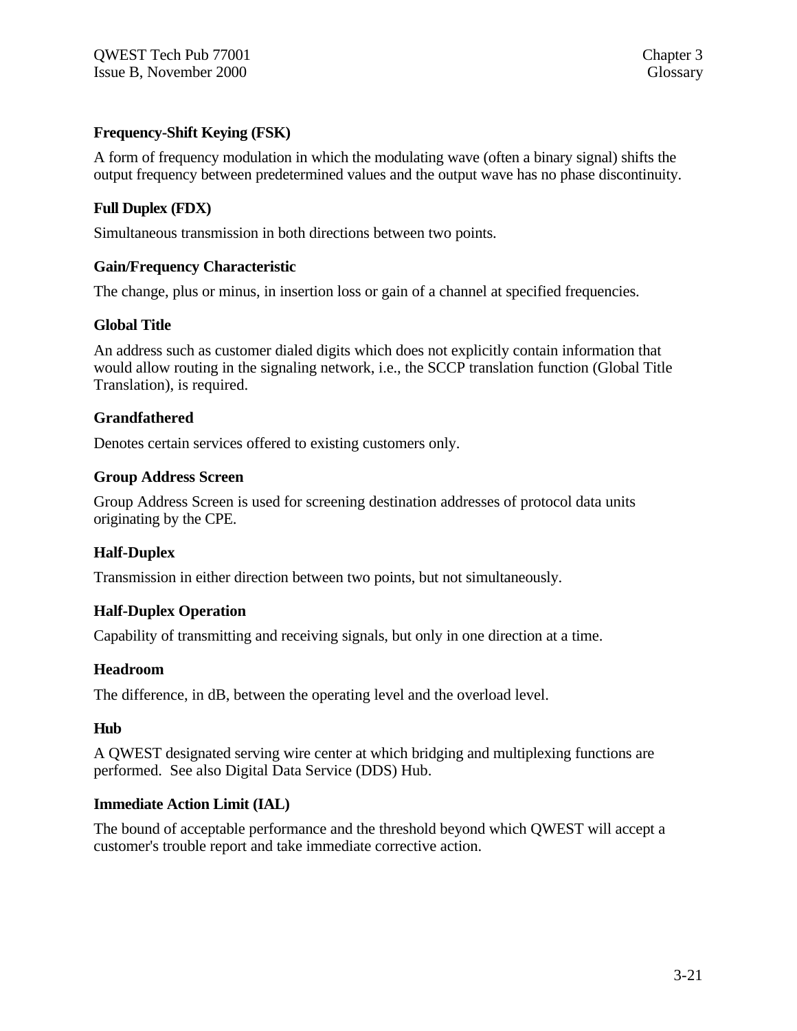**Frequency-Shift Keying (FSK)**

A form of frequency modulation in which the modulating wave (often a binary signal) shifts the output frequency between predetermined values and the output wave has no phase discontinuity.

**Full Duplex (FDX)**

Simultaneous transmission in both directions between two points.

**Gain/Frequency Characteristic**

The change, plus or minus, in insertion loss or gain of a channel at specified frequencies.

**Global Title**

An address such as customer dialed digits which does not explicitly contain information that would allow routing in the signaling network, i.e., the SCCP translation function (Global Title Translation), is required.

**Grandfathered**

Denotes certain services offered to existing customers only.

**Group Address Screen**

Group Address Screen is used for screening destination addresses of protocol data units originating by the CPE.

**Half-Duplex**

Transmission in either direction between two points, but not simultaneously.

**Half-Duplex Operation**

Capability of transmitting and receiving signals, but only in one direction at a time.

**Headroom**

The difference, in dB, between the operating level and the overload level.

**Hub**

A QWEST designated serving wire center at which bridging and multiplexing functions are performed. See also Digital Data Service (DDS) Hub.

**Immediate Action Limit (IAL)**

The bound of acceptable performance and the threshold beyond which QWEST will accept a customer's trouble report and take immediate corrective action.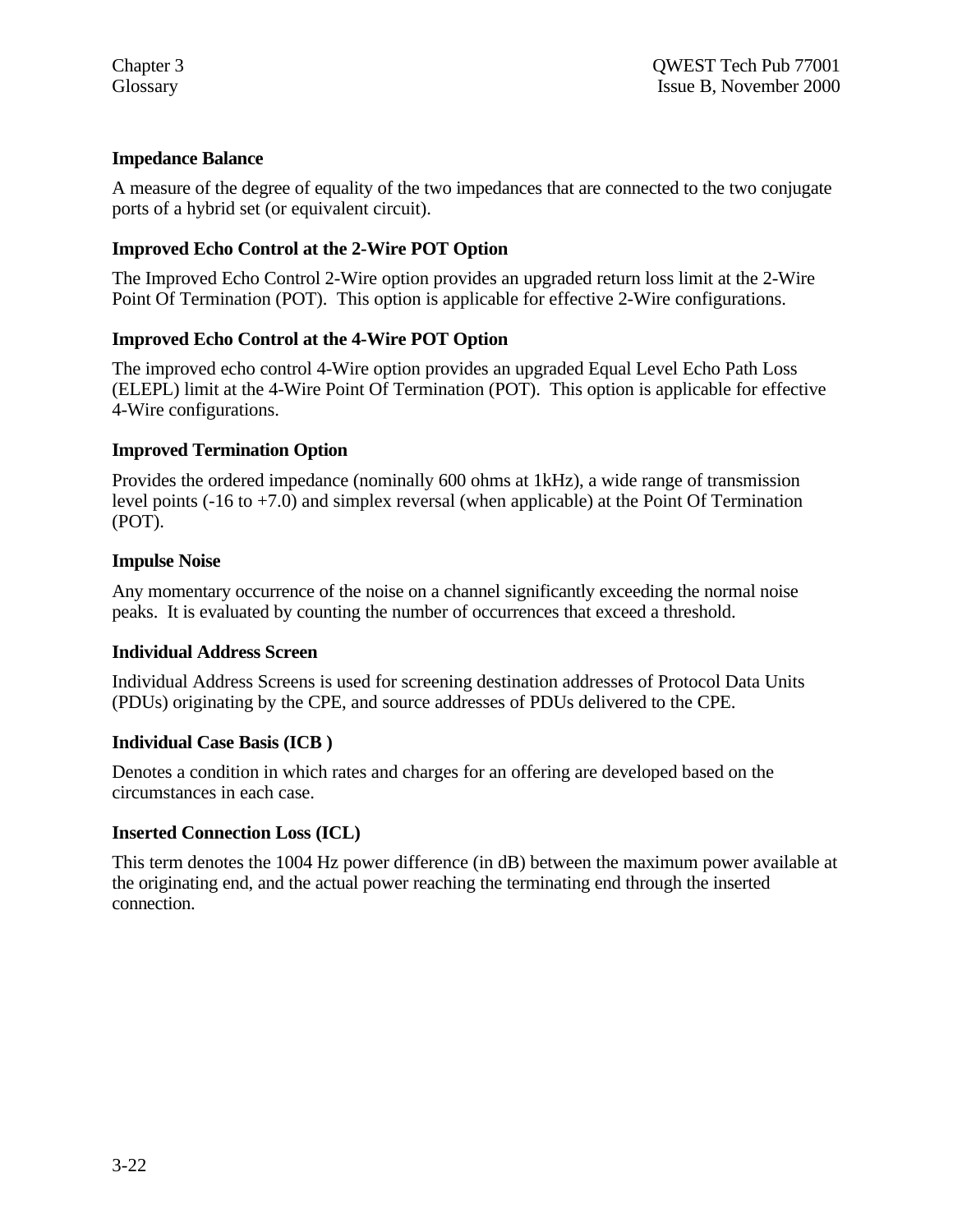**Impedance Balance**

A measure of the degree of equality of the two impedances that are connected to the two conjugate ports of a hybrid set (or equivalent circuit).

**Improved Echo Control at the 2-Wire POT Option**

The Improved Echo Control 2-Wire option provides an upgraded return loss limit at the 2-Wire Point Of Termination (POT). This option is applicable for effective 2-Wire configurations.

**Improved Echo Control at the 4-Wire POT Option**

The improved echo control 4-Wire option provides an upgraded Equal Level Echo Path Loss (ELEPL) limit at the 4-Wire Point Of Termination (POT). This option is applicable for effective 4-Wire configurations.

**Improved Termination Option**

Provides the ordered impedance (nominally 600 ohms at 1kHz), a wide range of transmission level points (-16 to +7.0) and simplex reversal (when applicable) at the Point Of Termination (POT).

**Impulse Noise**

Any momentary occurrence of the noise on a channel significantly exceeding the normal noise peaks. It is evaluated by counting the number of occurrences that exceed a threshold.

**Individual Address Screen**

Individual Address Screens is used for screening destination addresses of Protocol Data Units (PDUs) originating by the CPE, and source addresses of PDUs delivered to the CPE.

**Individual Case Basis (ICB )**

Denotes a condition in which rates and charges for an offering are developed based on the circumstances in each case.

**Inserted Connection Loss (ICL)**

This term denotes the 1004 Hz power difference (in dB) between the maximum power available at the originating end, and the actual power reaching the terminating end through the inserted connection.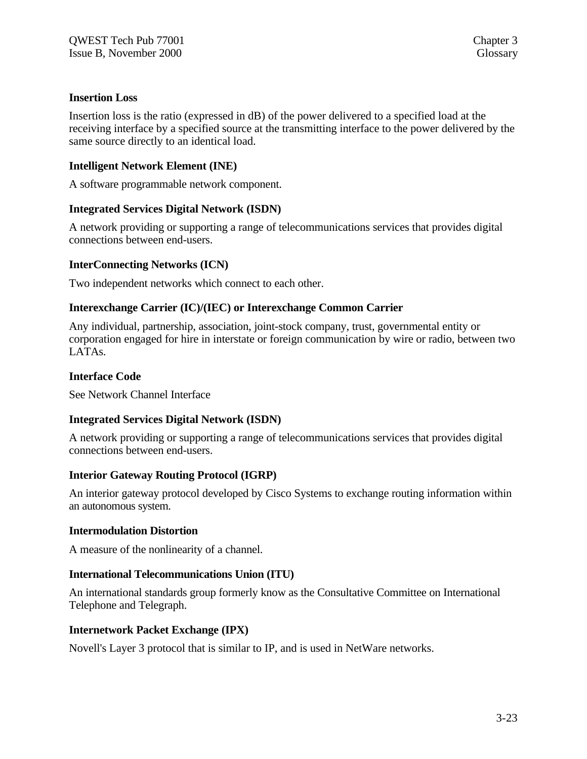**Insertion Loss**

Insertion loss is the ratio (expressed in dB) of the power delivered to a specified load at the receiving interface by a specified source at the transmitting interface to the power delivered by the same source directly to an identical load.

**Intelligent Network Element (INE)**

A software programmable network component.

**Integrated Services Digital Network (ISDN)**

A network providing or supporting a range of telecommunications services that provides digital connections between end-users.

**InterConnecting Networks (ICN)**

Two independent networks which connect to each other.

**Interexchange Carrier (IC)/(IEC) or Interexchange Common Carrier**

Any individual, partnership, association, joint-stock company, trust, governmental entity or corporation engaged for hire in interstate or foreign communication by wire or radio, between two LATAs.

**Interface Code**

See Network Channel Interface

**Integrated Services Digital Network (ISDN)**

A network providing or supporting a range of telecommunications services that provides digital connections between end-users.

**Interior Gateway Routing Protocol (IGRP)**

An interior gateway protocol developed by Cisco Systems to exchange routing information within an autonomous system.

**Intermodulation Distortion**

A measure of the nonlinearity of a channel.

**International Telecommunications Union (ITU)**

An international standards group formerly know as the Consultative Committee on International Telephone and Telegraph.

**Internetwork Packet Exchange (IPX)**

Novell's Layer 3 protocol that is similar to IP, and is used in NetWare networks.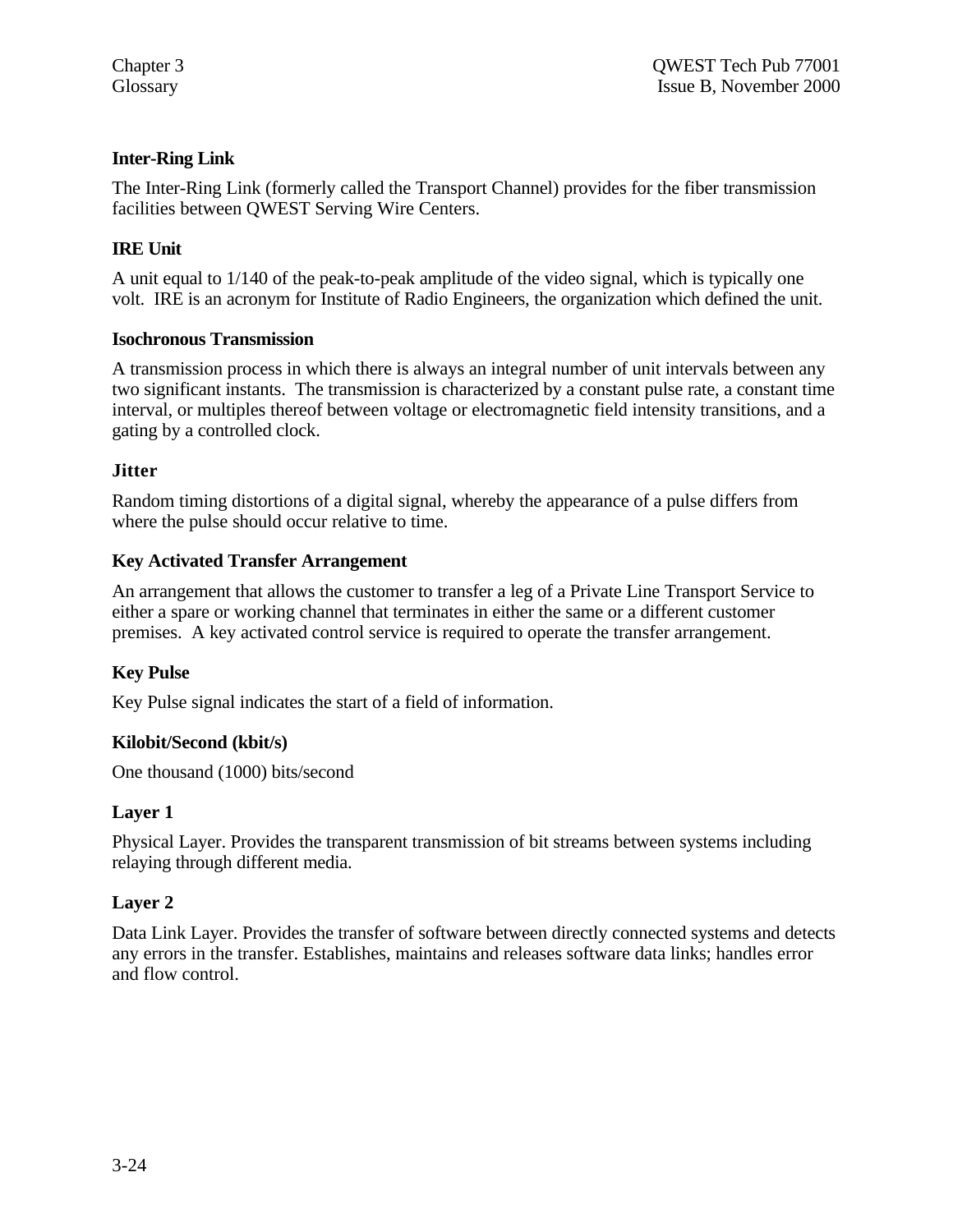**Inter-Ring Link**

The Inter-Ring Link (formerly called the Transport Channel) provides for the fiber transmission facilities between QWEST Serving Wire Centers.

**IRE Unit**

A unit equal to 1/140 of the peak-to-peak amplitude of the video signal, which is typically one volt. IRE is an acronym for Institute of Radio Engineers, the organization which defined the unit.

**Isochronous Transmission**

A transmission process in which there is always an integral number of unit intervals between any two significant instants. The transmission is characterized by a constant pulse rate, a constant time interval, or multiples thereof between voltage or electromagnetic field intensity transitions, and a gating by a controlled clock.

**Jitter**

Random timing distortions of a digital signal, whereby the appearance of a pulse differs from where the pulse should occur relative to time.

**Key Activated Transfer Arrangement**

An arrangement that allows the customer to transfer a leg of a Private Line Transport Service to either a spare or working channel that terminates in either the same or a different customer premises. A key activated control service is required to operate the transfer arrangement.

**Key Pulse**

Key Pulse signal indicates the start of a field of information.

**Kilobit/Second (kbit/s)**

One thousand (1000) bits/second

**Layer 1**

Physical Layer. Provides the transparent transmission of bit streams between systems including relaying through different media.

**Layer 2**

Data Link Layer. Provides the transfer of software between directly connected systems and detects any errors in the transfer. Establishes, maintains and releases software data links; handles error and flow control.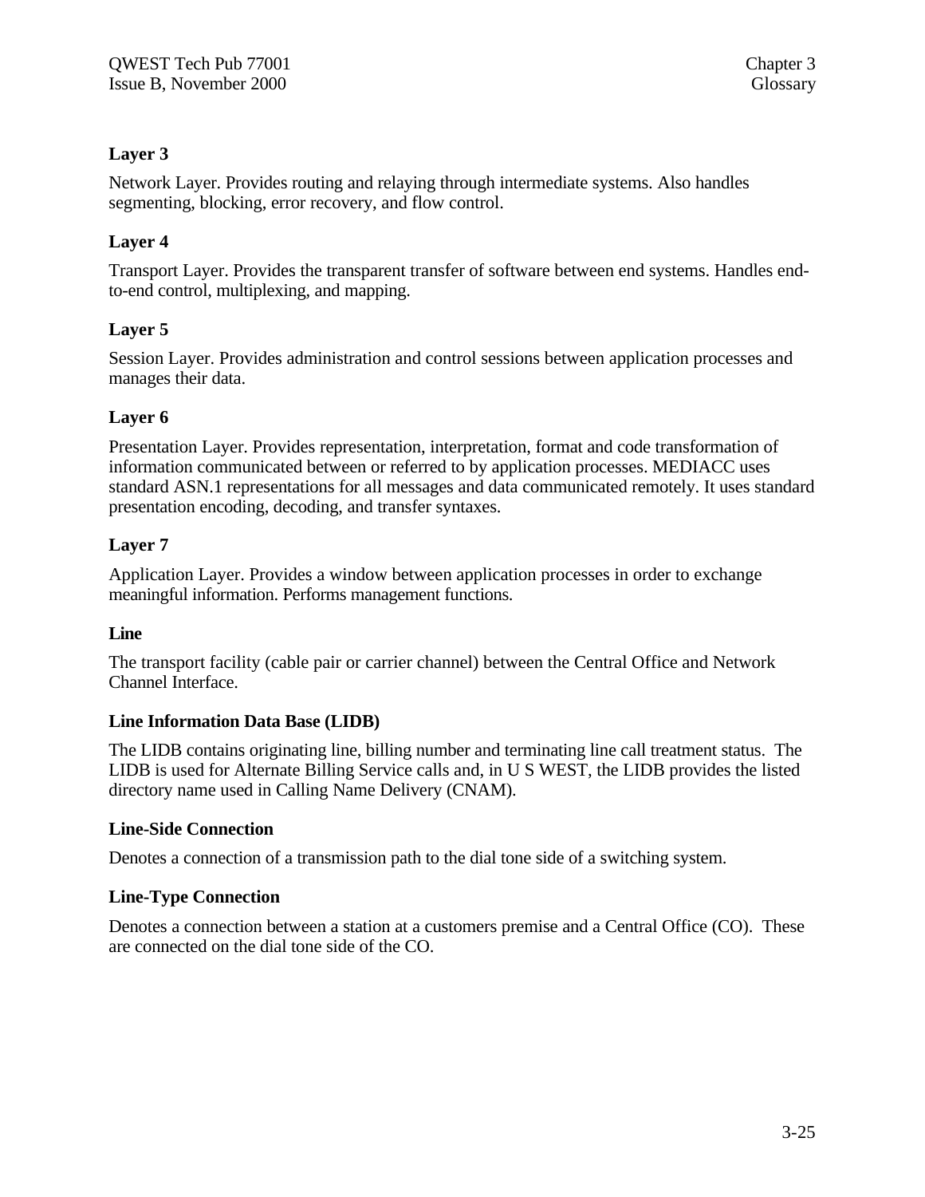### Layer 3

Network Layer. Provides routing and relaying through intermediate systems. Also handles segmenting, blocking, error recovery, and flow control.

### Layer 4

Transport Layer. Provides the transparent transfer of software between end systems. Handles end-to-end control, multiplexing, and mapping.

### Layer 5

Session Layer. Provides administration and control sessions between application processes and manages their data.

### Layer 6

Presentation Layer. Provides representation, interpretation, format and code transformation of information communicated between or referred to by application processes. MEDIACC uses standard ASN.1 representations for all messages and data communicated remotely. It uses standard presentation encoding, decoding, and transfer syntaxes.

### Layer 7

Application Layer. Provides a window between application processes in order to exchange meaningful information. Performs management functions.

### Line

The transport facility (cable pair or carrier channel) between the Central Office and Network Channel Interface.

### Line Information Data Base (LIDB)

The LIDB contains originating line, billing number and terminating line call treatment status. The LIDB is used for Alternate Billing Service calls and, in U S WEST, the LIDB provides the listed directory name used in Calling Name Delivery (CNAM).

### Line-Side Connection

Denotes a connection of a transmission path to the dial tone side of a switching system.

### Line-Type Connection

Denotes a connection between a station at a customers premise and a Central Office (CO). These are connected on the dial tone side of the CO.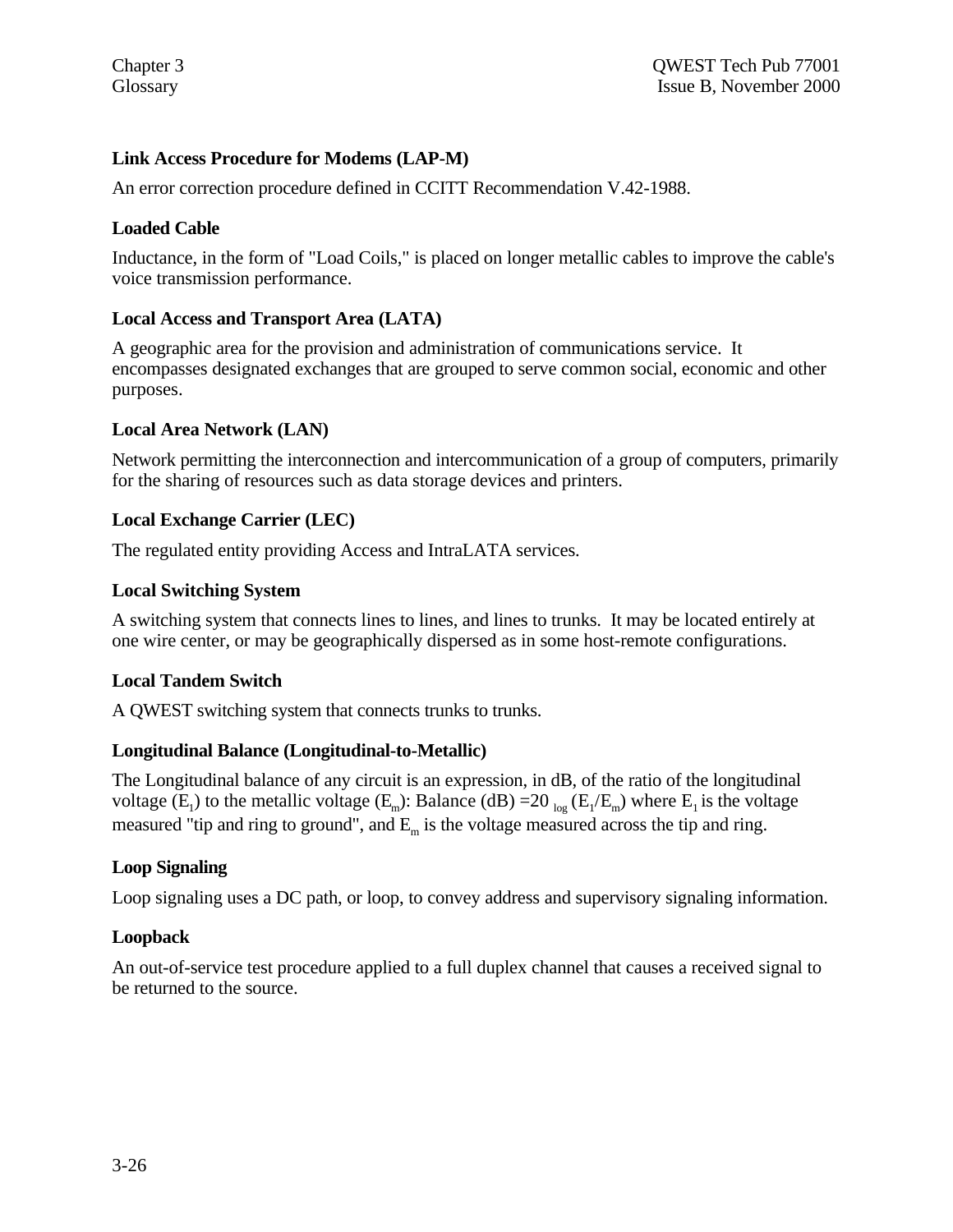**Link Access Procedure for Modems (LAP-M)**

An error correction procedure defined in CCITT Recommendation V.42-1988.

**Loaded Cable**

Inductance, in the form of "Load Coils," is placed on longer metallic cables to improve the cable's voice transmission performance.

**Local Access and Transport Area (LATA)**

A geographic area for the provision and administration of communications service. It encompasses designated exchanges that are grouped to serve common social, economic and other purposes.

**Local Area Network (LAN)**

Network permitting the interconnection and intercommunication of a group of computers, primarily for the sharing of resources such as data storage devices and printers.

**Local Exchange Carrier (LEC)**

The regulated entity providing Access and IntraLATA services.

**Local Switching System**

A switching system that connects lines to lines, and lines to trunks. It may be located entirely at one wire center, or may be geographically dispersed as in some host-remote configurations.

**Local Tandem Switch**

A QWEST switching system that connects trunks to trunks.

**Longitudinal Balance (Longitudinal-to-Metallic)**

The Longitudinal balance of any circuit is an expression, in dB, of the ratio of the longitudinal voltage ($E_l$) to the metallic voltage ($E_m$): Balance (dB) $= 20 \log (E_l/E_m)$ where $E_l$ is the voltage measured "tip and ring to ground", and $E_m$ is the voltage measured across the tip and ring.

**Loop Signaling**

Loop signaling uses a DC path, or loop, to convey address and supervisory signaling information.

**Loopback**

An out-of-service test procedure applied to a full duplex channel that causes a received signal to be returned to the source.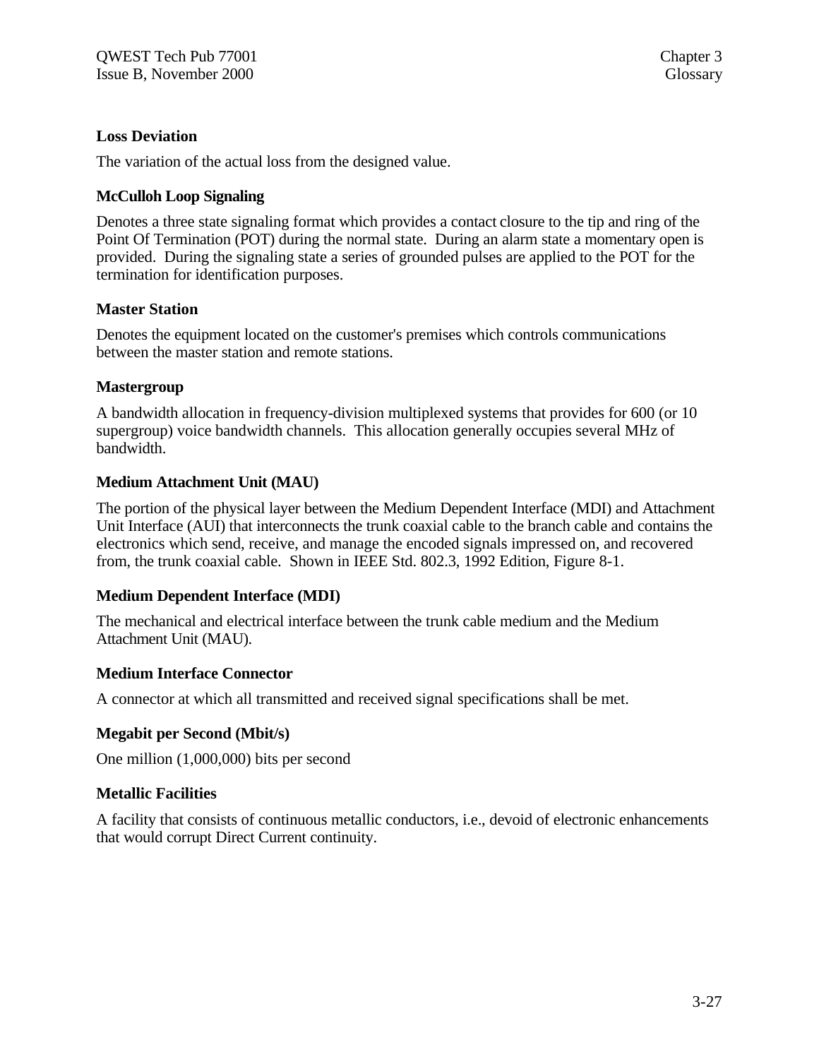**Loss Deviation**

The variation of the actual loss from the designed value.

**McCulloh Loop Signaling**

Denotes a three state signaling format which provides a contact closure to the tip and ring of the Point Of Termination (POT) during the normal state. During an alarm state a momentary open is provided. During the signaling state a series of grounded pulses are applied to the POT for the termination for identification purposes.

**Master Station**

Denotes the equipment located on the customer's premises which controls communications between the master station and remote stations.

**Mastergroup**

A bandwidth allocation in frequency-division multiplexed systems that provides for 600 (or 10 supergroup) voice bandwidth channels. This allocation generally occupies several MHz of bandwidth.

**Medium Attachment Unit (MAU)**

The portion of the physical layer between the Medium Dependent Interface (MDI) and Attachment Unit Interface (AUI) that interconnects the trunk coaxial cable to the branch cable and contains the electronics which send, receive, and manage the encoded signals impressed on, and recovered from, the trunk coaxial cable. Shown in IEEE Std. 802.3, 1992 Edition, Figure 8-1.

**Medium Dependent Interface (MDI)**

The mechanical and electrical interface between the trunk cable medium and the Medium Attachment Unit (MAU).

**Medium Interface Connector**

A connector at which all transmitted and received signal specifications shall be met.

**Megabit per Second (Mbit/s)**

One million (1,000,000) bits per second

**Metallic Facilities**

A facility that consists of continuous metallic conductors, i.e., devoid of electronic enhancements that would corrupt Direct Current continuity.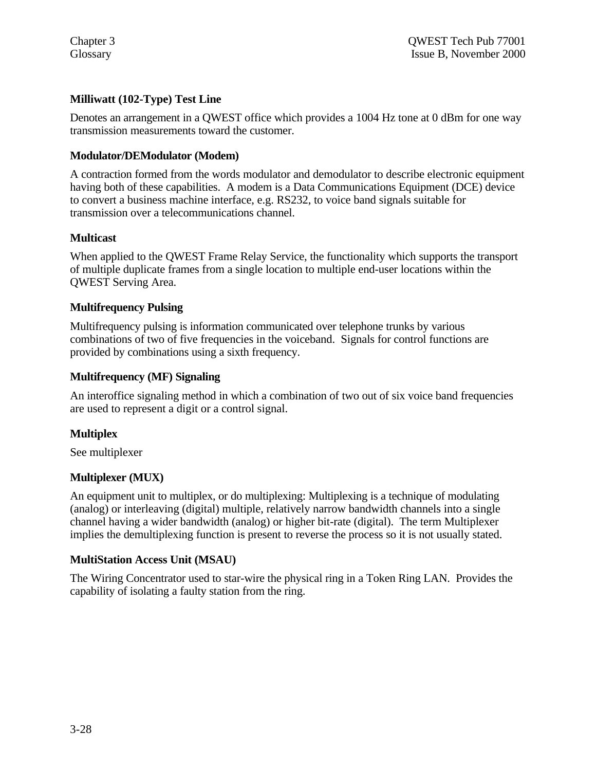### Milliwatt (102-Type) Test Line

Denotes an arrangement in a QWEST office which provides a 1004 Hz tone at 0 dBm for one way transmission measurements toward the customer.

### Modulator/DEModulator (Modem)

A contraction formed from the words modulator and demodulator to describe electronic equipment having both of these capabilities. A modem is a Data Communications Equipment (DCE) device to convert a business machine interface, e.g. RS232, to voice band signals suitable for transmission over a telecommunications channel.

### Multicast

When applied to the QWEST Frame Relay Service, the functionality which supports the transport of multiple duplicate frames from a single location to multiple end-user locations within the QWEST Serving Area.

### Multifrequency Pulsing

Multifrequency pulsing is information communicated over telephone trunks by various combinations of two of five frequencies in the voiceband. Signals for control functions are provided by combinations using a sixth frequency.

### Multifrequency (MF) Signaling

An interoffice signaling method in which a combination of two out of six voice band frequencies are used to represent a digit or a control signal.

### Multiplex

See multiplexer

### Multiplexer (MUX)

An equipment unit to multiplex, or do multiplexing: Multiplexing is a technique of modulating (analog) or interleaving (digital) multiple, relatively narrow bandwidth channels into a single channel having a wider bandwidth (analog) or higher bit-rate (digital). The term Multiplexer implies the demultiplexing function is present to reverse the process so it is not usually stated.

### MultiStation Access Unit (MSAU)

The Wiring Concentrator used to star-wire the physical ring in a Token Ring LAN. Provides the capability of isolating a faulty station from the ring.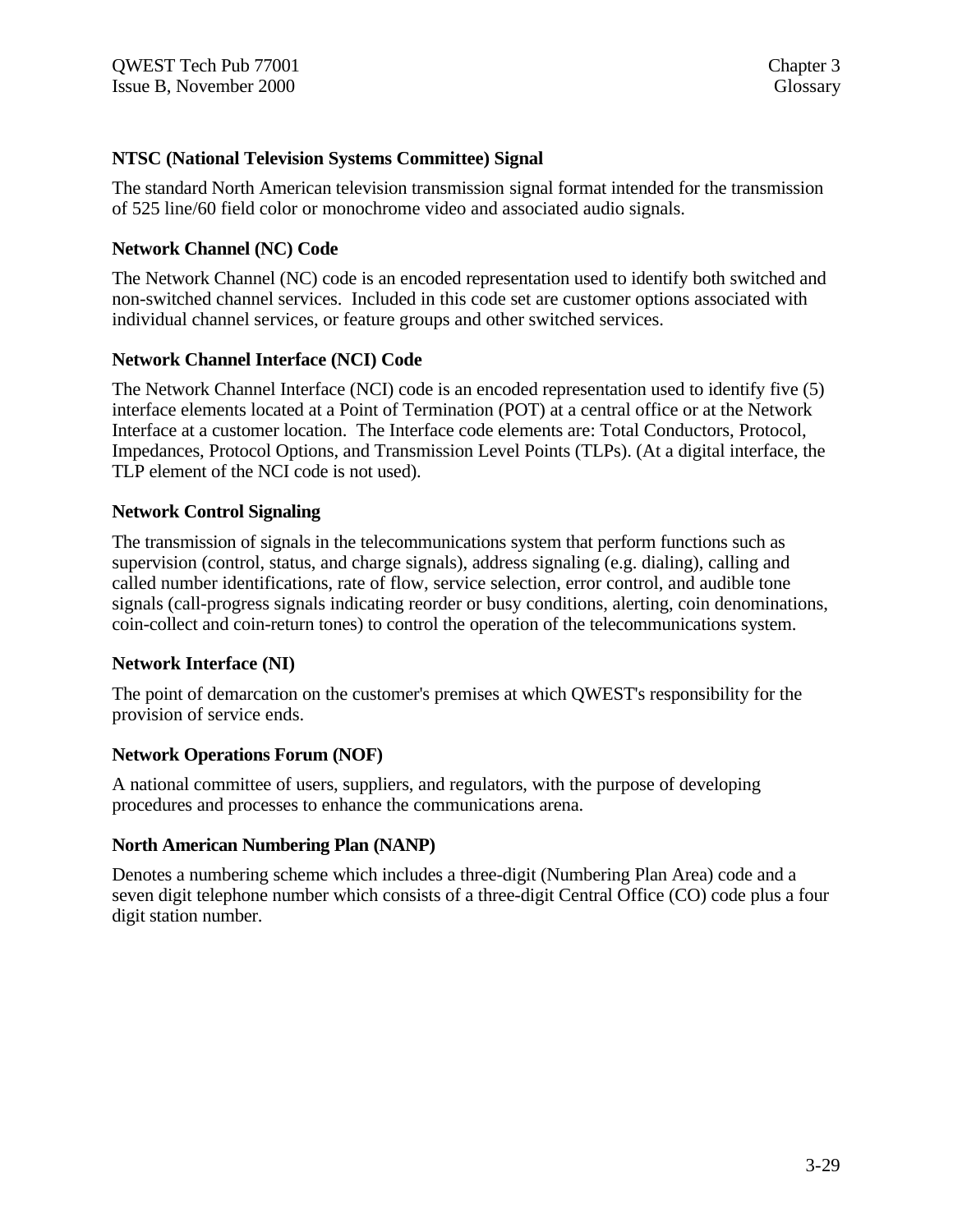### NTSC (National Television Systems Committee) Signal

The standard North American television transmission signal format intended for the transmission of 525 line/60 field color or monochrome video and associated audio signals.

### Network Channel (NC) Code

The Network Channel (NC) code is an encoded representation used to identify both switched and non-switched channel services. Included in this code set are customer options associated with individual channel services, or feature groups and other switched services.

### Network Channel Interface (NCI) Code

The Network Channel Interface (NCI) code is an encoded representation used to identify five (5) interface elements located at a Point of Termination (POT) at a central office or at the Network Interface at a customer location. The Interface code elements are: Total Conductors, Protocol, Impedances, Protocol Options, and Transmission Level Points (TLPs). (At a digital interface, the TLP element of the NCI code is not used).

### Network Control Signaling

The transmission of signals in the telecommunications system that perform functions such as supervision (control, status, and charge signals), address signaling (e.g. dialing), calling and called number identifications, rate of flow, service selection, error control, and audible tone signals (call-progress signals indicating reorder or busy conditions, alerting, coin denominations, coin-collect and coin-return tones) to control the operation of the telecommunications system.

### Network Interface (NI)

The point of demarcation on the customer's premises at which QWEST's responsibility for the provision of service ends.

### Network Operations Forum (NOF)

A national committee of users, suppliers, and regulators, with the purpose of developing procedures and processes to enhance the communications arena.

### North American Numbering Plan (NANP)

Denotes a numbering scheme which includes a three-digit (Numbering Plan Area) code and a seven digit telephone number which consists of a three-digit Central Office (CO) code plus a four digit station number.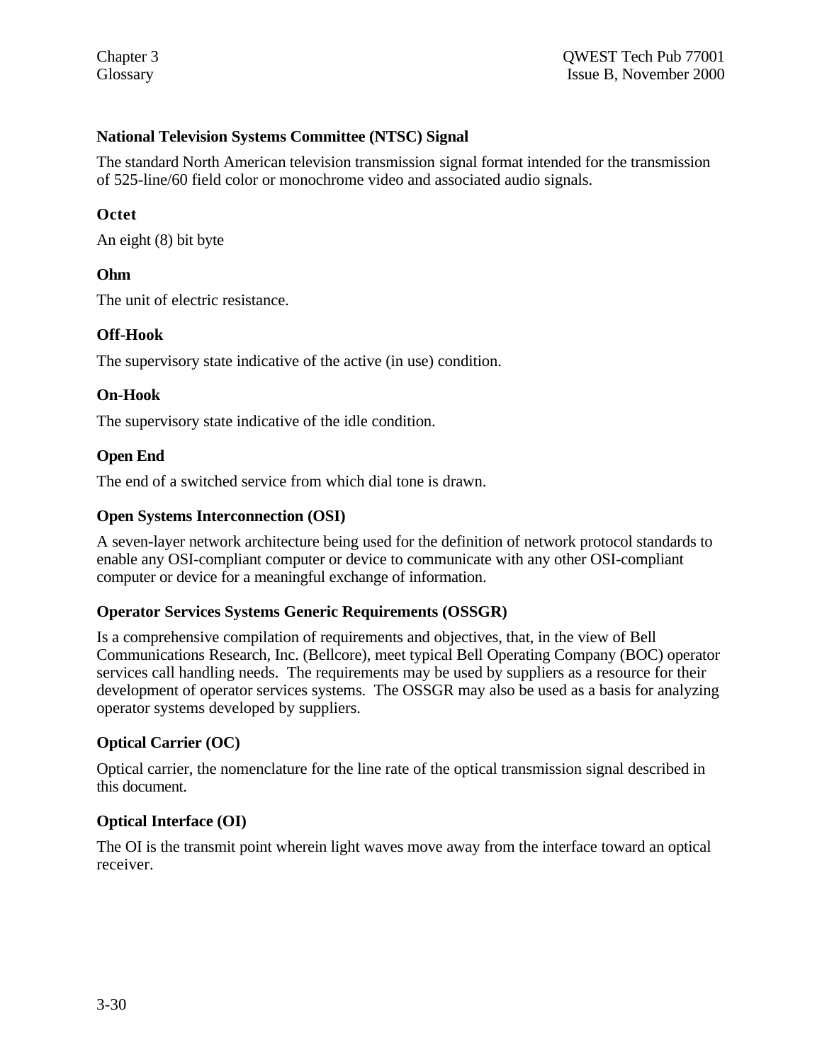**National Television Systems Committee (NTSC) Signal**

The standard North American television transmission signal format intended for the transmission of 525-line/60 field color or monochrome video and associated audio signals.

**Octet**

An eight (8) bit byte

**Ohm**

The unit of electric resistance.

**Off-Hook**

The supervisory state indicative of the active (in use) condition.

**On-Hook**

The supervisory state indicative of the idle condition.

**Open End**

The end of a switched service from which dial tone is drawn.

**Open Systems Interconnection (OSI)**

A seven-layer network architecture being used for the definition of network protocol standards to enable any OSI-compliant computer or device to communicate with any other OSI-compliant computer or device for a meaningful exchange of information.

**Operator Services Systems Generic Requirements (OSSGR)**

Is a comprehensive compilation of requirements and objectives, that, in the view of Bell Communications Research, Inc. (Bellcore), meet typical Bell Operating Company (BOC) operator services call handling needs. The requirements may be used by suppliers as a resource for their development of operator services systems. The OSSGR may also be used as a basis for analyzing operator systems developed by suppliers.

**Optical Carrier (OC)**

Optical carrier, the nomenclature for the line rate of the optical transmission signal described in this document.

**Optical Interface (OI)**

The OI is the transmit point wherein light waves move away from the interface toward an optical receiver.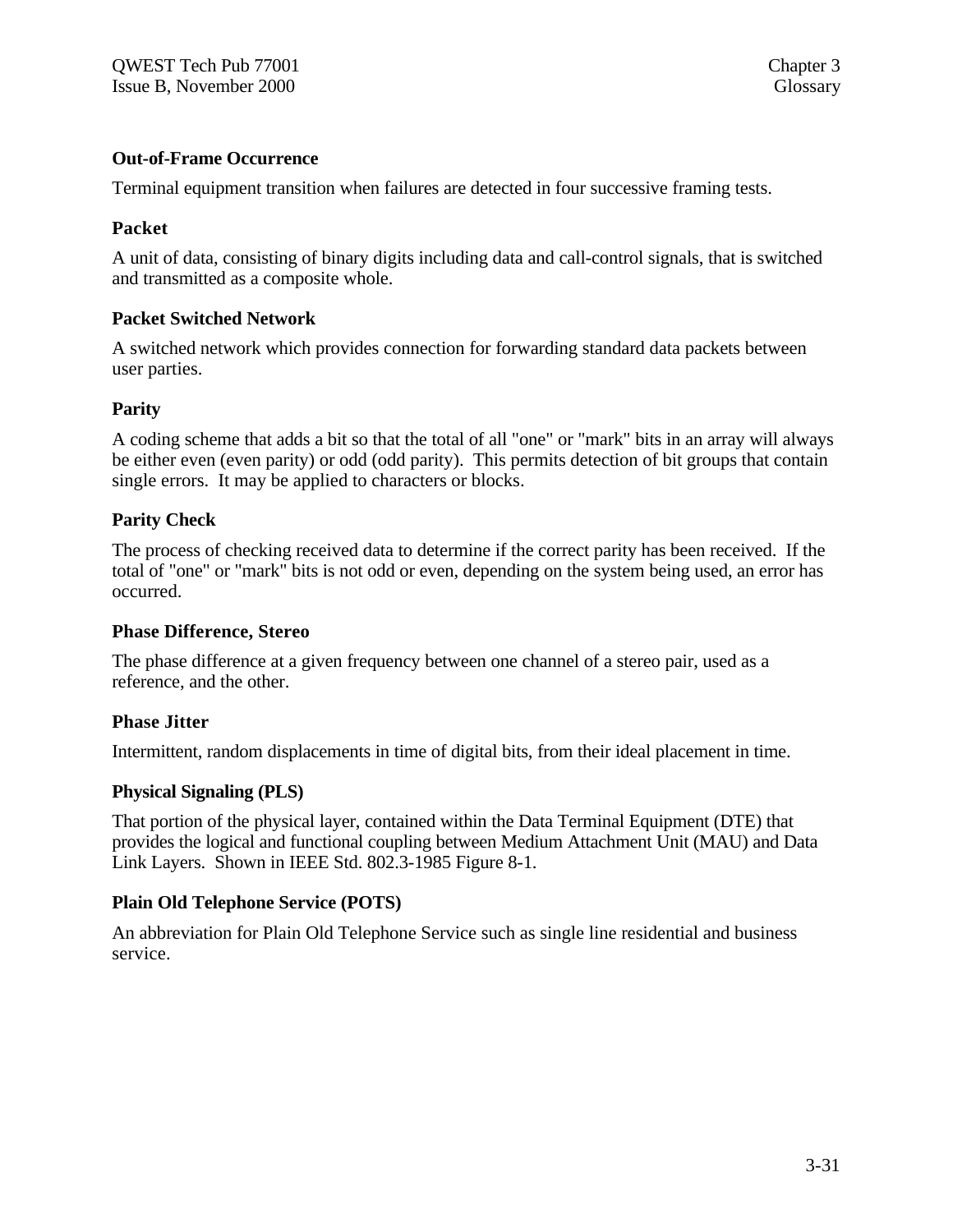**Out-of-Frame Occurrence**

Terminal equipment transition when failures are detected in four successive framing tests.

**Packet**

A unit of data, consisting of binary digits including data and call-control signals, that is switched and transmitted as a composite whole.

**Packet Switched Network**

A switched network which provides connection for forwarding standard data packets between user parties.

**Parity**

A coding scheme that adds a bit so that the total of all "one" or "mark" bits in an array will always be either even (even parity) or odd (odd parity). This permits detection of bit groups that contain single errors. It may be applied to characters or blocks.

**Parity Check**

The process of checking received data to determine if the correct parity has been received. If the total of "one" or "mark" bits is not odd or even, depending on the system being used, an error has occurred.

**Phase Difference, Stereo**

The phase difference at a given frequency between one channel of a stereo pair, used as a reference, and the other.

**Phase Jitter**

Intermittent, random displacements in time of digital bits, from their ideal placement in time.

**Physical Signaling (PLS)**

That portion of the physical layer, contained within the Data Terminal Equipment (DTE) that provides the logical and functional coupling between Medium Attachment Unit (MAU) and Data Link Layers. Shown in IEEE Std. 802.3-1985 Figure 8-1.

**Plain Old Telephone Service (POTS)**

An abbreviation for Plain Old Telephone Service such as single line residential and business service.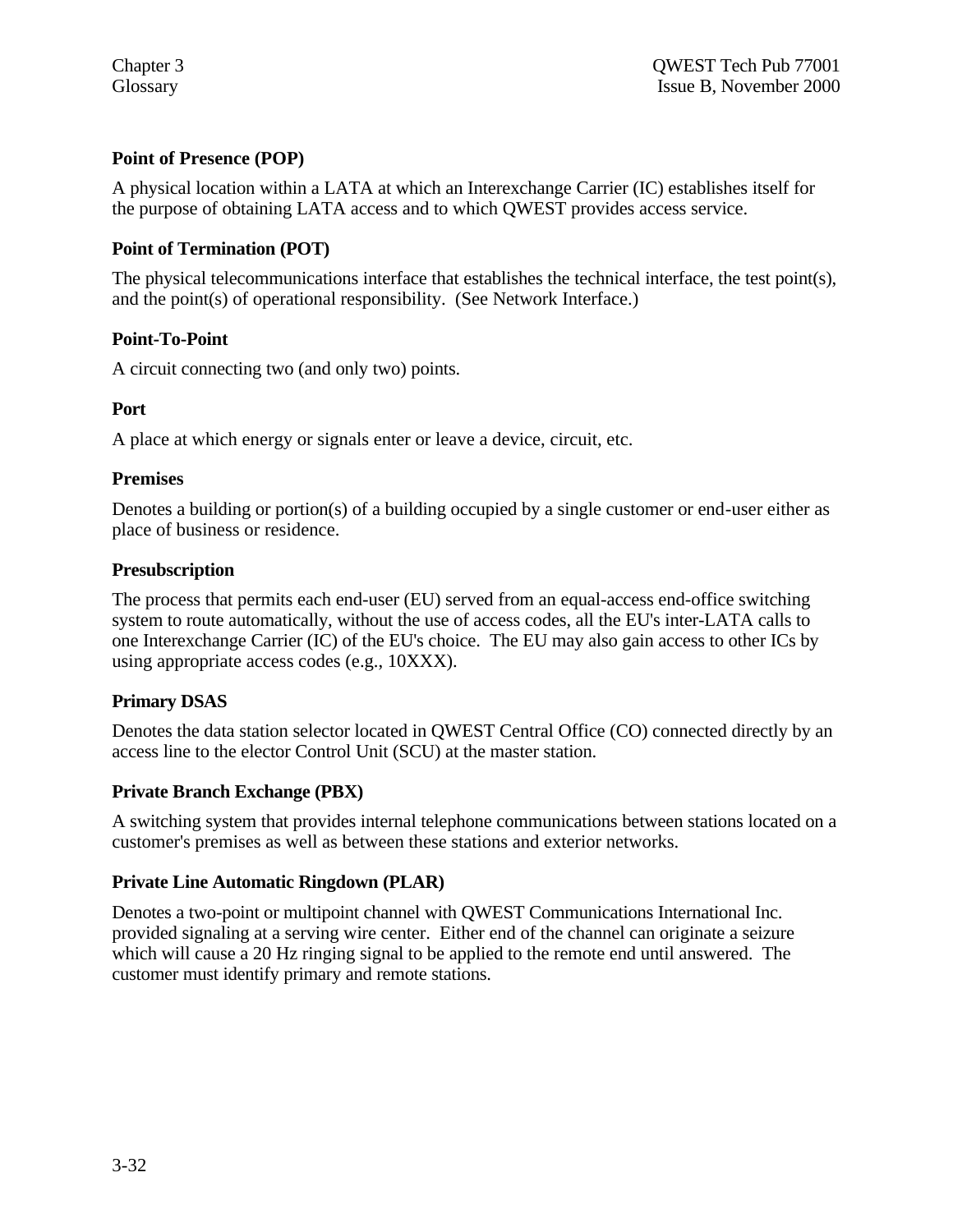**Point of Presence (POP)**

A physical location within a LATA at which an Interexchange Carrier (IC) establishes itself for the purpose of obtaining LATA access and to which QWEST provides access service.

**Point of Termination (POT)**

The physical telecommunications interface that establishes the technical interface, the test point(s), and the point(s) of operational responsibility. (See Network Interface.)

**Point-To-Point**

A circuit connecting two (and only two) points.

**Port**

A place at which energy or signals enter or leave a device, circuit, etc.

**Premises**

Denotes a building or portion(s) of a building occupied by a single customer or end-user either as place of business or residence.

**Presubscription**

The process that permits each end-user (EU) served from an equal-access end-office switching system to route automatically, without the use of access codes, all the EU's inter-LATA calls to one Interexchange Carrier (IC) of the EU's choice. The EU may also gain access to other ICs by using appropriate access codes (e.g., 10XXX).

**Primary DSAS**

Denotes the data station selector located in QWEST Central Office (CO) connected directly by an access line to the elector Control Unit (SCU) at the master station.

**Private Branch Exchange (PBX)**

A switching system that provides internal telephone communications between stations located on a customer's premises as well as between these stations and exterior networks.

**Private Line Automatic Ringdown (PLAR)**

Denotes a two-point or multipoint channel with QWEST Communications International Inc. provided signaling at a serving wire center. Either end of the channel can originate a seizure which will cause a 20 Hz ringing signal to be applied to the remote end until answered. The customer must identify primary and remote stations.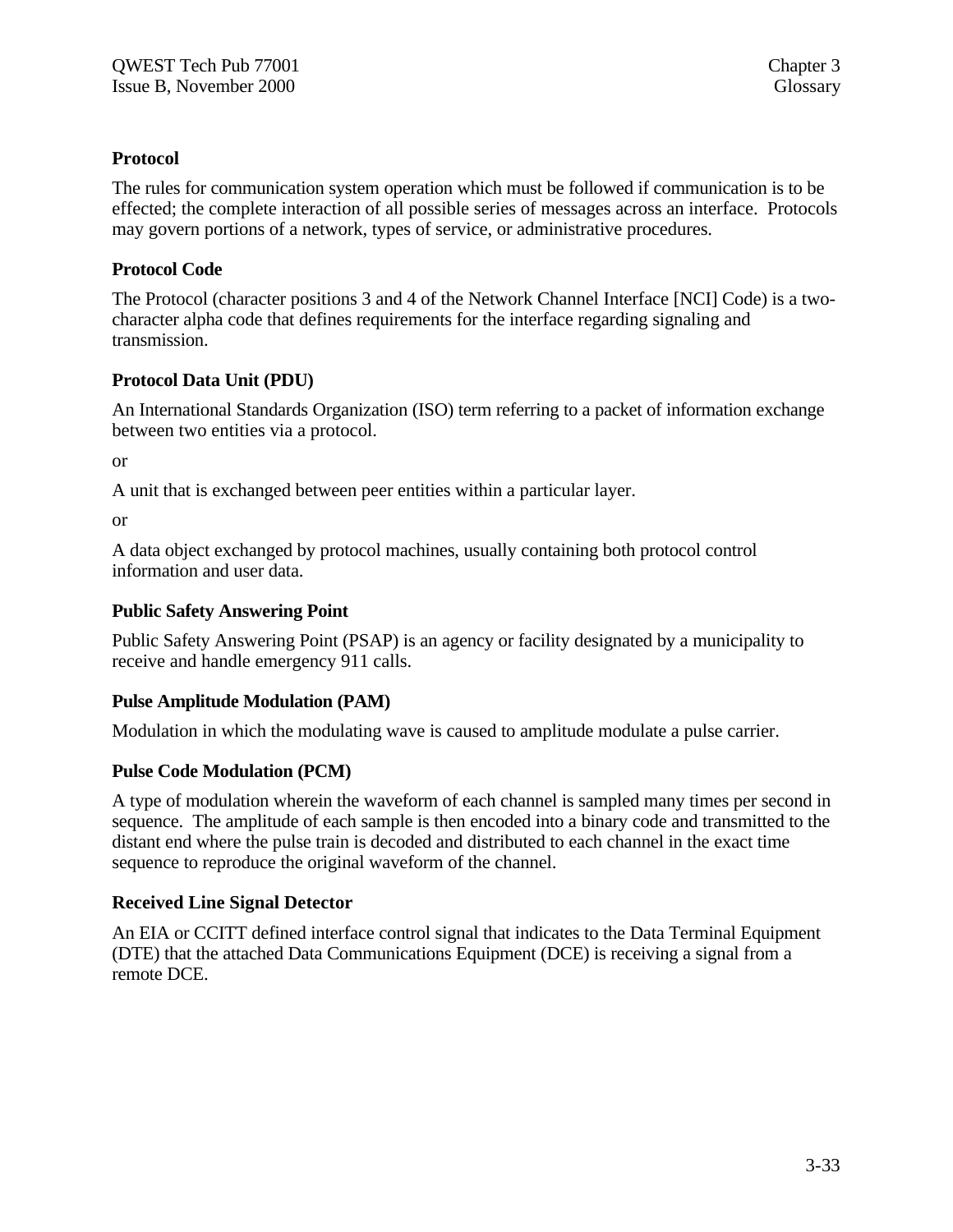**Protocol**

The rules for communication system operation which must be followed if communication is to be effected; the complete interaction of all possible series of messages across an interface. Protocols may govern portions of a network, types of service, or administrative procedures.

**Protocol Code**

The Protocol (character positions 3 and 4 of the Network Channel Interface [NCI] Code) is a two-character alpha code that defines requirements for the interface regarding signaling and transmission.

**Protocol Data Unit (PDU)**

An International Standards Organization (ISO) term referring to a packet of information exchange between two entities via a protocol.

or

A unit that is exchanged between peer entities within a particular layer.

or

A data object exchanged by protocol machines, usually containing both protocol control information and user data.

**Public Safety Answering Point**

Public Safety Answering Point (PSAP) is an agency or facility designated by a municipality to receive and handle emergency 911 calls.

**Pulse Amplitude Modulation (PAM)**

Modulation in which the modulating wave is caused to amplitude modulate a pulse carrier.

**Pulse Code Modulation (PCM)**

A type of modulation wherein the waveform of each channel is sampled many times per second in sequence. The amplitude of each sample is then encoded into a binary code and transmitted to the distant end where the pulse train is decoded and distributed to each channel in the exact time sequence to reproduce the original waveform of the channel.

**Received Line Signal Detector**

An EIA or CCITT defined interface control signal that indicates to the Data Terminal Equipment (DTE) that the attached Data Communications Equipment (DCE) is receiving a signal from a remote DCE.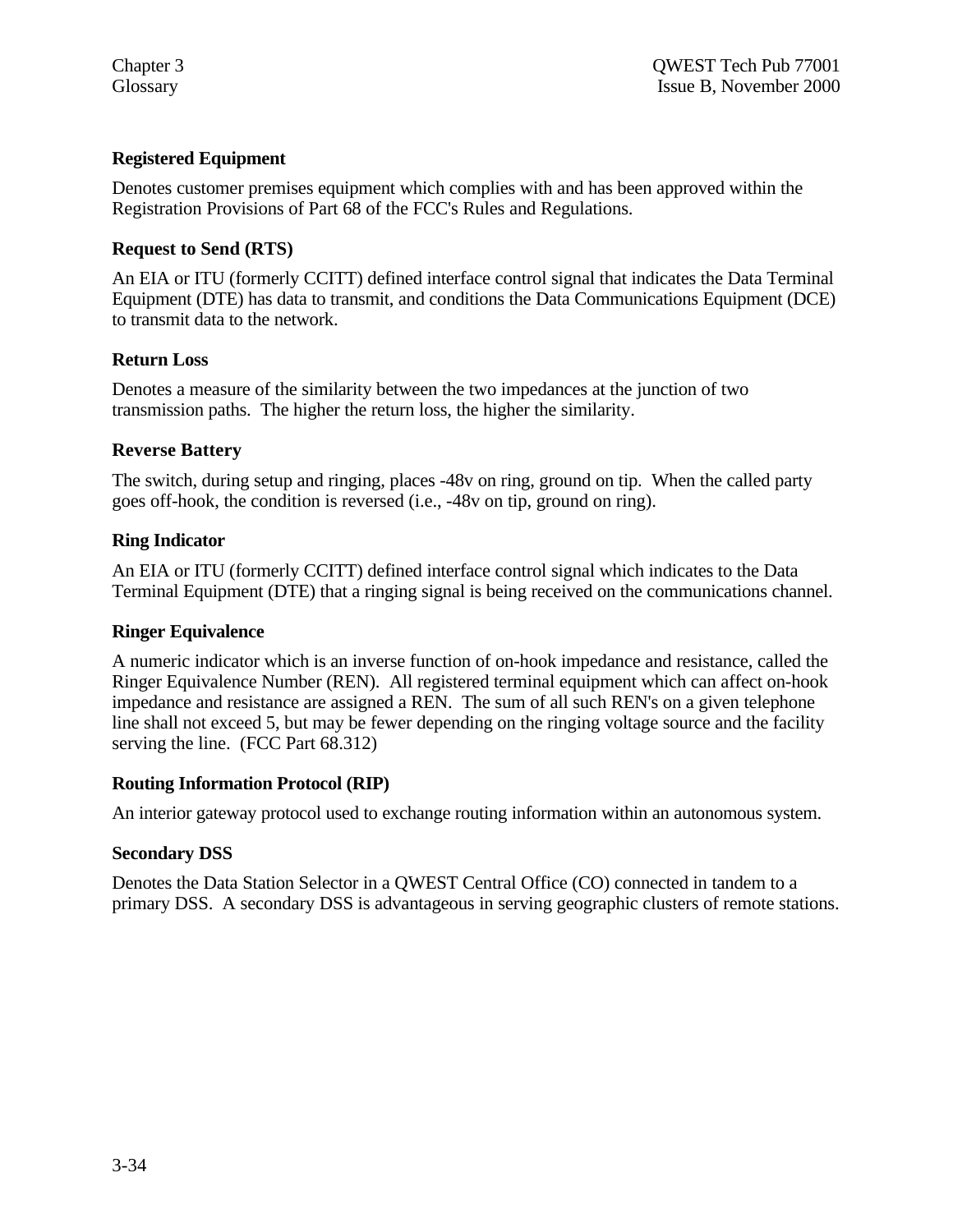**Registered Equipment**

Denotes customer premises equipment which complies with and has been approved within the Registration Provisions of Part 68 of the FCC's Rules and Regulations.

**Request to Send (RTS)**

An EIA or ITU (formerly CCITT) defined interface control signal that indicates the Data Terminal Equipment (DTE) has data to transmit, and conditions the Data Communications Equipment (DCE) to transmit data to the network.

**Return Loss**

Denotes a measure of the similarity between the two impedances at the junction of two transmission paths. The higher the return loss, the higher the similarity.

**Reverse Battery**

The switch, during setup and ringing, places -48v on ring, ground on tip. When the called party goes off-hook, the condition is reversed (i.e., -48v on tip, ground on ring).

**Ring Indicator**

An EIA or ITU (formerly CCITT) defined interface control signal which indicates to the Data Terminal Equipment (DTE) that a ringing signal is being received on the communications channel.

**Ringer Equivalence**

A numeric indicator which is an inverse function of on-hook impedance and resistance, called the Ringer Equivalence Number (REN). All registered terminal equipment which can affect on-hook impedance and resistance are assigned a REN. The sum of all such REN's on a given telephone line shall not exceed 5, but may be fewer depending on the ringing voltage source and the facility serving the line. (FCC Part 68.312)

**Routing Information Protocol (RIP)**

An interior gateway protocol used to exchange routing information within an autonomous system.

**Secondary DSS**

Denotes the Data Station Selector in a QWEST Central Office (CO) connected in tandem to a primary DSS. A secondary DSS is advantageous in serving geographic clusters of remote stations.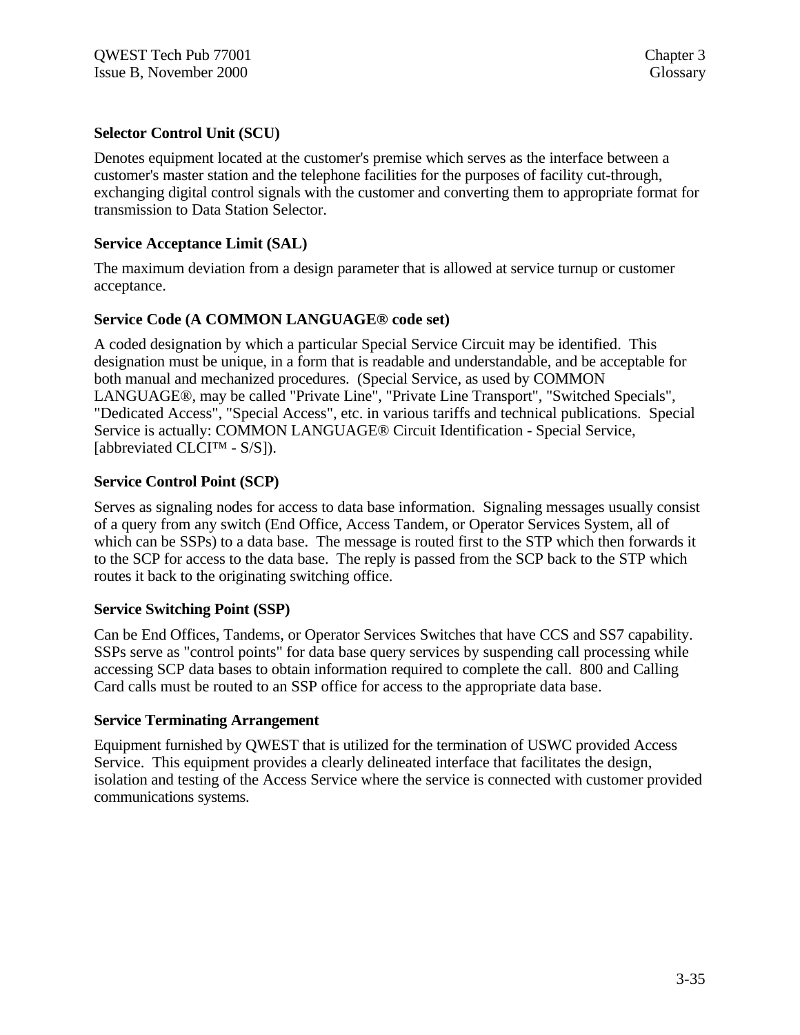**Selector Control Unit (SCU)**

Denotes equipment located at the customer's premise which serves as the interface between a customer's master station and the telephone facilities for the purposes of facility cut-through, exchanging digital control signals with the customer and converting them to appropriate format for transmission to Data Station Selector.

**Service Acceptance Limit (SAL)**

The maximum deviation from a design parameter that is allowed at service turnup or customer acceptance.

**Service Code (A COMMON LANGUAGE® code set)**

A coded designation by which a particular Special Service Circuit may be identified. This designation must be unique, in a form that is readable and understandable, and be acceptable for both manual and mechanized procedures. (Special Service, as used by COMMON LANGUAGE®, may be called "Private Line", "Private Line Transport", "Switched Specials", "Dedicated Access", "Special Access", etc. in various tariffs and technical publications. Special Service is actually: COMMON LANGUAGE® Circuit Identification - Special Service, [abbreviated CLCI™ - S/S]).

**Service Control Point (SCP)**

Serves as signaling nodes for access to data base information. Signaling messages usually consist of a query from any switch (End Office, Access Tandem, or Operator Services System, all of which can be SSPs) to a data base. The message is routed first to the STP which then forwards it to the SCP for access to the data base. The reply is passed from the SCP back to the STP which routes it back to the originating switching office.

**Service Switching Point (SSP)**

Can be End Offices, Tandems, or Operator Services Switches that have CCS and SS7 capability. SSPs serve as "control points" for data base query services by suspending call processing while accessing SCP data bases to obtain information required to complete the call. 800 and Calling Card calls must be routed to an SSP office for access to the appropriate data base.

**Service Terminating Arrangement**

Equipment furnished by QWEST that is utilized for the termination of USWC provided Access Service. This equipment provides a clearly delineated interface that facilitates the design, isolation and testing of the Access Service where the service is connected with customer provided communications systems.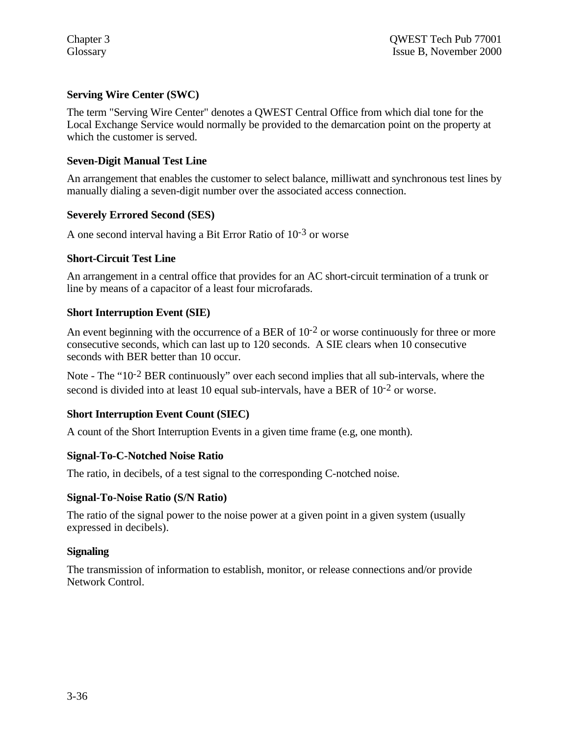**Serving Wire Center (SWC)**

The term "Serving Wire Center" denotes a QWEST Central Office from which dial tone for the Local Exchange Service would normally be provided to the demarcation point on the property at which the customer is served.

**Seven-Digit Manual Test Line**

An arrangement that enables the customer to select balance, milliwatt and synchronous test lines by manually dialing a seven-digit number over the associated access connection.

**Severely Errored Second (SES)**

A one second interval having a Bit Error Ratio of $10^{-3}$ or worse

**Short-Circuit Test Line**

An arrangement in a central office that provides for an AC short-circuit termination of a trunk or line by means of a capacitor of a least four microfarads.

**Short Interruption Event (SIE)**

An event beginning with the occurrence of a BER of $10^{-2}$ or worse continuously for three or more consecutive seconds, which can last up to 120 seconds. A SIE clears when 10 consecutive seconds with BER better than 10 occur.

Note - The “$10^{-2}$ BER continuously” over each second implies that all sub-intervals, where the second is divided into at least 10 equal sub-intervals, have a BER of $10^{-2}$ or worse.

**Short Interruption Event Count (SIEC)**

A count of the Short Interruption Events in a given time frame (e.g, one month).

**Signal-To-C-Notched Noise Ratio**

The ratio, in decibels, of a test signal to the corresponding C-notched noise.

**Signal-To-Noise Ratio (S/N Ratio)**

The ratio of the signal power to the noise power at a given point in a given system (usually expressed in decibels).

**Signaling**

The transmission of information to establish, monitor, or release connections and/or provide Network Control.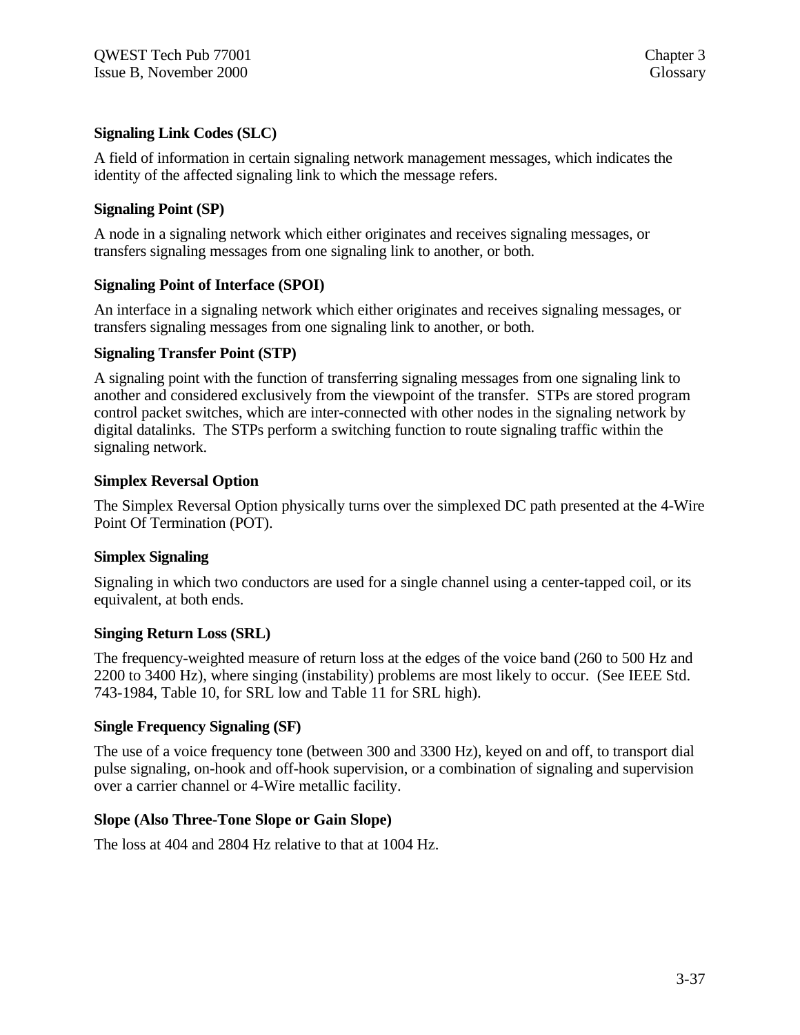**Signaling Link Codes (SLC)**

A field of information in certain signaling network management messages, which indicates the identity of the affected signaling link to which the message refers.

**Signaling Point (SP)**

A node in a signaling network which either originates and receives signaling messages, or transfers signaling messages from one signaling link to another, or both.

**Signaling Point of Interface (SPOI)**

An interface in a signaling network which either originates and receives signaling messages, or transfers signaling messages from one signaling link to another, or both.

**Signaling Transfer Point (STP)**

A signaling point with the function of transferring signaling messages from one signaling link to another and considered exclusively from the viewpoint of the transfer. STPs are stored program control packet switches, which are inter-connected with other nodes in the signaling network by digital datalinks. The STPs perform a switching function to route signaling traffic within the signaling network.

**Simplex Reversal Option**

The Simplex Reversal Option physically turns over the simplexed DC path presented at the 4-Wire Point Of Termination (POT).

**Simplex Signaling**

Signaling in which two conductors are used for a single channel using a center-tapped coil, or its equivalent, at both ends.

**Singing Return Loss (SRL)**

The frequency-weighted measure of return loss at the edges of the voice band (260 to 500 Hz and 2200 to 3400 Hz), where singing (instability) problems are most likely to occur. (See IEEE Std. 743-1984, Table 10, for SRL low and Table 11 for SRL high).

**Single Frequency Signaling (SF)**

The use of a voice frequency tone (between 300 and 3300 Hz), keyed on and off, to transport dial pulse signaling, on-hook and off-hook supervision, or a combination of signaling and supervision over a carrier channel or 4-Wire metallic facility.

**Slope (Also Three-Tone Slope or Gain Slope)**

The loss at 404 and 2804 Hz relative to that at 1004 Hz.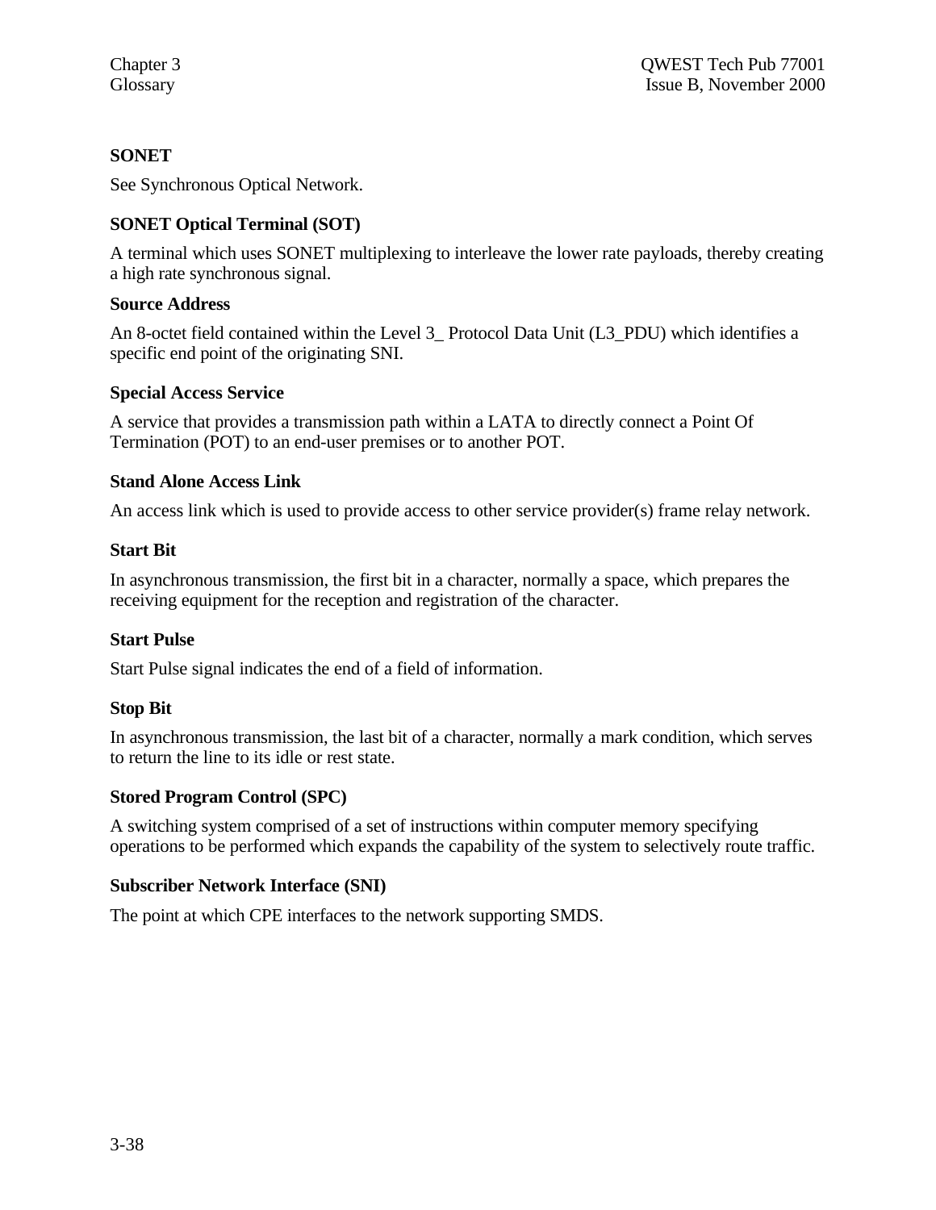**SONET**

See Synchronous Optical Network.

**SONET Optical Terminal (SOT)**

A terminal which uses SONET multiplexing to interleave the lower rate payloads, thereby creating a high rate synchronous signal.

**Source Address**

An 8-octet field contained within the Level 3_ Protocol Data Unit (L3_PDU) which identifies a specific end point of the originating SNI.

**Special Access Service**

A service that provides a transmission path within a LATA to directly connect a Point Of Termination (POT) to an end-user premises or to another POT.

**Stand Alone Access Link**

An access link which is used to provide access to other service provider(s) frame relay network.

**Start Bit**

In asynchronous transmission, the first bit in a character, normally a space, which prepares the receiving equipment for the reception and registration of the character.

**Start Pulse**

Start Pulse signal indicates the end of a field of information.

**Stop Bit**

In asynchronous transmission, the last bit of a character, normally a mark condition, which serves to return the line to its idle or rest state.

**Stored Program Control (SPC)**

A switching system comprised of a set of instructions within computer memory specifying operations to be performed which expands the capability of the system to selectively route traffic.

**Subscriber Network Interface (SNI)**

The point at which CPE interfaces to the network supporting SMDS.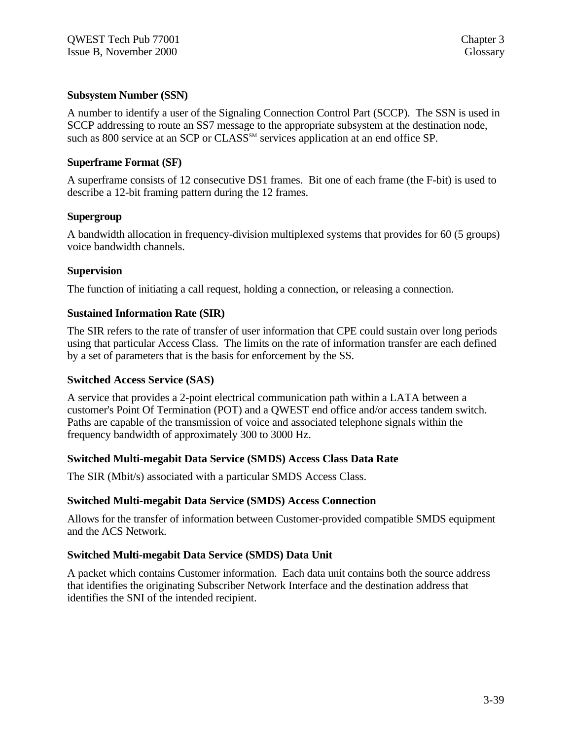**Subsystem Number (SSN)**

A number to identify a user of the Signaling Connection Control Part (SCCP). The SSN is used in SCCP addressing to route an SS7 message to the appropriate subsystem at the destination node, such as 800 service at an SCP or CLASS[SM] services application at an end office SP.

**Superframe Format (SF)**

A superframe consists of 12 consecutive DS1 frames. Bit one of each frame (the F-bit) is used to describe a 12-bit framing pattern during the 12 frames.

**Supergroup**

A bandwidth allocation in frequency-division multiplexed systems that provides for 60 (5 groups) voice bandwidth channels.

**Supervision**

The function of initiating a call request, holding a connection, or releasing a connection.

**Sustained Information Rate (SIR)**

The SIR refers to the rate of transfer of user information that CPE could sustain over long periods using that particular Access Class. The limits on the rate of information transfer are each defined by a set of parameters that is the basis for enforcement by the SS.

**Switched Access Service (SAS)**

A service that provides a 2-point electrical communication path within a LATA between a customer's Point Of Termination (POT) and a QWEST end office and/or access tandem switch. Paths are capable of the transmission of voice and associated telephone signals within the frequency bandwidth of approximately 300 to 3000 Hz.

**Switched Multi-megabit Data Service (SMDS) Access Class Data Rate**

The SIR (Mbit/s) associated with a particular SMDS Access Class.

**Switched Multi-megabit Data Service (SMDS) Access Connection**

Allows for the transfer of information between Customer-provided compatible SMDS equipment and the ACS Network.

**Switched Multi-megabit Data Service (SMDS) Data Unit**

A packet which contains Customer information. Each data unit contains both the source address that identifies the originating Subscriber Network Interface and the destination address that identifies the SNI of the intended recipient.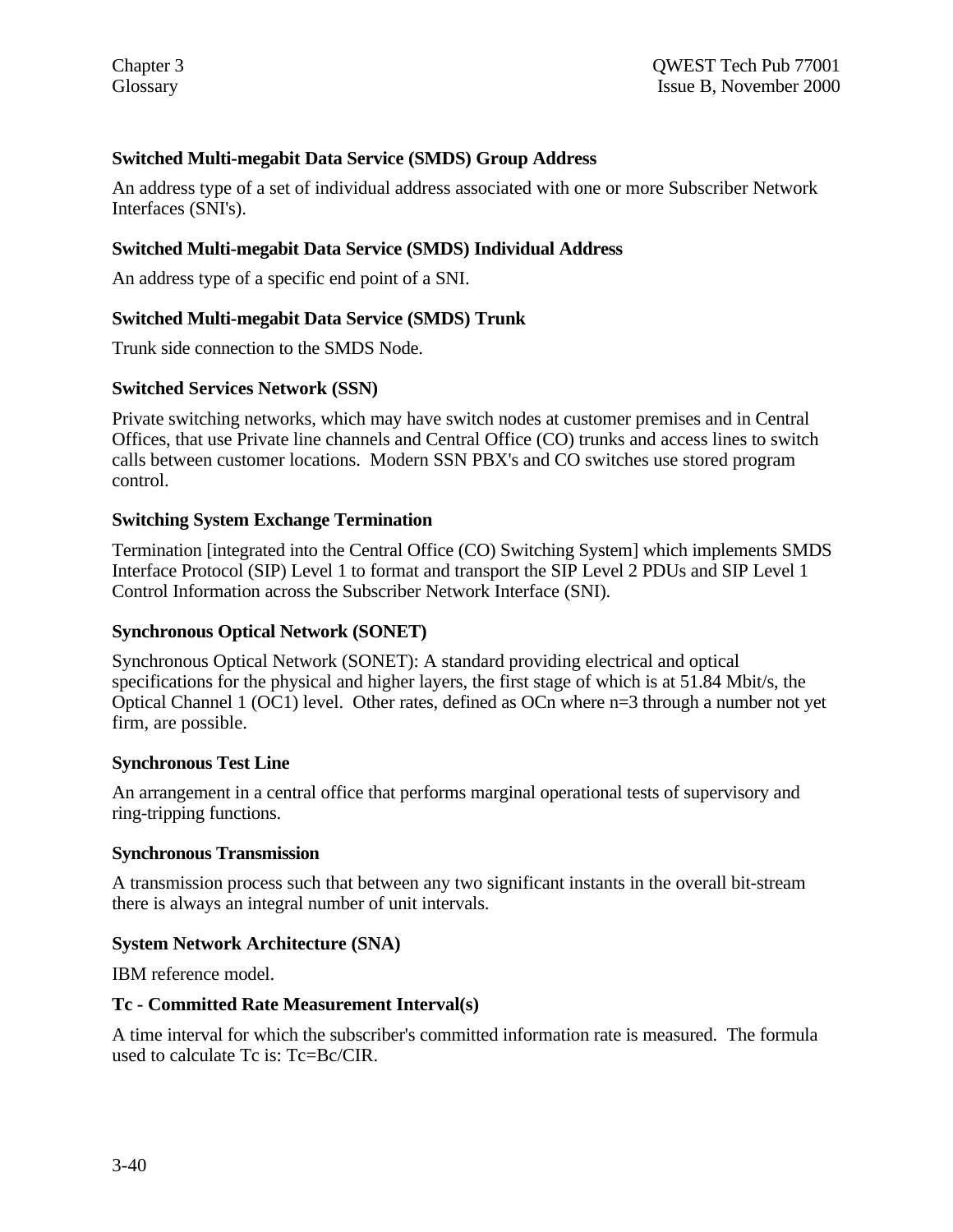**Switched Multi-megabit Data Service (SMDS) Group Address**

An address type of a set of individual address associated with one or more Subscriber Network Interfaces (SNI's).

**Switched Multi-megabit Data Service (SMDS) Individual Address**

An address type of a specific end point of a SNI.

**Switched Multi-megabit Data Service (SMDS) Trunk**

Trunk side connection to the SMDS Node.

**Switched Services Network (SSN)**

Private switching networks, which may have switch nodes at customer premises and in Central Offices, that use Private line channels and Central Office (CO) trunks and access lines to switch calls between customer locations. Modern SSN PBX's and CO switches use stored program control.

**Switching System Exchange Termination**

Termination [integrated into the Central Office (CO) Switching System] which implements SMDS Interface Protocol (SIP) Level 1 to format and transport the SIP Level 2 PDUs and SIP Level 1 Control Information across the Subscriber Network Interface (SNI).

**Synchronous Optical Network (SONET)**

Synchronous Optical Network (SONET): A standard providing electrical and optical specifications for the physical and higher layers, the first stage of which is at 51.84 Mbit/s, the Optical Channel 1 (OC1) level. Other rates, defined as OCn where n=3 through a number not yet firm, are possible.

**Synchronous Test Line**

An arrangement in a central office that performs marginal operational tests of supervisory and ring-tripping functions.

**Synchronous Transmission**

A transmission process such that between any two significant instants in the overall bit-stream there is always an integral number of unit intervals.

**System Network Architecture (SNA)**

IBM reference model.

**Tc - Committed Rate Measurement Interval(s)**

A time interval for which the subscriber's committed information rate is measured. The formula used to calculate Tc is: $Tc=Bc/CIR$.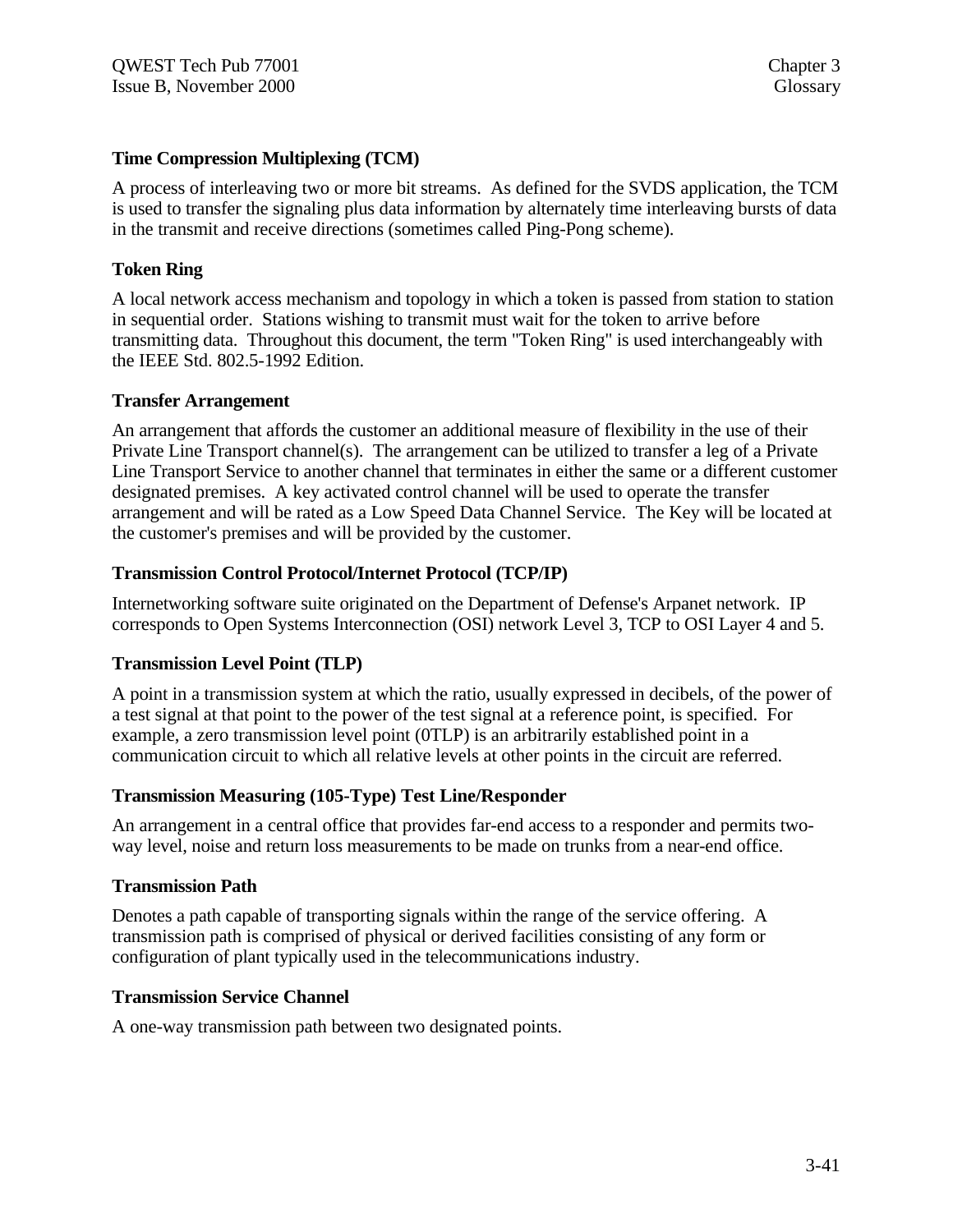### Time Compression Multiplexing (TCM)

A process of interleaving two or more bit streams. As defined for the SVDS application, the TCM is used to transfer the signaling plus data information by alternately time interleaving bursts of data in the transmit and receive directions (sometimes called Ping-Pong scheme).

### Token Ring

A local network access mechanism and topology in which a token is passed from station to station in sequential order. Stations wishing to transmit must wait for the token to arrive before transmitting data. Throughout this document, the term "Token Ring" is used interchangeably with the IEEE Std. 802.5-1992 Edition.

### Transfer Arrangement

An arrangement that affords the customer an additional measure of flexibility in the use of their Private Line Transport channel(s). The arrangement can be utilized to transfer a leg of a Private Line Transport Service to another channel that terminates in either the same or a different customer designated premises. A key activated control channel will be used to operate the transfer arrangement and will be rated as a Low Speed Data Channel Service. The Key will be located at the customer's premises and will be provided by the customer.

### Transmission Control Protocol/Internet Protocol (TCP/IP)

Internetworking software suite originated on the Department of Defense's Arpanet network. IP corresponds to Open Systems Interconnection (OSI) network Level 3, TCP to OSI Layer 4 and 5.

### Transmission Level Point (TLP)

A point in a transmission system at which the ratio, usually expressed in decibels, of the power of a test signal at that point to the power of the test signal at a reference point, is specified. For example, a zero transmission level point (0TLP) is an arbitrarily established point in a communication circuit to which all relative levels at other points in the circuit are referred.

### Transmission Measuring (105-Type) Test Line/Responder

An arrangement in a central office that provides far-end access to a responder and permits two-way level, noise and return loss measurements to be made on trunks from a near-end office.

### Transmission Path

Denotes a path capable of transporting signals within the range of the service offering. A transmission path is comprised of physical or derived facilities consisting of any form or configuration of plant typically used in the telecommunications industry.

### Transmission Service Channel

A one-way transmission path between two designated points.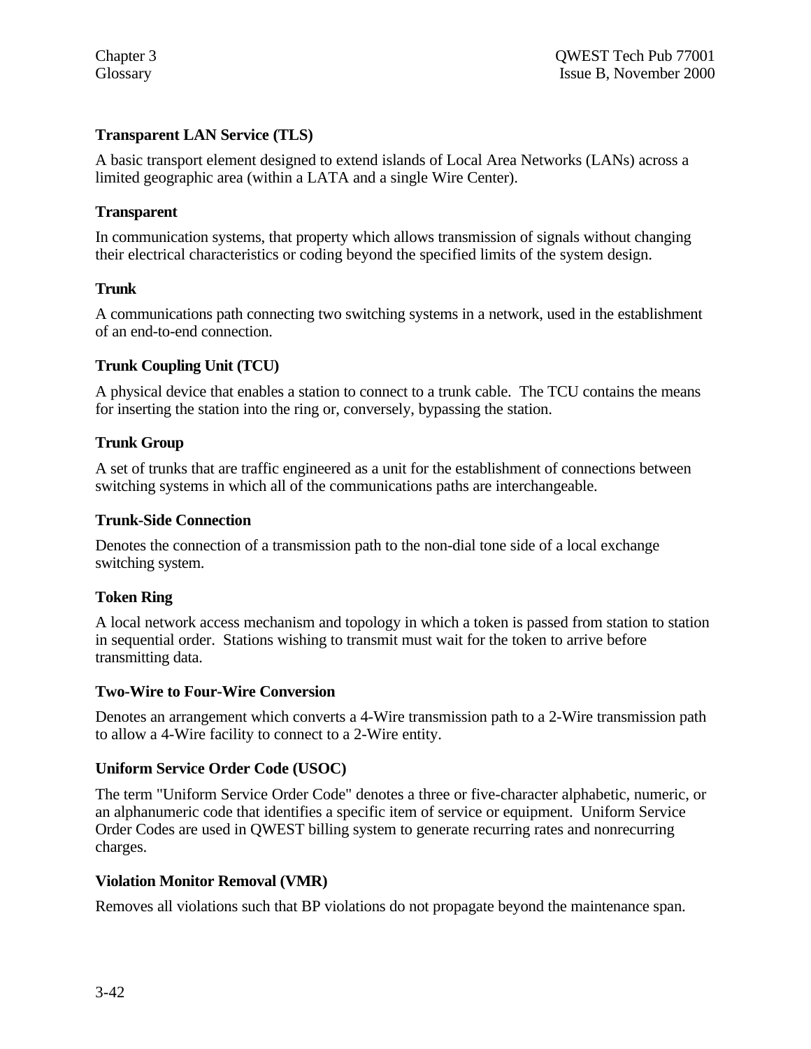**Transparent LAN Service (TLS)**

A basic transport element designed to extend islands of Local Area Networks (LANs) across a limited geographic area (within a LATA and a single Wire Center).

**Transparent**

In communication systems, that property which allows transmission of signals without changing their electrical characteristics or coding beyond the specified limits of the system design.

**Trunk**

A communications path connecting two switching systems in a network, used in the establishment of an end-to-end connection.

**Trunk Coupling Unit (TCU)**

A physical device that enables a station to connect to a trunk cable. The TCU contains the means for inserting the station into the ring or, conversely, bypassing the station.

**Trunk Group**

A set of trunks that are traffic engineered as a unit for the establishment of connections between switching systems in which all of the communications paths are interchangeable.

**Trunk-Side Connection**

Denotes the connection of a transmission path to the non-dial tone side of a local exchange switching system.

**Token Ring**

A local network access mechanism and topology in which a token is passed from station to station in sequential order. Stations wishing to transmit must wait for the token to arrive before transmitting data.

**Two-Wire to Four-Wire Conversion**

Denotes an arrangement which converts a 4-Wire transmission path to a 2-Wire transmission path to allow a 4-Wire facility to connect to a 2-Wire entity.

**Uniform Service Order Code (USOC)**

The term "Uniform Service Order Code" denotes a three or five-character alphabetic, numeric, or an alphanumeric code that identifies a specific item of service or equipment. Uniform Service Order Codes are used in QWEST billing system to generate recurring rates and nonrecurring charges.

**Violation Monitor Removal (VMR)**

Removes all violations such that BP violations do not propagate beyond the maintenance span.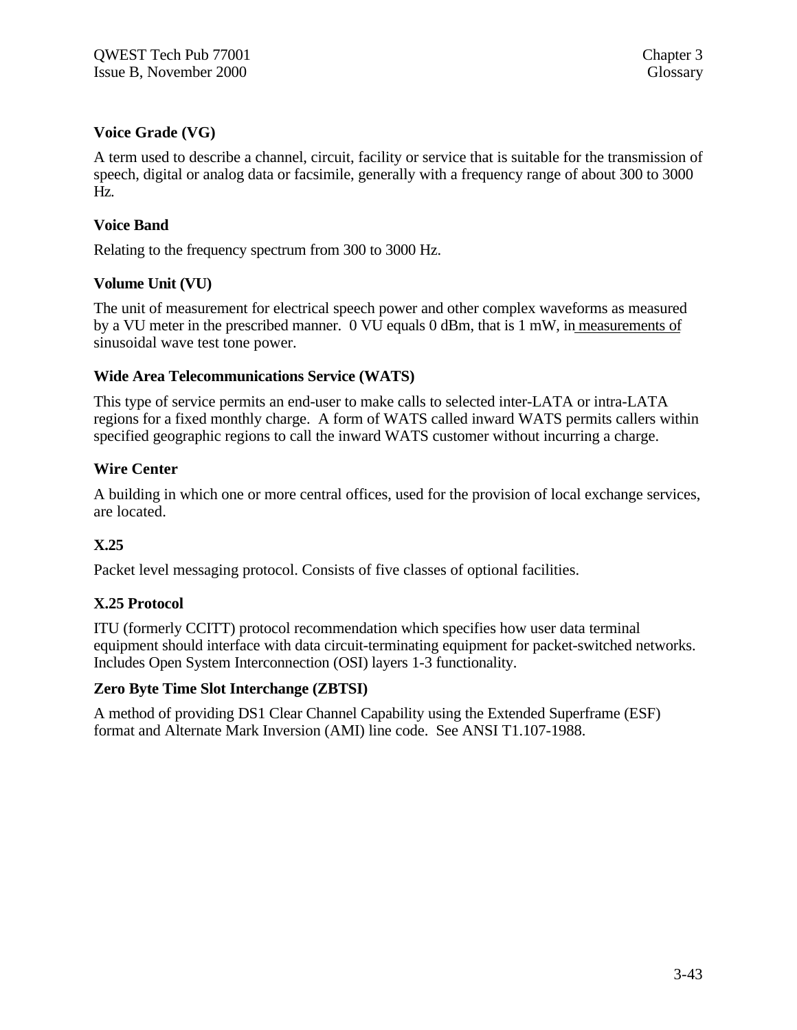**Voice Grade (VG)**

A term used to describe a channel, circuit, facility or service that is suitable for the transmission of speech, digital or analog data or facsimile, generally with a frequency range of about 300 to 3000 Hz.

**Voice Band**

Relating to the frequency spectrum from 300 to 3000 Hz.

**Volume Unit (VU)**

The unit of measurement for electrical speech power and other complex waveforms as measured by a VU meter in the prescribed manner. 0 VU equals 0 dBm, that is 1 mW, in measurements of sinusoidal wave test tone power.

**Wide Area Telecommunications Service (WATS)**

This type of service permits an end-user to make calls to selected inter-LATA or intra-LATA regions for a fixed monthly charge. A form of WATS called inward WATS permits callers within specified geographic regions to call the inward WATS customer without incurring a charge.

**Wire Center**

A building in which one or more central offices, used for the provision of local exchange services, are located.

**X.25**

Packet level messaging protocol. Consists of five classes of optional facilities.

**X.25 Protocol**

ITU (formerly CCITT) protocol recommendation which specifies how user data terminal equipment should interface with data circuit-terminating equipment for packet-switched networks. Includes Open System Interconnection (OSI) layers 1-3 functionality.

**Zero Byte Time Slot Interchange (ZBTSI)**

A method of providing DS1 Clear Channel Capability using the Extended Superframe (ESF) format and Alternate Mark Inversion (AMI) line code. See ANSI T1.107-1988.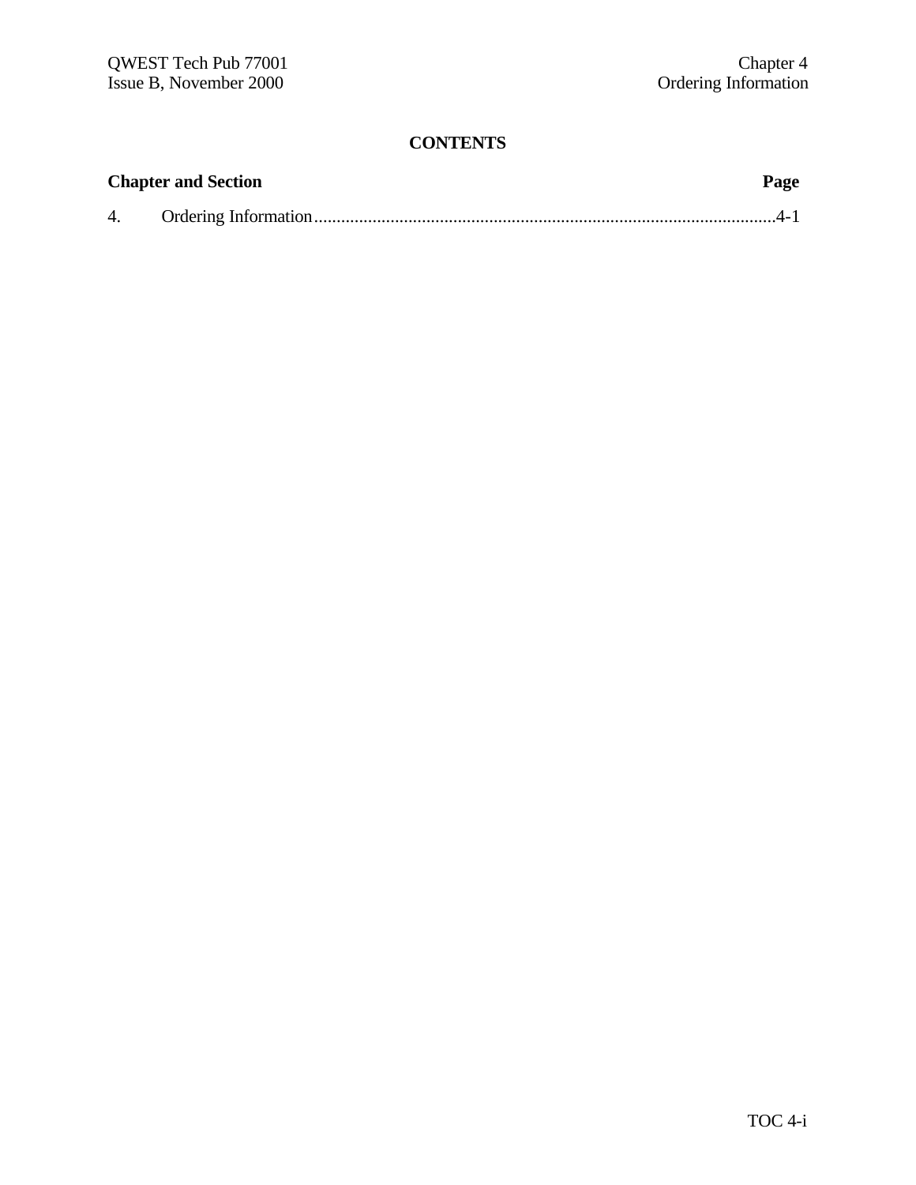# CONTENTS

| Chapter and Section | | Page |
|---|---|---|
| 4. | Ordering Information | 4-1 |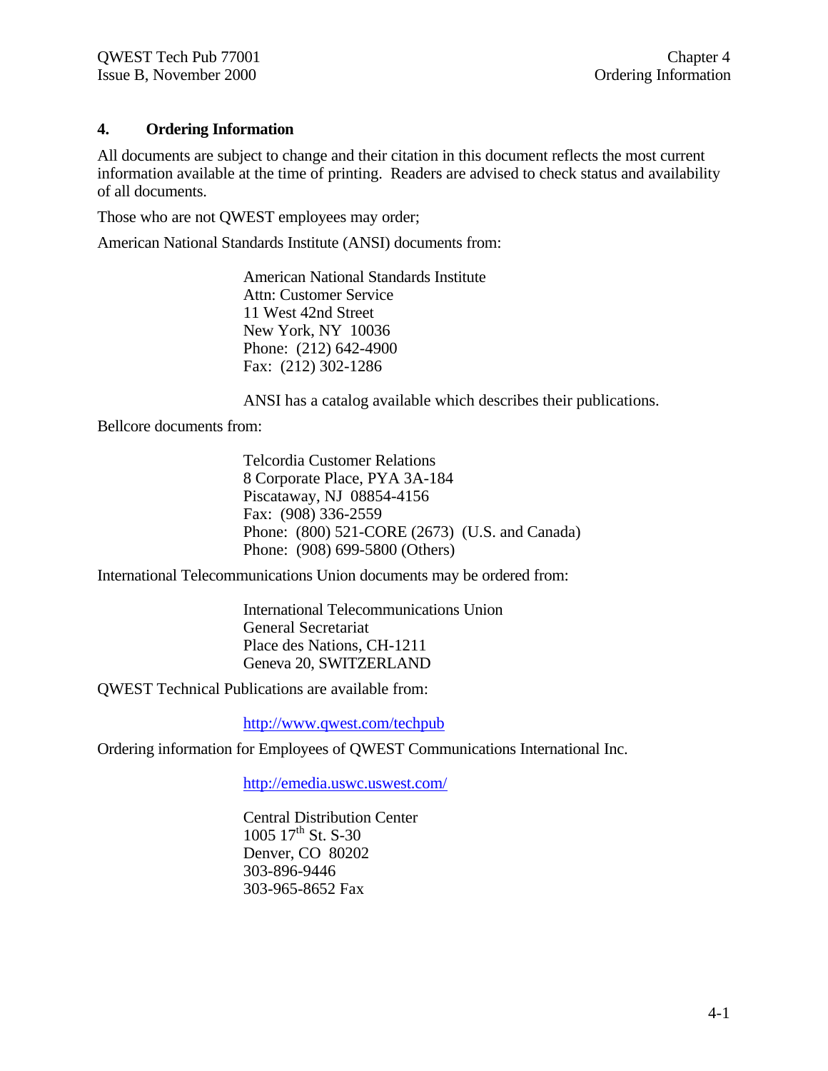## 4. Ordering Information

All documents are subject to change and their citation in this document reflects the most current information available at the time of printing. Readers are advised to check status and availability of all documents.

Those who are not QWEST employees may order;

American National Standards Institute (ANSI) documents from:

> American National Standards Institute
> Attn: Customer Service
> 11 West 42nd Street
> New York, NY 10036
> Phone: (212) 642-4900
> Fax: (212) 302-1286
>
> ANSI has a catalog available which describes their publications.

Bellcore documents from:

> Telcordia Customer Relations
> 8 Corporate Place, PYA 3A-184
> Piscataway, NJ 08854-4156
> Fax: (908) 336-2559
> Phone: (800) 521-CORE (2673) (U.S. and Canada)
> Phone: (908) 699-5800 (Others)

International Telecommunications Union documents may be ordered from:

> International Telecommunications Union
> General Secretariat
> Place des Nations, CH-1211
> Geneva 20, SWITZERLAND

QWEST Technical Publications are available from:

> http://www.qwest.com/techpub

Ordering information for Employees of QWEST Communications International Inc.

> http://emedia.uswc.uswest.com/
>
> Central Distribution Center
> 1005 17th St. S-30
> Denver, CO 80202
> 303-896-9446
> 303-965-8652 Fax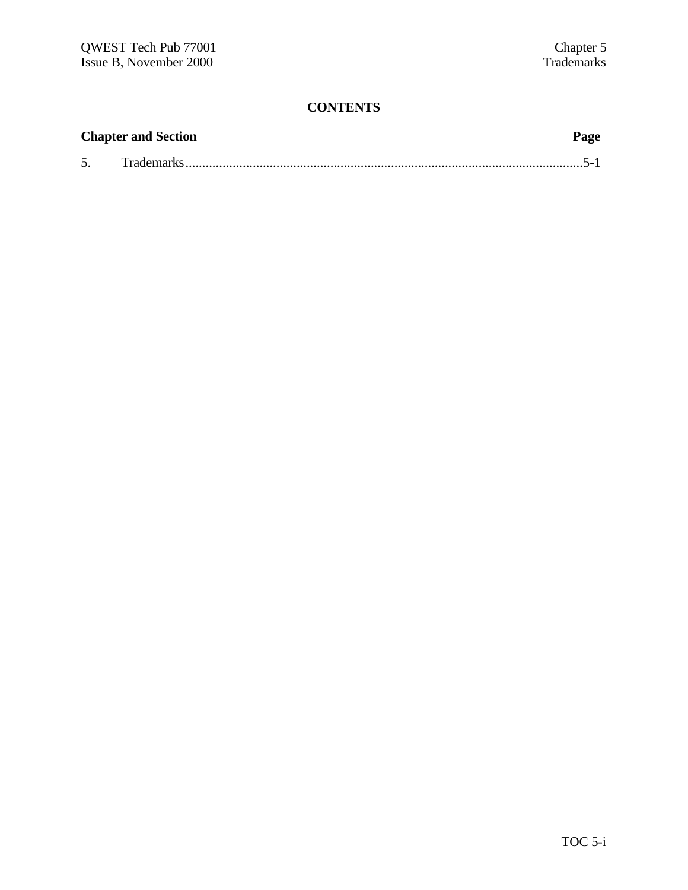# CONTENTS

| Chapter and Section | Page |
|---|---|
| 5. Trademarks | 5-1 |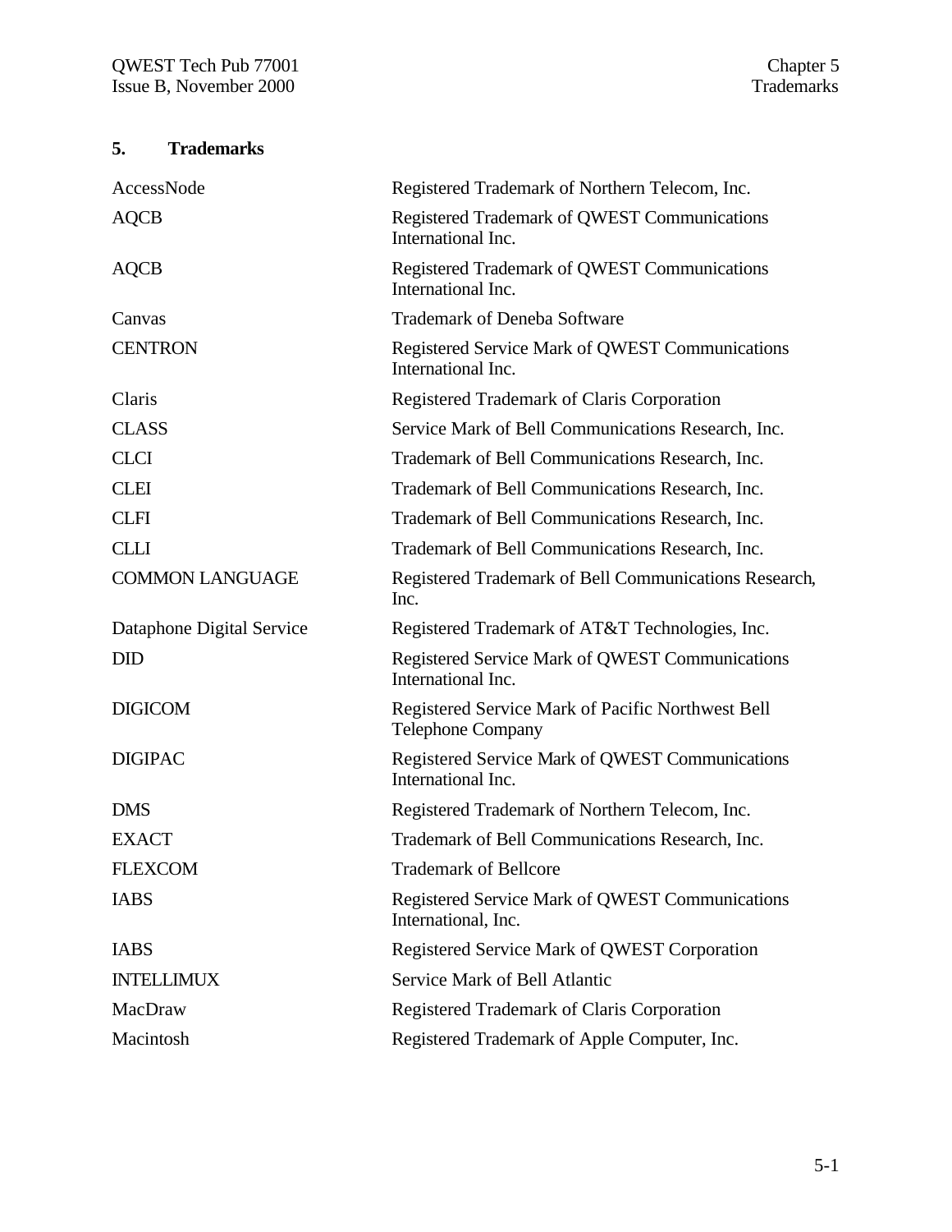# 5. Trademarks

| | |
|---|---|
| AccessNode | Registered Trademark of Northern Telecom, Inc. |
| AQCB | Registered Trademark of QWEST Communications International Inc. |
| AQCB | Registered Trademark of QWEST Communications International Inc. |
| Canvas | Trademark of Deneba Software |
| CENTRON | Registered Service Mark of QWEST Communications International Inc. |
| Claris | Registered Trademark of Claris Corporation |
| CLASS | Service Mark of Bell Communications Research, Inc. |
| CLCI | Trademark of Bell Communications Research, Inc. |
| CLEI | Trademark of Bell Communications Research, Inc. |
| CLFI | Trademark of Bell Communications Research, Inc. |
| CLLI | Trademark of Bell Communications Research, Inc. |
| COMMON LANGUAGE | Registered Trademark of Bell Communications Research, Inc. |
| Dataphone Digital Service | Registered Trademark of AT&T Technologies, Inc. |
| DID | Registered Service Mark of QWEST Communications International Inc. |
| DIGICOM | Registered Service Mark of Pacific Northwest Bell Telephone Company |
| DIGIPAC | Registered Service Mark of QWEST Communications International Inc. |
| DMS | Registered Trademark of Northern Telecom, Inc. |
| EXACT | Trademark of Bell Communications Research, Inc. |
| FLEXCOM | Trademark of Bellcore |
| IABS | Registered Service Mark of QWEST Communications International, Inc. |
| IABS | Registered Service Mark of QWEST Corporation |
| INTELLIMUX | Service Mark of Bell Atlantic |
| MacDraw | Registered Trademark of Claris Corporation |
| Macintosh | Registered Trademark of Apple Computer, Inc. |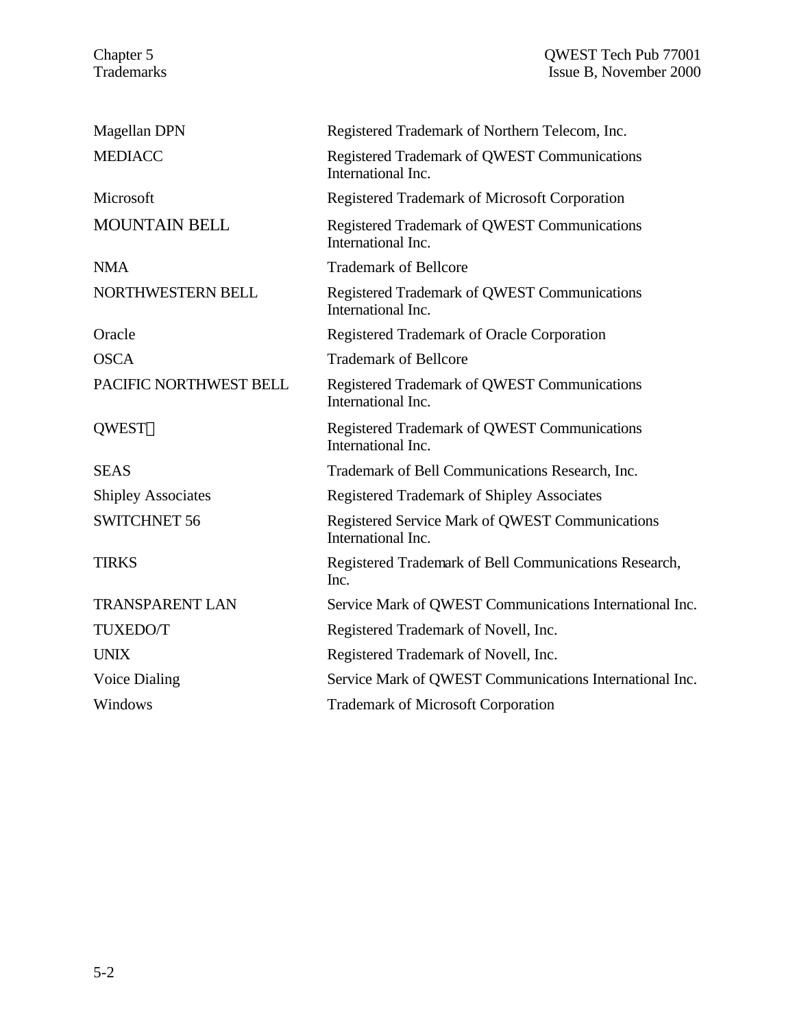| | |
|---|---|
| Magellan DPN | Registered Trademark of Northern Telecom, Inc. |
| MEDIACC | Registered Trademark of QWEST Communications International Inc. |
| Microsoft | Registered Trademark of Microsoft Corporation |
| MOUNTAIN BELL | Registered Trademark of QWEST Communications International Inc. |
| NMA | Trademark of Bellcore |
| NORTHWESTERN BELL | Registered Trademark of QWEST Communications International Inc. |
| Oracle | Registered Trademark of Oracle Corporation |
| OSCA | Trademark of Bellcore |
| PACIFIC NORTHWEST BELL | Registered Trademark of QWEST Communications International Inc. |
| QWEST | Registered Trademark of QWEST Communications International Inc. |
| SEAS | Trademark of Bell Communications Research, Inc. |
| Shipley Associates | Registered Trademark of Shipley Associates |
| SWITCHNET 56 | Registered Service Mark of QWEST Communications International Inc. |
| TIRKS | Registered Trademark of Bell Communications Research, Inc. |
| TRANSPARENT LAN | Service Mark of QWEST Communications International Inc. |
| TUXEDO/T | Registered Trademark of Novell, Inc. |
| UNIX | Registered Trademark of Novell, Inc. |
| Voice Dialing | Service Mark of QWEST Communications International Inc. |
| Windows | Trademark of Microsoft Corporation |